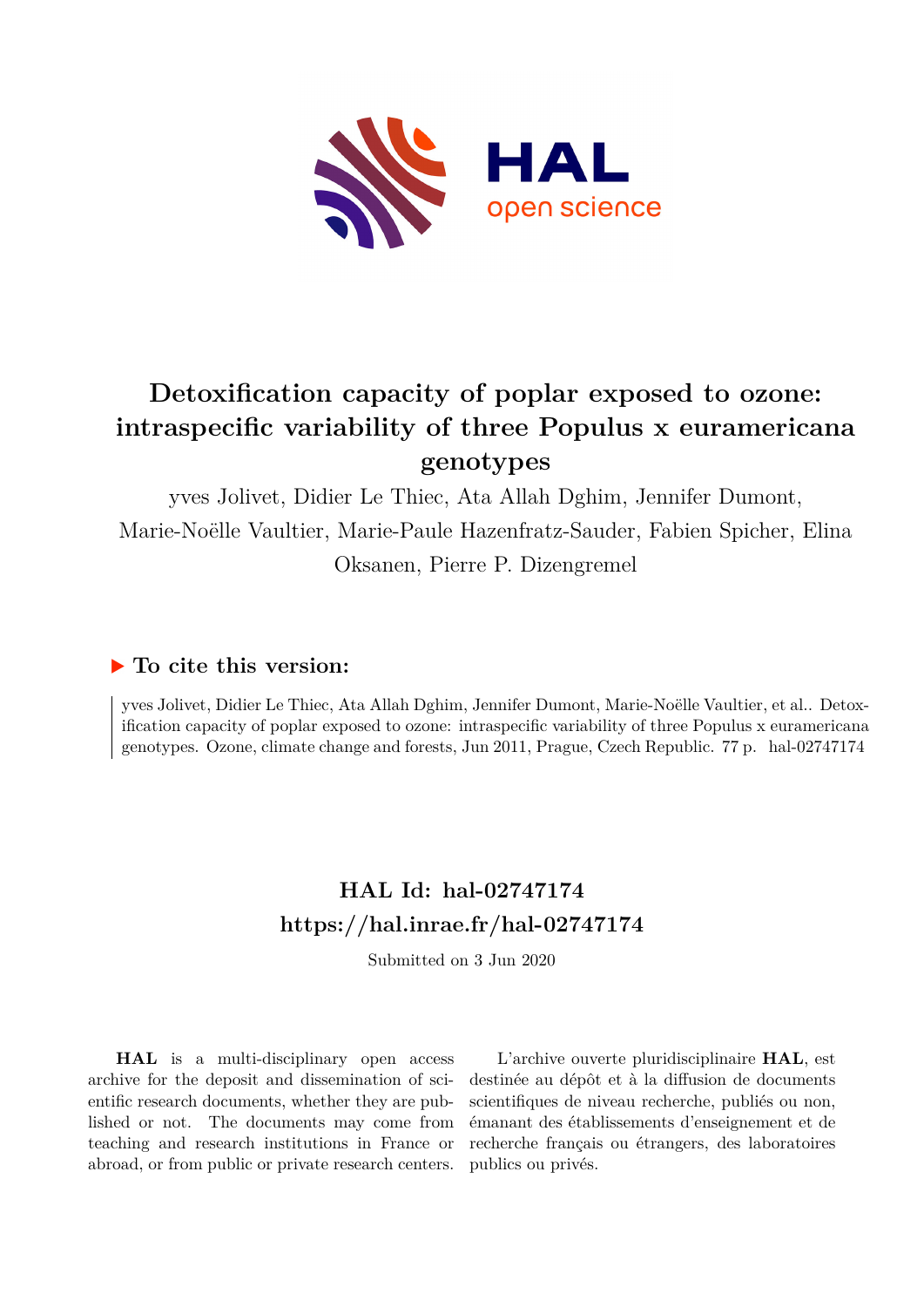# Detoxification capacity of poplar exposed to ozone: intraspecific variability of three Populus x euramericana genotypes

yves Jolivet, Didier Le Thiec, Ata Allah Dghim, Jennifer Dumont, Marie-Noëlle Vaultier, Marie-Paule Hazenfratz-Sauder, Fabien Spicher, Elina Oksanen, Pierre P. Dizengremel

## ▶ To cite this version:

yves Jolivet, Didier Le Thiec, Ata Allah Dghim, Jennifer Dumont, Marie-Noëlle Vaultier, et al.. Detoxification capacity of poplar exposed to ozone: intraspecific variability of three Populus x euramericana genotypes. Ozone, climate change and forests, Jun 2011, Prague, Czech Republic. 77 p. hal-02747174

## HAL Id: hal-02747174

## https://hal.inrae.fr/hal-02747174

Submitted on 3 Jun 2020

**HAL** is a multi-disciplinary open access archive for the deposit and dissemination of scientific research documents, whether they are published or not. The documents may come from teaching and research institutions in France or abroad, or from public or private research centers.

L'archive ouverte pluridisciplinaire **HAL**, est destinée au dépôt et à la diffusion de documents scientifiques de niveau recherche, publiés ou non, émanant des établissements d'enseignement et de recherche français ou étrangers, des laboratoires publics ou privés.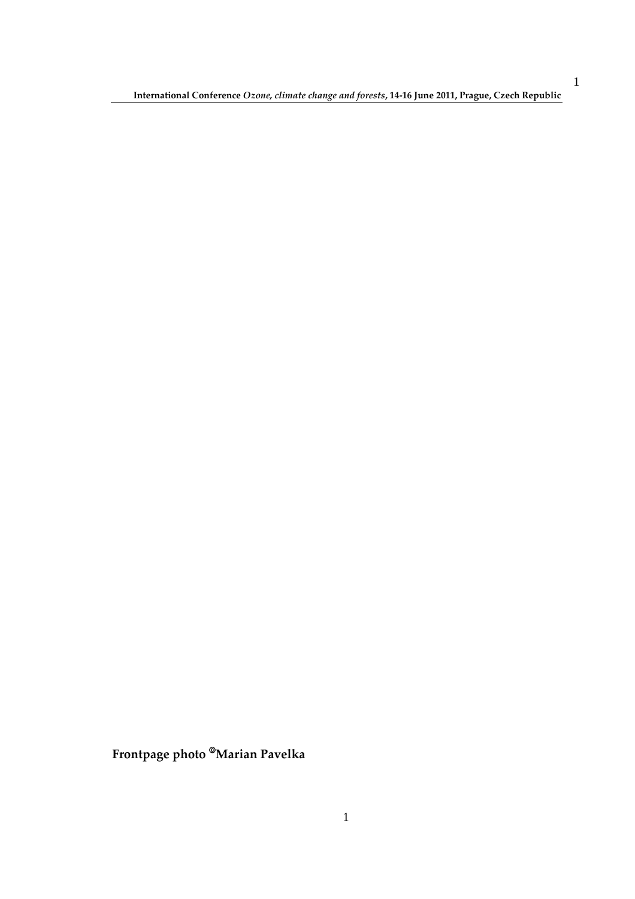**Frontpage photo ©Marian Pavelka**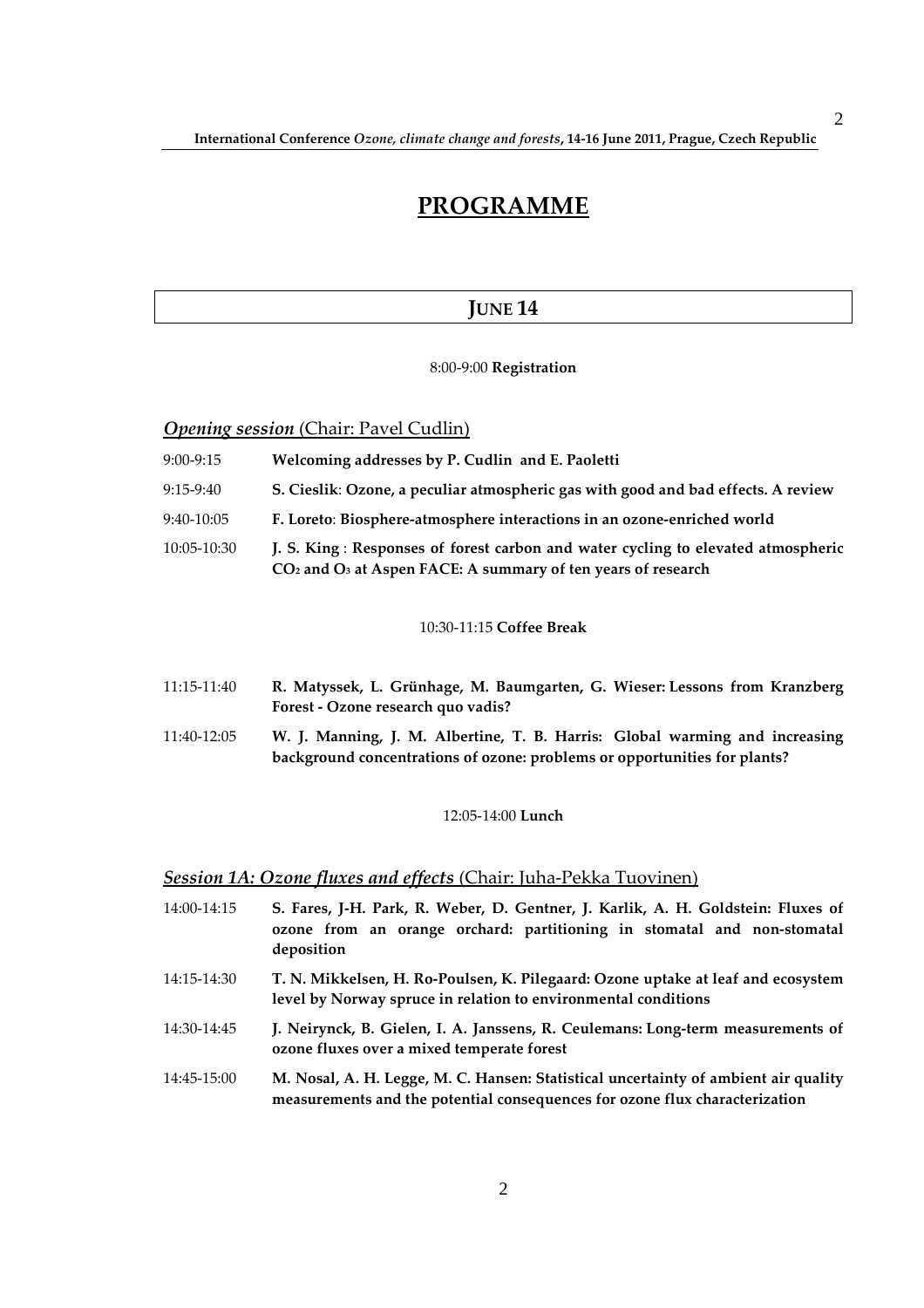# PROGRAMME

## JUNE 14

8:00-9:00 **Registration**

### ***Opening session*** (Chair: Pavel Cudlin)

| | |
|---|---|
| 9:00-9:15 | **Welcoming addresses by P. Cudlin and E. Paoletti** |
| 9:15-9:40 | **S. Cieslik: Ozone, a peculiar atmospheric gas with good and bad effects. A review** |
| 9:40-10:05 | **F. Loreto: Biosphere-atmosphere interactions in an ozone-enriched world** |
| 10:05-10:30 | **J. S. King : Responses of forest carbon and water cycling to elevated atmospheric $CO_2$ and $O_3$ at Aspen FACE: A summary of ten years of research** |

10:30-11:15 **Coffee Break**

| | |
|---|---|
| 11:15-11:40 | **R. Matyssek, L. Grünhage, M. Baumgarten, G. Wieser: Lessons from Kranzberg Forest - Ozone research quo vadis?** |
| 11:40-12:05 | **W. J. Manning, J. M. Albertine, T. B. Harris: Global warming and increasing background concentrations of ozone: problems or opportunities for plants?** |

12:05-14:00 **Lunch**

### ***Session 1A: Ozone fluxes and effects*** (Chair: Juha-Pekka Tuovinen)

| | |
|---|---|
| 14:00-14:15 | **S. Fares, J-H. Park, R. Weber, D. Gentner, J. Karlik, A. H. Goldstein: Fluxes of ozone from an orange orchard: partitioning in stomatal and non-stomatal deposition** |
| 14:15-14:30 | **T. N. Mikkelsen, H. Ro-Poulsen, K. Pilegaard: Ozone uptake at leaf and ecosystem level by Norway spruce in relation to environmental conditions** |
| 14:30-14:45 | **J. Neirynck, B. Gielen, I. A. Janssens, R. Ceulemans: Long-term measurements of ozone fluxes over a mixed temperate forest** |
| 14:45-15:00 | **M. Nosal, A. H. Legge, M. C. Hansen: Statistical uncertainty of ambient air quality measurements and the potential consequences for ozone flux characterization** |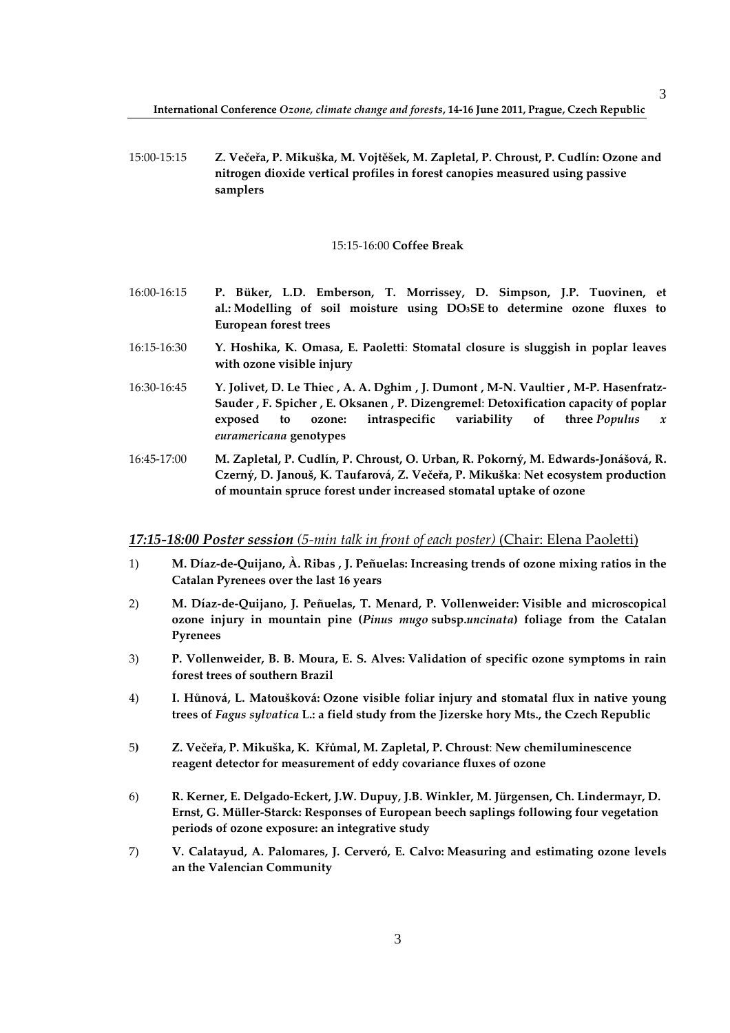15:00-15:15 **Z. Večeřa, P. Mikuška, M. Vojtěšek, M. Zapletal, P. Chroust, P. Cudlín: Ozone and nitrogen dioxide vertical profiles in forest canopies measured using passive samplers**

15:15-16:00 **Coffee Break**

16:00-16:15 **P. Büker, L.D. Emberson, T. Morrissey, D. Simpson, J.P. Tuovinen, et al.: Modelling of soil moisture using DO$_3$SE to determine ozone fluxes to European forest trees**

16:15-16:30 **Y. Hoshika, K. Omasa, E. Paoletti: Stomatal closure is sluggish in poplar leaves with ozone visible injury**

16:30-16:45 **Y. Jolivet, D. Le Thiec , A. A. Dghim , J. Dumont , M-N. Vaultier , M-P. Hasenfratz-Sauder , F. Spicher , E. Oksanen , P. Dizengremel: Detoxification capacity of poplar exposed to ozone: intraspecific variability of three *Populus x euramericana* genotypes**

16:45-17:00 **M. Zapletal, P. Cudlín, P. Chroust, O. Urban, R. Pokorný, M. Edwards-Jonášová, R. Czerný, D. Janouš, K. Taufarová, Z. Večeřa, P. Mikuška: Net ecosystem production of mountain spruce forest under increased stomatal uptake of ozone**

***17:15-18:00 Poster session*** *(5-min talk in front of each poster)* (Chair: Elena Paoletti)

1) **M. Díaz-de-Quijano, À. Ribas , J. Peñuelas: Increasing trends of ozone mixing ratios in the Catalan Pyrenees over the last 16 years**

2) **M. Díaz-de-Quijano, J. Peñuelas, T. Menard, P. Vollenweider: Visible and microscopical ozone injury in mountain pine (*Pinus mugo* subsp.*uncinata*) foliage from the Catalan Pyrenees**

3) **P. Vollenweider, B. B. Moura, E. S. Alves: Validation of specific ozone symptoms in rain forest trees of southern Brazil**

4) **I. Hůnová, L. Matoušková: Ozone visible foliar injury and stomatal flux in native young trees of *Fagus sylvatica* L.: a field study from the Jizerske hory Mts., the Czech Republic**

5) **Z. Večeřa, P. Mikuška, K. Křůmal, M. Zapletal, P. Chroust: New chemiluminescence reagent detector for measurement of eddy covariance fluxes of ozone**

6) **R. Kerner, E. Delgado-Eckert, J.W. Dupuy, J.B. Winkler, M. Jürgensen, Ch. Lindermayr, D. Ernst, G. Müller-Starck: Responses of European beech saplings following four vegetation periods of ozone exposure: an integrative study**

7) **V. Calatayud, A. Palomares, J. Cerveró, E. Calvo: Measuring and estimating ozone levels an the Valencian Community**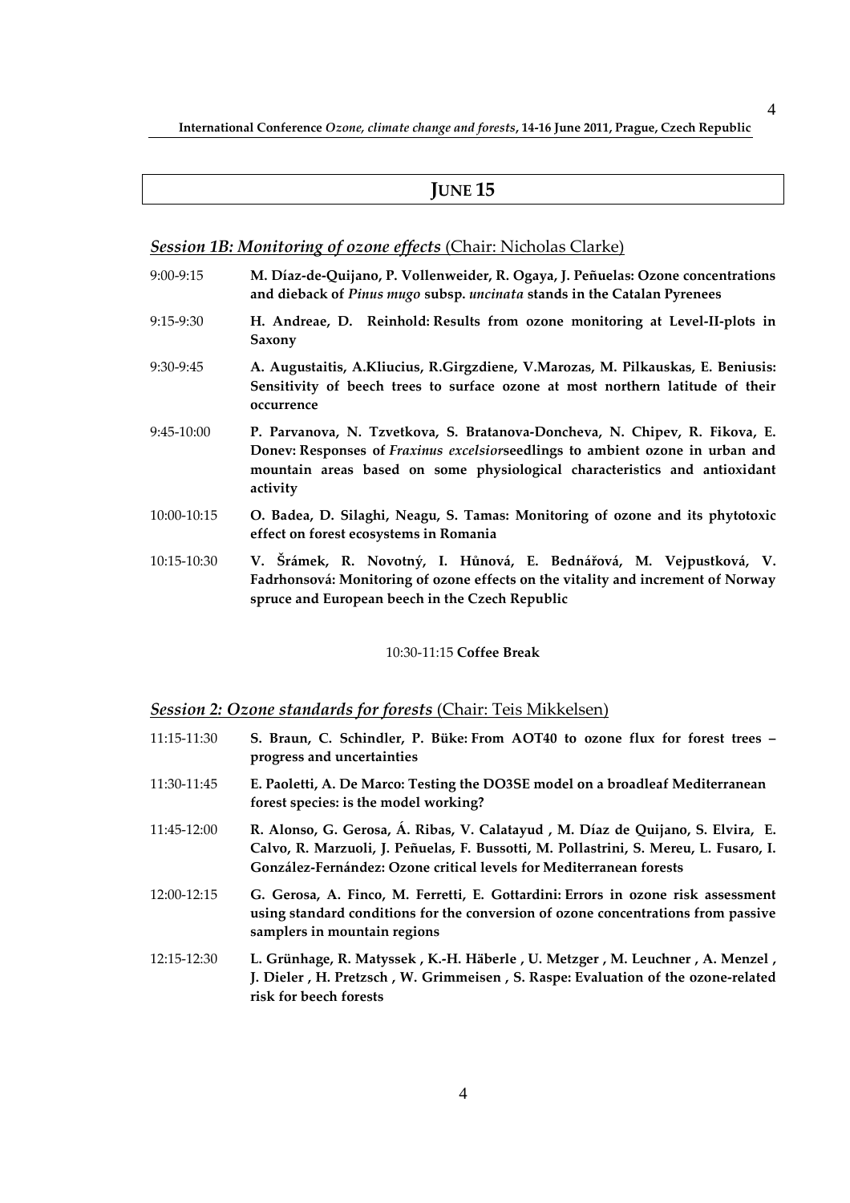## JUNE 15

### *Session 1B: Monitoring of ozone effects* (Chair: Nicholas Clarke)

| | |
|---|---|
| 9:00-9:15 | **M. Díaz-de-Quijano, P. Vollenweider, R. Ogaya, J. Peñuelas: Ozone concentrations and dieback of *Pinus mugo* subsp. *uncinata* stands in the Catalan Pyrenees** |
| 9:15-9:30 | **H. Andreae, D. Reinhold: Results from ozone monitoring at Level-II-plots in Saxony** |
| 9:30-9:45 | **A. Augustaitis, A.Kliucius, R.Girgzdiene, V.Marozas, M. Pilkauskas, E. Beniusis: Sensitivity of beech trees to surface ozone at most northern latitude of their occurrence** |
| 9:45-10:00 | **P. Parvanova, N. Tzvetkova, S. Bratanova-Doncheva, N. Chipev, R. Fikova, E. Donev: Responses of *Fraxinus excelsior*seedlings to ambient ozone in urban and mountain areas based on some physiological characteristics and antioxidant activity** |
| 10:00-10:15 | **O. Badea, D. Silaghi, Neagu, S. Tamas: Monitoring of ozone and its phytotoxic effect on forest ecosystems in Romania** |
| 10:15-10:30 | **V. Šrámek, R. Novotný, I. Hůnová, E. Bednářová, M. Vejpustková, V. Fadrhonsová: Monitoring of ozone effects on the vitality and increment of Norway spruce and European beech in the Czech Republic** |

10:30-11:15 **Coffee Break**

### *Session 2: Ozone standards for forests* (Chair: Teis Mikkelsen)

| | |
|---|---|
| 11:15-11:30 | **S. Braun, C. Schindler, P. Büke: From AOT40 to ozone flux for forest trees – progress and uncertainties** |
| 11:30-11:45 | **E. Paoletti, A. De Marco: Testing the DO3SE model on a broadleaf Mediterranean forest species: is the model working?** |
| 11:45-12:00 | **R. Alonso, G. Gerosa, Á. Ribas, V. Calatayud , M. Díaz de Quijano, S. Elvira, E. Calvo, R. Marzuoli, J. Peñuelas, F. Bussotti, M. Pollastrini, S. Mereu, L. Fusaro, I. González-Fernández: Ozone critical levels for Mediterranean forests** |
| 12:00-12:15 | **G. Gerosa, A. Finco, M. Ferretti, E. Gottardini: Errors in ozone risk assessment using standard conditions for the conversion of ozone concentrations from passive samplers in mountain regions** |
| 12:15-12:30 | **L. Grünhage, R. Matyssek , K.-H. Häberle , U. Metzger , M. Leuchner , A. Menzel , J. Dieler , H. Pretzsch , W. Grimmeisen , S. Raspe: Evaluation of the ozone-related risk for beech forests** |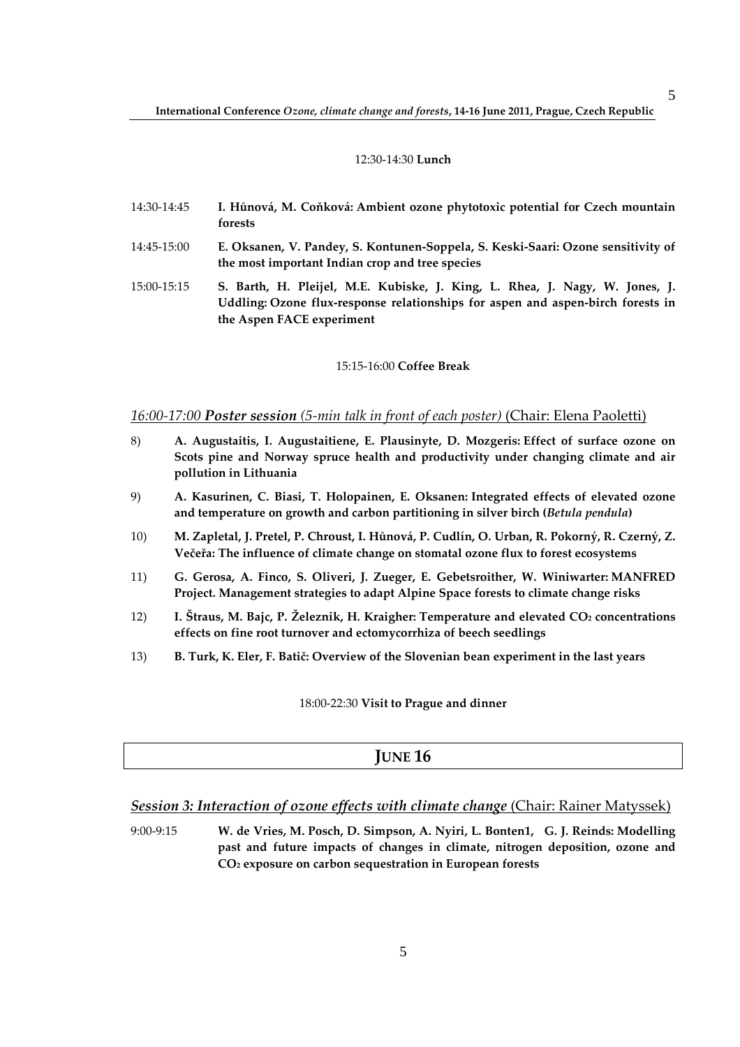12:30-14:30 **Lunch**

14:30-14:45 **I. Hůnová, M. Coňková: Ambient ozone phytotoxic potential for Czech mountain forests**

14:45-15:00 **E. Oksanen, V. Pandey, S. Kontunen-Soppela, S. Keski-Saari: Ozone sensitivity of the most important Indian crop and tree species**

15:00-15:15 **S. Barth, H. Pleijel, M.E. Kubiske, J. King, L. Rhea, J. Nagy, W. Jones, J. Uddling: Ozone flux-response relationships for aspen and aspen-birch forests in the Aspen FACE experiment**

15:15-16:00 **Coffee Break**

*16:00-17:00* ***Poster session*** *(5-min talk in front of each poster)* (Chair: Elena Paoletti)

8) **A. Augustaitis, I. Augustaitiene, E. Plausinyte, D. Mozgeris: Effect of surface ozone on Scots pine and Norway spruce health and productivity under changing climate and air pollution in Lithuania**

9) **A. Kasurinen, C. Biasi, T. Holopainen, E. Oksanen: Integrated effects of elevated ozone and temperature on growth and carbon partitioning in silver birch (*Betula pendula*)**

10) **M. Zapletal, J. Pretel, P. Chroust, I. Hůnová, P. Cudlín, O. Urban, R. Pokorný, R. Czerný, Z. Večeřa: The influence of climate change on stomatal ozone flux to forest ecosystems**

11) **G. Gerosa, A. Finco, S. Oliveri, J. Zueger, E. Gebetsroither, W. Winiwarter: MANFRED Project. Management strategies to adapt Alpine Space forests to climate change risks**

12) **I. Štraus, M. Bajc, P. Železnik, H. Kraigher: Temperature and elevated $CO_2$ concentrations effects on fine root turnover and ectomycorrhiza of beech seedlings**

13) **B. Turk, K. Eler, F. Batič: Overview of the Slovenian bean experiment in the last years**

18:00-22:30 **Visit to Prague and dinner**

## JUNE 16

***Session 3: Interaction of ozone effects with climate change*** (Chair: Rainer Matyssek)

9:00-9:15 **W. de Vries, M. Posch, D. Simpson, A. Nyiri, L. Bonten1, G. J. Reinds: Modelling past and future impacts of changes in climate, nitrogen deposition, ozone and $CO_2$ exposure on carbon sequestration in European forests**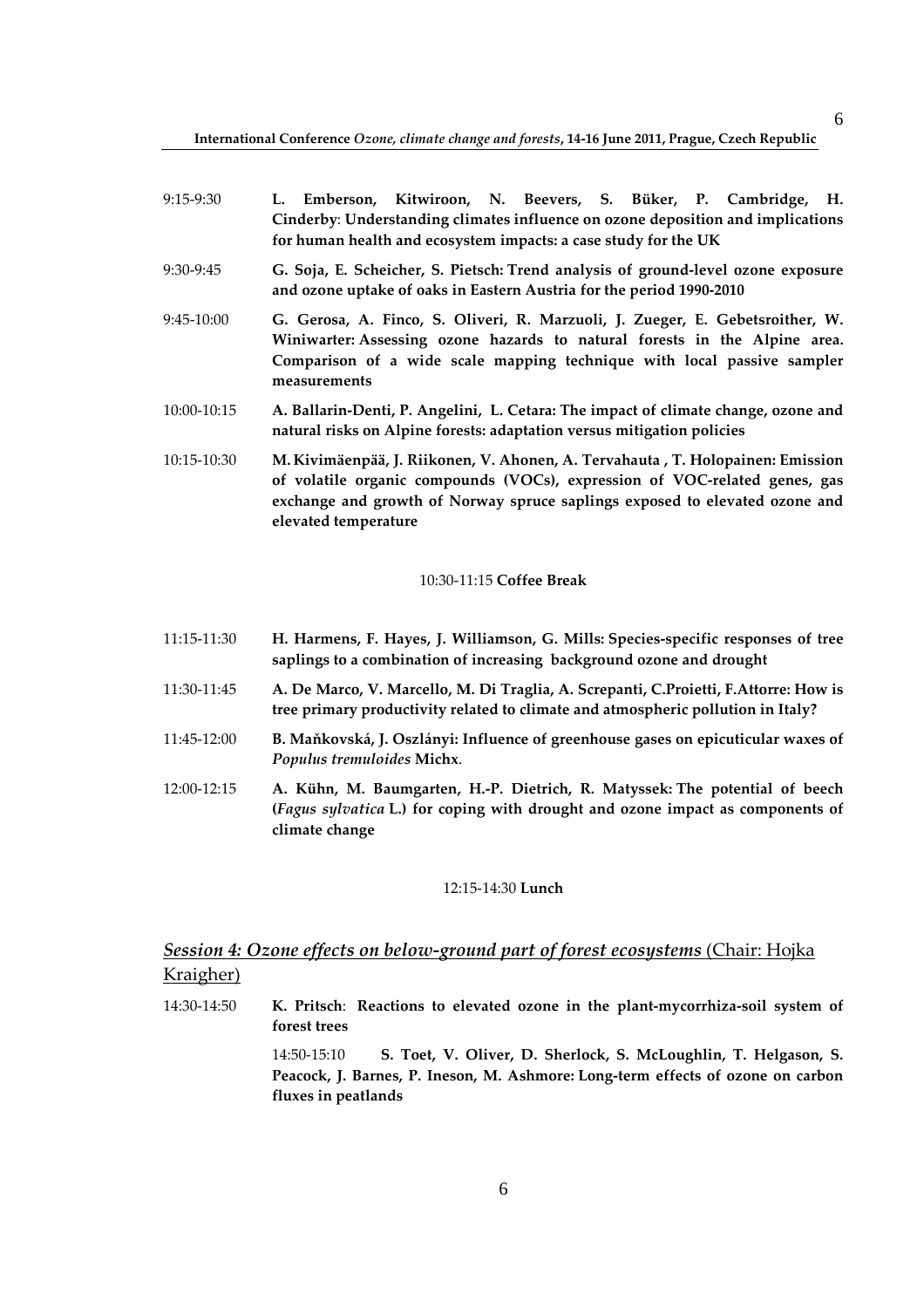9:15-9:30 **L. Emberson, Kitwiroon, N. Beevers, S. Büker, P. Cambridge, H. Cinderby**: **Understanding climates influence on ozone deposition and implications for human health and ecosystem impacts: a case study for the UK**

9:30-9:45 **G. Soja, E. Scheicher, S. Pietsch: Trend analysis of ground-level ozone exposure and ozone uptake of oaks in Eastern Austria for the period 1990-2010**

9:45-10:00 **G. Gerosa, A. Finco, S. Oliveri, R. Marzuoli, J. Zueger, E. Gebetsroither, W. Winiwarter: Assessing ozone hazards to natural forests in the Alpine area. Comparison of a wide scale mapping technique with local passive sampler measurements**

10:00-10:15 **A. Ballarin-Denti, P. Angelini, L. Cetara: The impact of climate change, ozone and natural risks on Alpine forests: adaptation versus mitigation policies**

10:15-10:30 **M. Kivimäenpää, J. Riikonen, V. Ahonen, A. Tervahauta , T. Holopainen: Emission of volatile organic compounds (VOCs), expression of VOC-related genes, gas exchange and growth of Norway spruce saplings exposed to elevated ozone and elevated temperature**

10:30-11:15 **Coffee Break**

11:15-11:30 **H. Harmens, F. Hayes, J. Williamson, G. Mills: Species-specific responses of tree saplings to a combination of increasing background ozone and drought**

11:30-11:45 **A. De Marco, V. Marcello, M. Di Traglia, A. Screpanti, C.Proietti, F.Attorre: How is tree primary productivity related to climate and atmospheric pollution in Italy?**

11:45-12:00 **B. Maňkovská, J. Oszlányi: Influence of greenhouse gases on epicuticular waxes of** ***Populus tremuloides*** **Michx**.

12:00-12:15 **A. Kühn, M. Baumgarten, H.-P. Dietrich, R. Matyssek: The potential of beech (*Fagus sylvatica* L.) for coping with drought and ozone impact as components of climate change**

12:15-14:30 **Lunch**

## *Session 4: Ozone effects on below-ground part of forest ecosystems* (Chair: Hojka Kraigher)

14:30-14:50 **K. Pritsch**: **Reactions to elevated ozone in the plant-mycorrhiza-soil system of forest trees**

14:50-15:10 **S. Toet, V. Oliver, D. Sherlock, S. McLoughlin, T. Helgason, S. Peacock, J. Barnes, P. Ineson, M. Ashmore: Long-term effects of ozone on carbon fluxes in peatlands**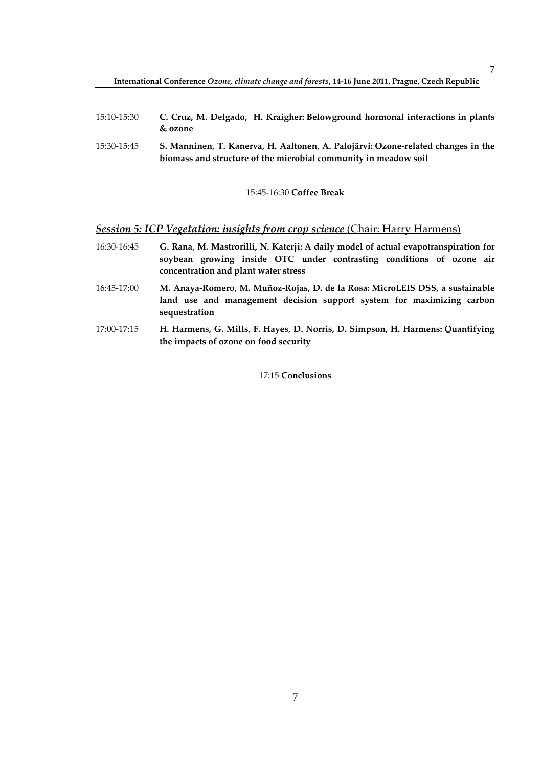15:10-15:30 **C. Cruz, M. Delgado, H. Kraigher: Belowground hormonal interactions in plants & ozone**

15:30-15:45 **S. Manninen, T. Kanerva, H. Aaltonen, A. Palojärvi: Ozone-related changes in the biomass and structure of the microbial community in meadow soil**

15:45-16:30 **Coffee Break**

## ***Session 5: ICP Vegetation: insights from crop science*** (Chair: Harry Harmens)

16:30-16:45 **G. Rana, M. Mastrorilli, N. Katerji: A daily model of actual evapotranspiration for soybean growing inside OTC under contrasting conditions of ozone air concentration and plant water stress**

16:45-17:00 **M. Anaya-Romero, M. Muñoz-Rojas, D. de la Rosa: MicroLEIS DSS, a sustainable land use and management decision support system for maximizing carbon sequestration**

17:00-17:15 **H. Harmens, G. Mills, F. Hayes, D. Norris, D. Simpson, H. Harmens: Quantifying the impacts of ozone on food security**

17:15 **Conclusions**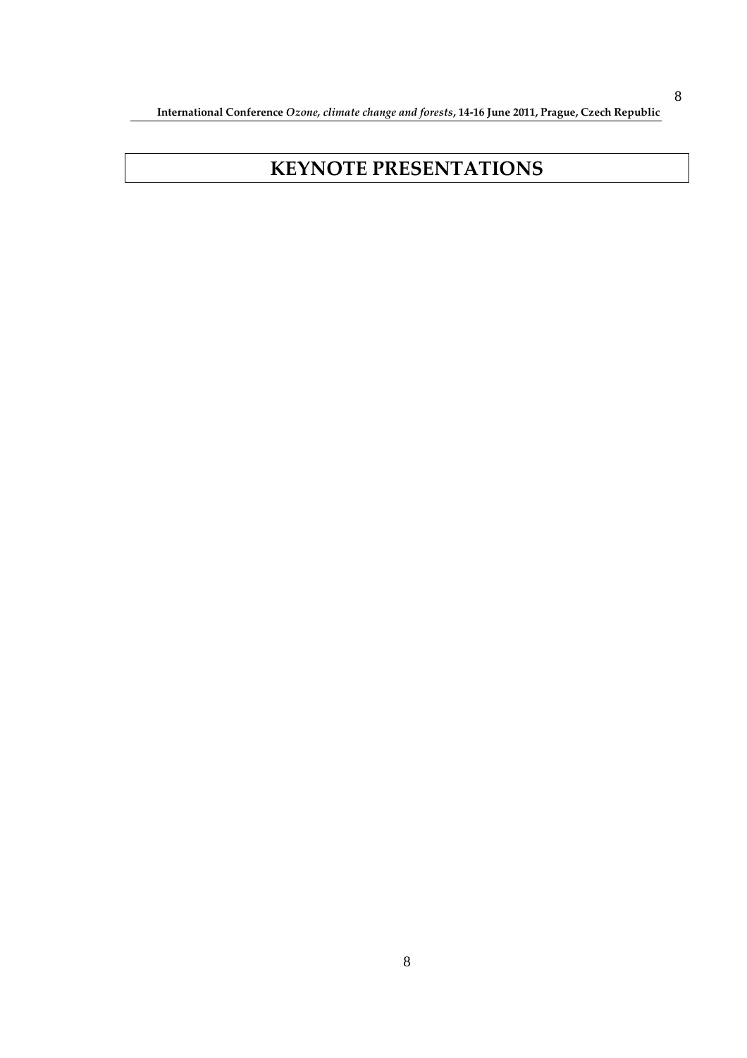# KEYNOTE PRESENTATIONS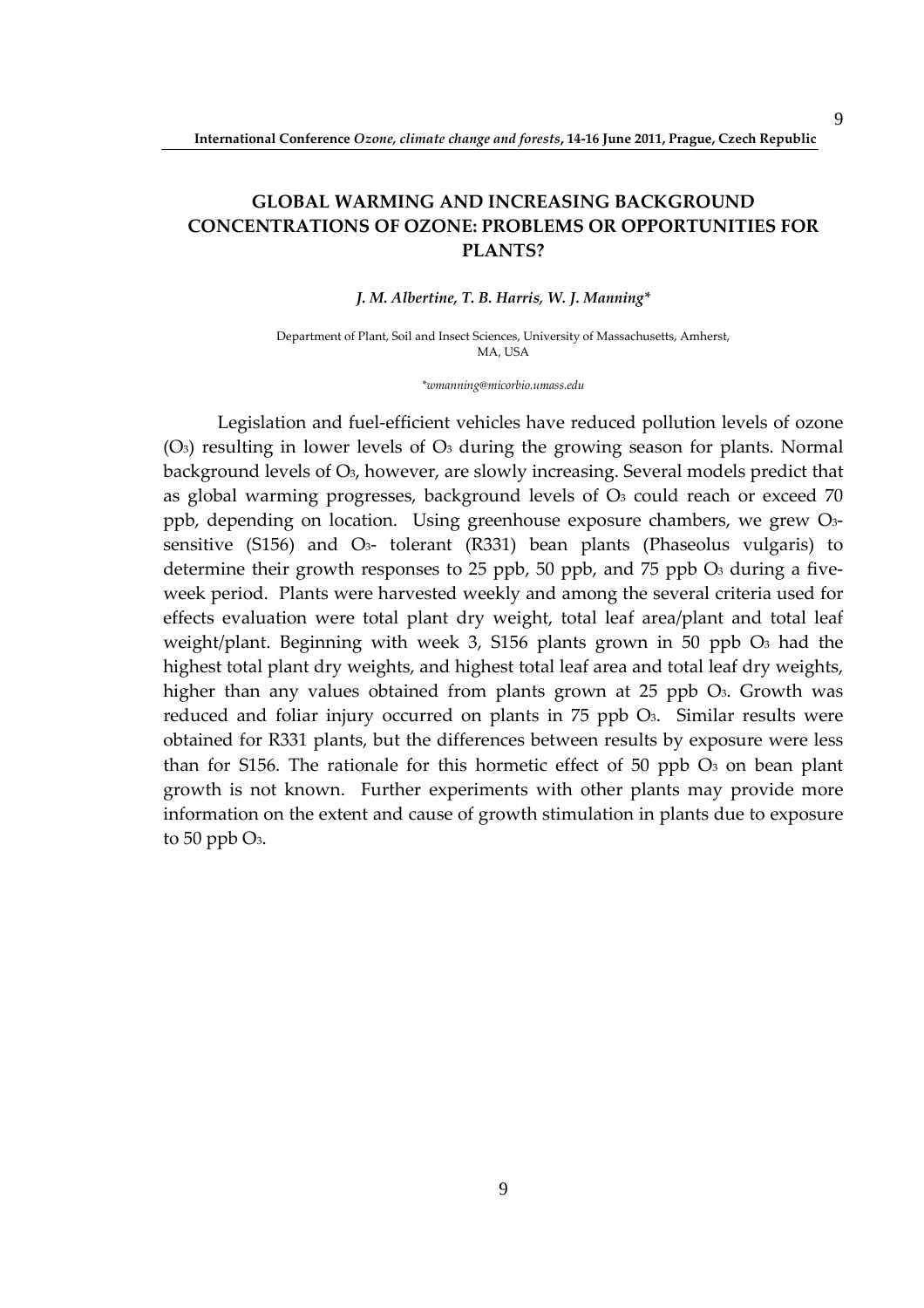## GLOBAL WARMING AND INCREASING BACKGROUND CONCENTRATIONS OF OZONE: PROBLEMS OR OPPORTUNITIES FOR PLANTS?

***J. M. Albertine, T. B. Harris, W. J. Manning****

Department of Plant, Soil and Insect Sciences, University of Massachusetts, Amherst, MA, USA

**wmanning@micorbio.umass.edu*

Legislation and fuel-efficient vehicles have reduced pollution levels of ozone ($O_3$) resulting in lower levels of $O_3$ during the growing season for plants. Normal background levels of $O_3$, however, are slowly increasing. Several models predict that as global warming progresses, background levels of $O_3$ could reach or exceed 70 ppb, depending on location. Using greenhouse exposure chambers, we grew $O_3$-sensitive (S156) and $O_3$- tolerant (R331) bean plants (Phaseolus vulgaris) to determine their growth responses to 25 ppb, 50 ppb, and 75 ppb $O_3$ during a five-week period. Plants were harvested weekly and among the several criteria used for effects evaluation were total plant dry weight, total leaf area/plant and total leaf weight/plant. Beginning with week 3, S156 plants grown in 50 ppb $O_3$ had the highest total plant dry weights, and highest total leaf area and total leaf dry weights, higher than any values obtained from plants grown at 25 ppb $O_3$. Growth was reduced and foliar injury occurred on plants in 75 ppb $O_3$. Similar results were obtained for R331 plants, but the differences between results by exposure were less than for S156. The rationale for this hormetic effect of 50 ppb $O_3$ on bean plant growth is not known. Further experiments with other plants may provide more information on the extent and cause of growth stimulation in plants due to exposure to 50 ppb $O_3$.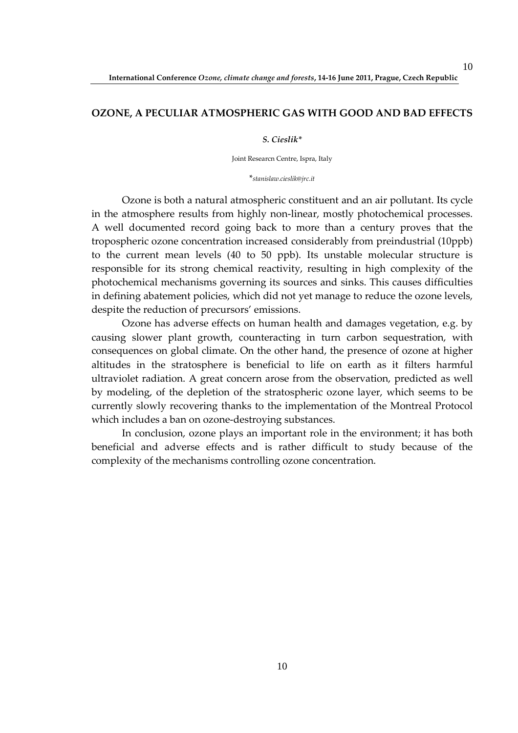## OZONE, A PECULIAR ATMOSPHERIC GAS WITH GOOD AND BAD EFFECTS

***S. Cieslik****

Joint Researcn Centre, Ispra, Italy

**stanislaw.cieslik@jrc.it*

Ozone is both a natural atmospheric constituent and an air pollutant. Its cycle in the atmosphere results from highly non-linear, mostly photochemical processes. A well documented record going back to more than a century proves that the tropospheric ozone concentration increased considerably from preindustrial (10ppb) to the current mean levels (40 to 50 ppb). Its unstable molecular structure is responsible for its strong chemical reactivity, resulting in high complexity of the photochemical mechanisms governing its sources and sinks. This causes difficulties in defining abatement policies, which did not yet manage to reduce the ozone levels, despite the reduction of precursors' emissions.

Ozone has adverse effects on human health and damages vegetation, e.g. by causing slower plant growth, counteracting in turn carbon sequestration, with consequences on global climate. On the other hand, the presence of ozone at higher altitudes in the stratosphere is beneficial to life on earth as it filters harmful ultraviolet radiation. A great concern arose from the observation, predicted as well by modeling, of the depletion of the stratospheric ozone layer, which seems to be currently slowly recovering thanks to the implementation of the Montreal Protocol which includes a ban on ozone-destroying substances.

In conclusion, ozone plays an important role in the environment; it has both beneficial and adverse effects and is rather difficult to study because of the complexity of the mechanisms controlling ozone concentration.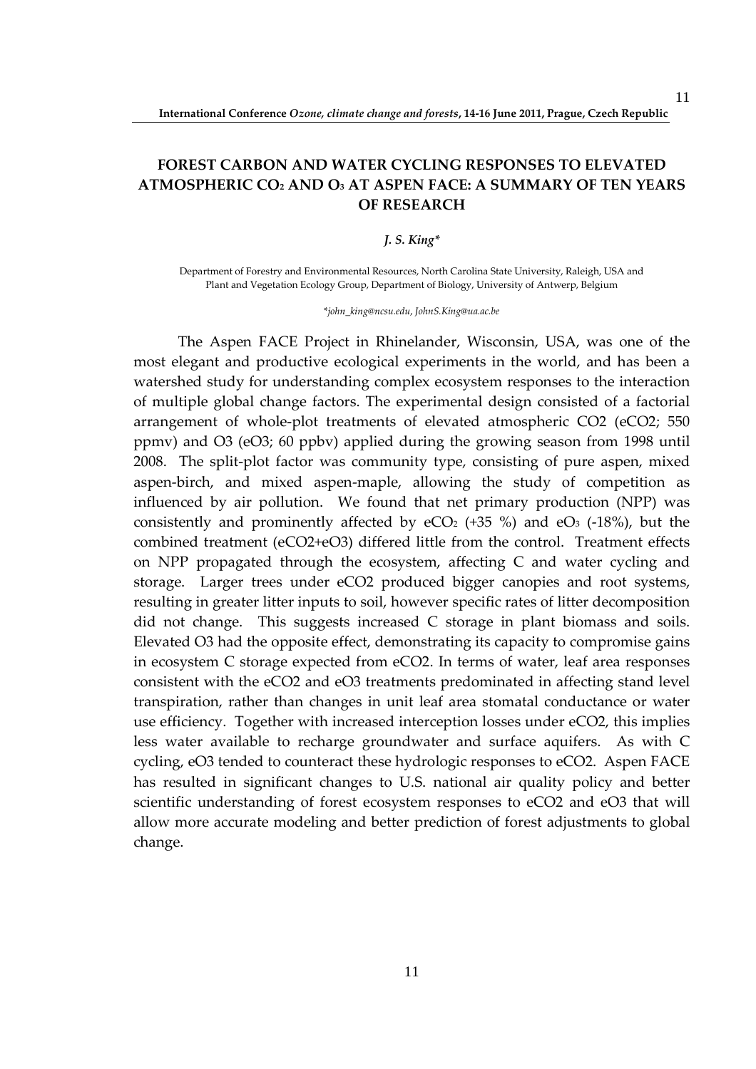# FOREST CARBON AND WATER CYCLING RESPONSES TO ELEVATED ATMOSPHERIC $CO_2$ AND $O_3$ AT ASPEN FACE: A SUMMARY OF TEN YEARS OF RESEARCH

***J. S. King****

Department of Forestry and Environmental Resources, North Carolina State University, Raleigh, USA and Plant and Vegetation Ecology Group, Department of Biology, University of Antwerp, Belgium

**john_king@ncsu.edu, JohnS.King@ua.ac.be*

The Aspen FACE Project in Rhinelander, Wisconsin, USA, was one of the most elegant and productive ecological experiments in the world, and has been a watershed study for understanding complex ecosystem responses to the interaction of multiple global change factors. The experimental design consisted of a factorial arrangement of whole-plot treatments of elevated atmospheric CO2 (eCO2; 550 ppmv) and O3 (eO3; 60 ppbv) applied during the growing season from 1998 until 2008. The split-plot factor was community type, consisting of pure aspen, mixed aspen-birch, and mixed aspen-maple, allowing the study of competition as influenced by air pollution. We found that net primary production (NPP) was consistently and prominently affected by $eCO_2$ (+35 %) and $eO_3$ (-18%), but the combined treatment (eCO2+eO3) differed little from the control. Treatment effects on NPP propagated through the ecosystem, affecting C and water cycling and storage. Larger trees under eCO2 produced bigger canopies and root systems, resulting in greater litter inputs to soil, however specific rates of litter decomposition did not change. This suggests increased C storage in plant biomass and soils. Elevated O3 had the opposite effect, demonstrating its capacity to compromise gains in ecosystem C storage expected from eCO2. In terms of water, leaf area responses consistent with the eCO2 and eO3 treatments predominated in affecting stand level transpiration, rather than changes in unit leaf area stomatal conductance or water use efficiency. Together with increased interception losses under eCO2, this implies less water available to recharge groundwater and surface aquifers. As with C cycling, eO3 tended to counteract these hydrologic responses to eCO2. Aspen FACE has resulted in significant changes to U.S. national air quality policy and better scientific understanding of forest ecosystem responses to eCO2 and eO3 that will allow more accurate modeling and better prediction of forest adjustments to global change.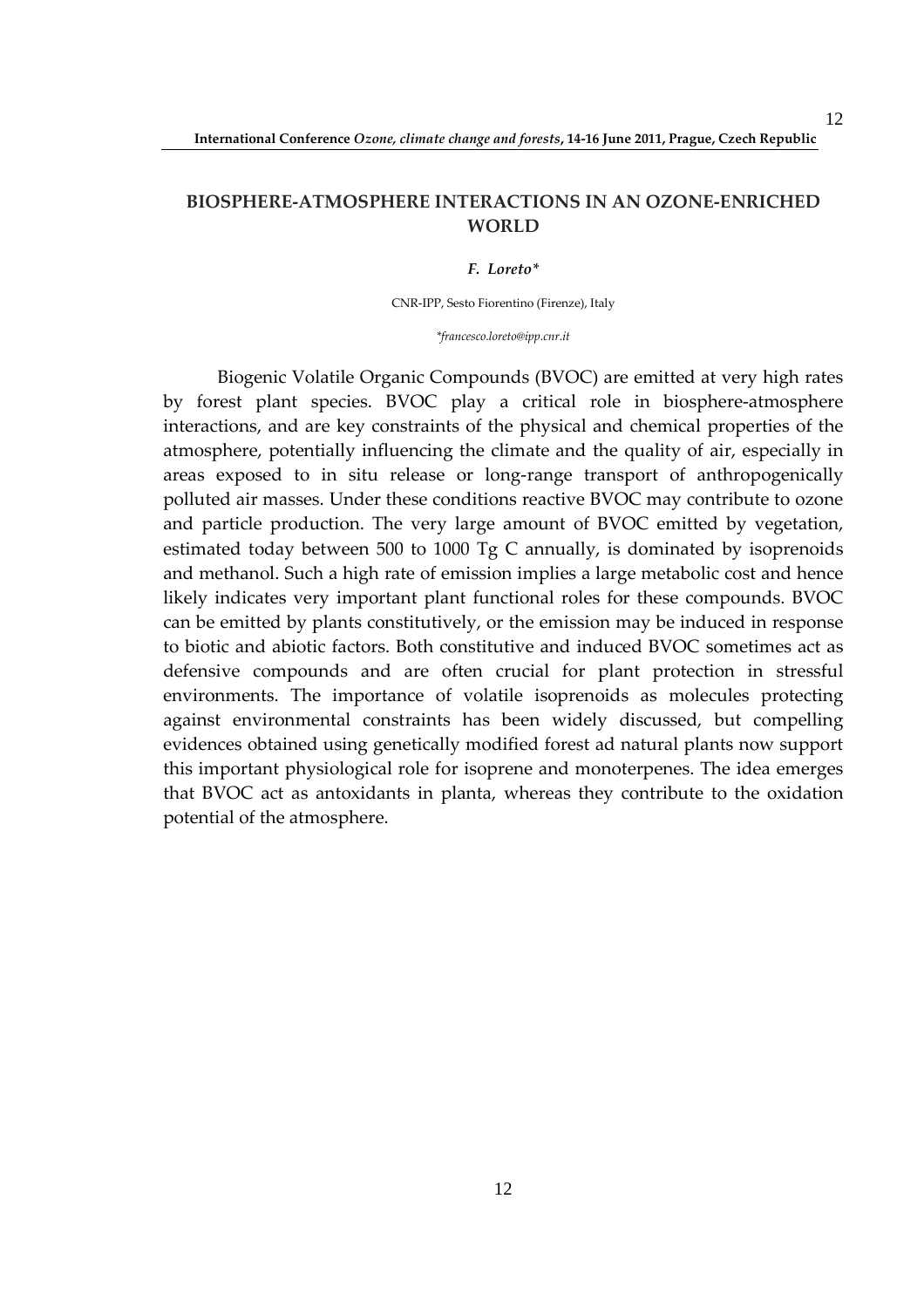## BIOSPHERE-ATMOSPHERE INTERACTIONS IN AN OZONE-ENRICHED WORLD

***F. Loreto\****

CNR-IPP, Sesto Fiorentino (Firenze), Italy

*\*francesco.loreto@ipp.cnr.it*

Biogenic Volatile Organic Compounds (BVOC) are emitted at very high rates by forest plant species. BVOC play a critical role in biosphere-atmosphere interactions, and are key constraints of the physical and chemical properties of the atmosphere, potentially influencing the climate and the quality of air, especially in areas exposed to in situ release or long-range transport of anthropogenically polluted air masses. Under these conditions reactive BVOC may contribute to ozone and particle production. The very large amount of BVOC emitted by vegetation, estimated today between 500 to 1000 Tg C annually, is dominated by isoprenoids and methanol. Such a high rate of emission implies a large metabolic cost and hence likely indicates very important plant functional roles for these compounds. BVOC can be emitted by plants constitutively, or the emission may be induced in response to biotic and abiotic factors. Both constitutive and induced BVOC sometimes act as defensive compounds and are often crucial for plant protection in stressful environments. The importance of volatile isoprenoids as molecules protecting against environmental constraints has been widely discussed, but compelling evidences obtained using genetically modified forest ad natural plants now support this important physiological role for isoprene and monoterpenes. The idea emerges that BVOC act as antoxidants in planta, whereas they contribute to the oxidation potential of the atmosphere.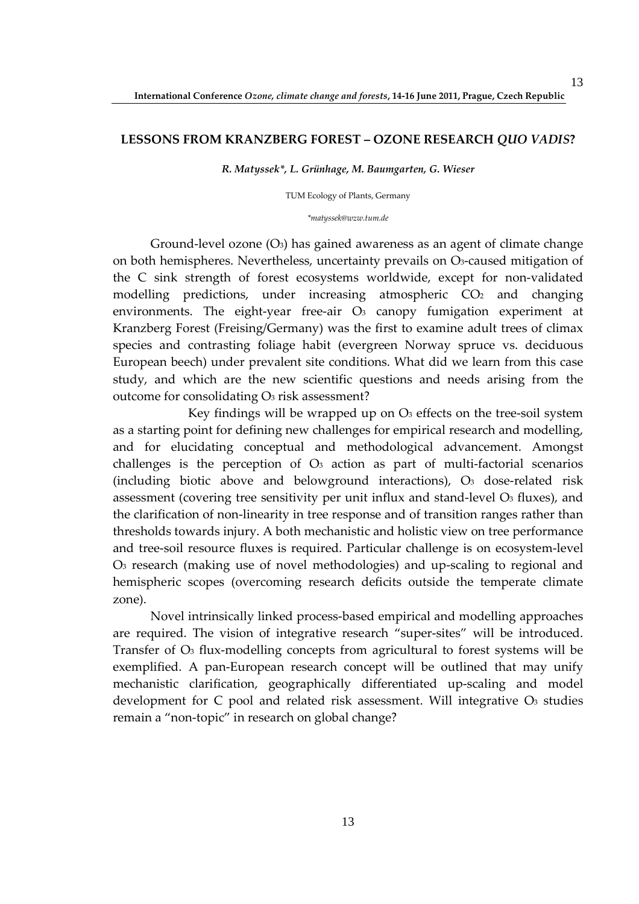## LESSONS FROM KRANZBERG FOREST – OZONE RESEARCH *QUO VADIS*?

***R. Matyssek\*, L. Grünhage, M. Baumgarten, G. Wieser***

TUM Ecology of Plants, Germany

*\*matyssek@wzw.tum.de*

Ground-level ozone ($O_3$) has gained awareness as an agent of climate change on both hemispheres. Nevertheless, uncertainty prevails on $O_3$-caused mitigation of the C sink strength of forest ecosystems worldwide, except for non-validated modelling predictions, under increasing atmospheric $CO_2$ and changing environments. The eight-year free-air $O_3$ canopy fumigation experiment at Kranzberg Forest (Freising/Germany) was the first to examine adult trees of climax species and contrasting foliage habit (evergreen Norway spruce vs. deciduous European beech) under prevalent site conditions. What did we learn from this case study, and which are the new scientific questions and needs arising from the outcome for consolidating $O_3$ risk assessment?

Key findings will be wrapped up on $O_3$ effects on the tree-soil system as a starting point for defining new challenges for empirical research and modelling, and for elucidating conceptual and methodological advancement. Amongst challenges is the perception of $O_3$ action as part of multi-factorial scenarios (including biotic above and belowground interactions), $O_3$ dose-related risk assessment (covering tree sensitivity per unit influx and stand-level $O_3$ fluxes), and the clarification of non-linearity in tree response and of transition ranges rather than thresholds towards injury. A both mechanistic and holistic view on tree performance and tree-soil resource fluxes is required. Particular challenge is on ecosystem-level $O_3$ research (making use of novel methodologies) and up-scaling to regional and hemispheric scopes (overcoming research deficits outside the temperate climate zone).

Novel intrinsically linked process-based empirical and modelling approaches are required. The vision of integrative research "super-sites" will be introduced. Transfer of $O_3$ flux-modelling concepts from agricultural to forest systems will be exemplified. A pan-European research concept will be outlined that may unify mechanistic clarification, geographically differentiated up-scaling and model development for C pool and related risk assessment. Will integrative $O_3$ studies remain a "non-topic" in research on global change?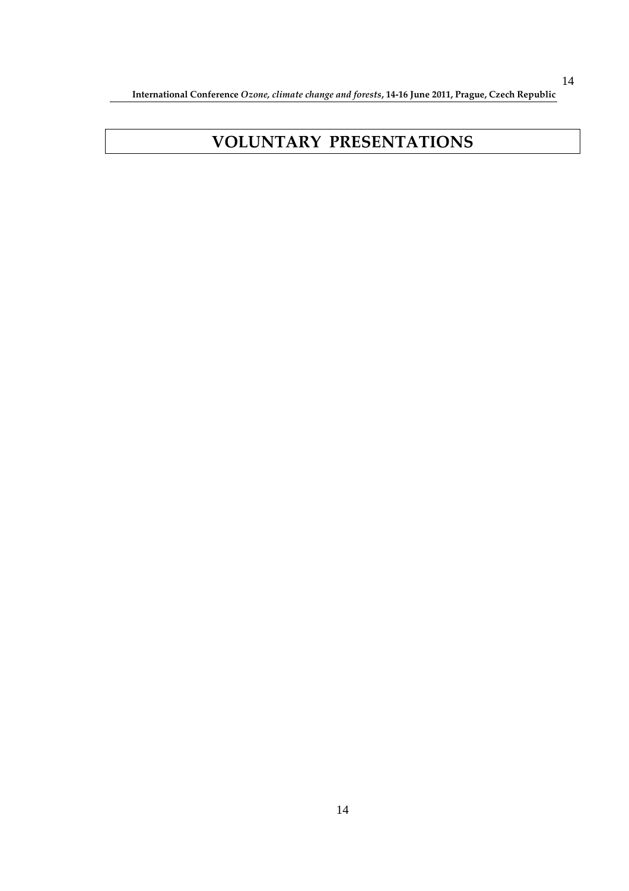# VOLUNTARY PRESENTATIONS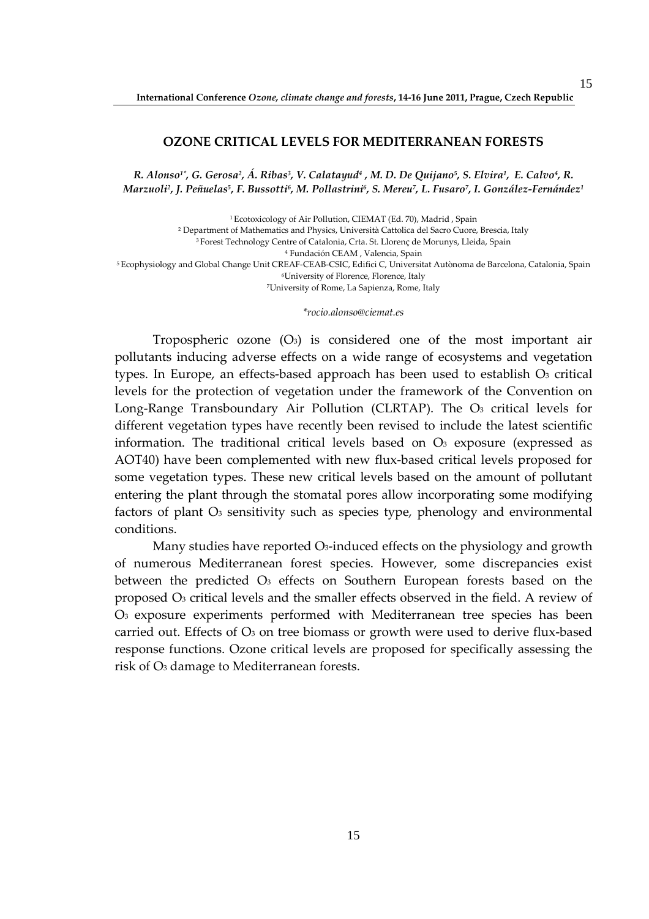## OZONE CRITICAL LEVELS FOR MEDITERRANEAN FORESTS

*R. Alonso[1*], G. Gerosa[2], Á. Ribas[3], V. Calatayud[4], M. D. De Quijano[5], S. Elvira[1], E. Calvo[4], R. Marzuoli[2], J. Peñuelas[5], F. Bussotti[6], M. Pollastrini[6], S. Mereu[7], L. Fusaro[7], I. González-Fernández[1]*

[1] Ecotoxicology of Air Pollution, CIEMAT (Ed. 70), Madrid , Spain
[2] Department of Mathematics and Physics, Università Cattolica del Sacro Cuore, Brescia, Italy
[3] Forest Technology Centre of Catalonia, Crta. St. Llorenç de Morunys, Lleida, Spain
[4] Fundación CEAM , Valencia, Spain
[5] Ecophysiology and Global Change Unit CREAF-CEAB-CSIC, Edifici C, Universitat Autònoma de Barcelona, Catalonia, Spain
[6] University of Florence, Florence, Italy
[7] University of Rome, La Sapienza, Rome, Italy

*\*rocio.alonso@ciemat.es*

Tropospheric ozone ($O_3$) is considered one of the most important air pollutants inducing adverse effects on a wide range of ecosystems and vegetation types. In Europe, an effects-based approach has been used to establish $O_3$ critical levels for the protection of vegetation under the framework of the Convention on Long-Range Transboundary Air Pollution (CLRTAP). The $O_3$ critical levels for different vegetation types have recently been revised to include the latest scientific information. The traditional critical levels based on $O_3$ exposure (expressed as AOT40) have been complemented with new flux-based critical levels proposed for some vegetation types. These new critical levels based on the amount of pollutant entering the plant through the stomatal pores allow incorporating some modifying factors of plant $O_3$ sensitivity such as species type, phenology and environmental conditions.

Many studies have reported $O_3$-induced effects on the physiology and growth of numerous Mediterranean forest species. However, some discrepancies exist between the predicted $O_3$ effects on Southern European forests based on the proposed $O_3$ critical levels and the smaller effects observed in the field. A review of $O_3$ exposure experiments performed with Mediterranean tree species has been carried out. Effects of $O_3$ on tree biomass or growth were used to derive flux-based response functions. Ozone critical levels are proposed for specifically assessing the risk of $O_3$ damage to Mediterranean forests.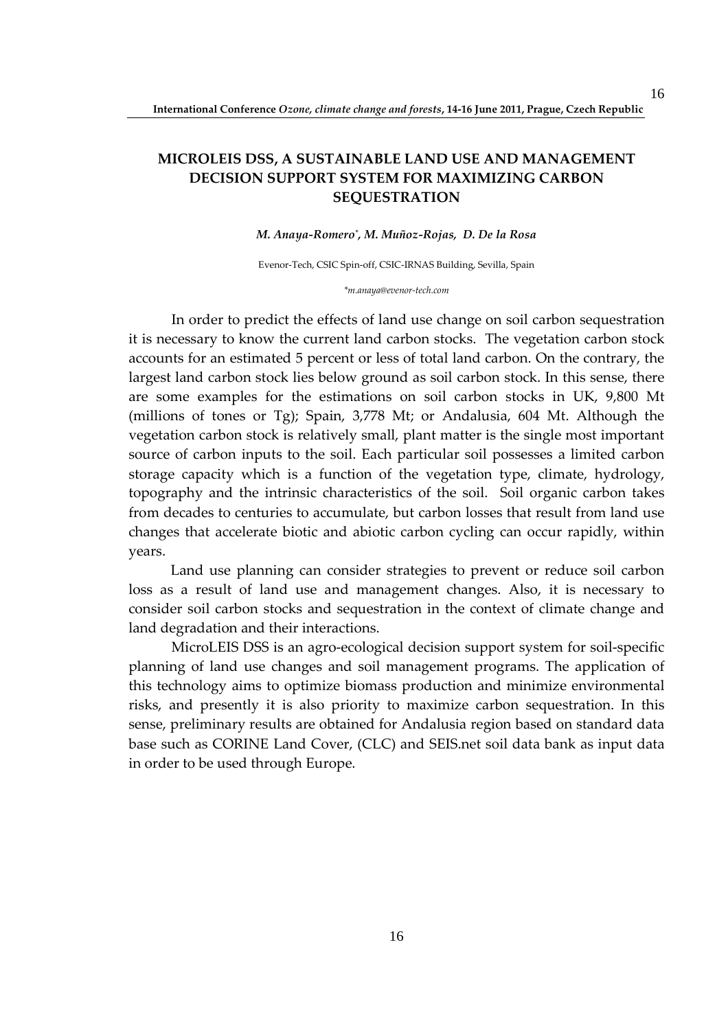# MICROLEIS DSS, A SUSTAINABLE LAND USE AND MANAGEMENT DECISION SUPPORT SYSTEM FOR MAXIMIZING CARBON SEQUESTRATION

***M. Anaya-Romero*\*, M. Muñoz-Rojas, D. De la Rosa***

Evenor-Tech, CSIC Spin-off, CSIC-IRNAS Building, Sevilla, Spain

*\*m.anaya@evenor-tech.com*

In order to predict the effects of land use change on soil carbon sequestration it is necessary to know the current land carbon stocks. The vegetation carbon stock accounts for an estimated 5 percent or less of total land carbon. On the contrary, the largest land carbon stock lies below ground as soil carbon stock. In this sense, there are some examples for the estimations on soil carbon stocks in UK, 9,800 Mt (millions of tones or Tg); Spain, 3,778 Mt; or Andalusia, 604 Mt. Although the vegetation carbon stock is relatively small, plant matter is the single most important source of carbon inputs to the soil. Each particular soil possesses a limited carbon storage capacity which is a function of the vegetation type, climate, hydrology, topography and the intrinsic characteristics of the soil. Soil organic carbon takes from decades to centuries to accumulate, but carbon losses that result from land use changes that accelerate biotic and abiotic carbon cycling can occur rapidly, within years.

Land use planning can consider strategies to prevent or reduce soil carbon loss as a result of land use and management changes. Also, it is necessary to consider soil carbon stocks and sequestration in the context of climate change and land degradation and their interactions.

MicroLEIS DSS is an agro-ecological decision support system for soil-specific planning of land use changes and soil management programs. The application of this technology aims to optimize biomass production and minimize environmental risks, and presently it is also priority to maximize carbon sequestration. In this sense, preliminary results are obtained for Andalusia region based on standard data base such as CORINE Land Cover, (CLC) and SEIS.net soil data bank as input data in order to be used through Europe.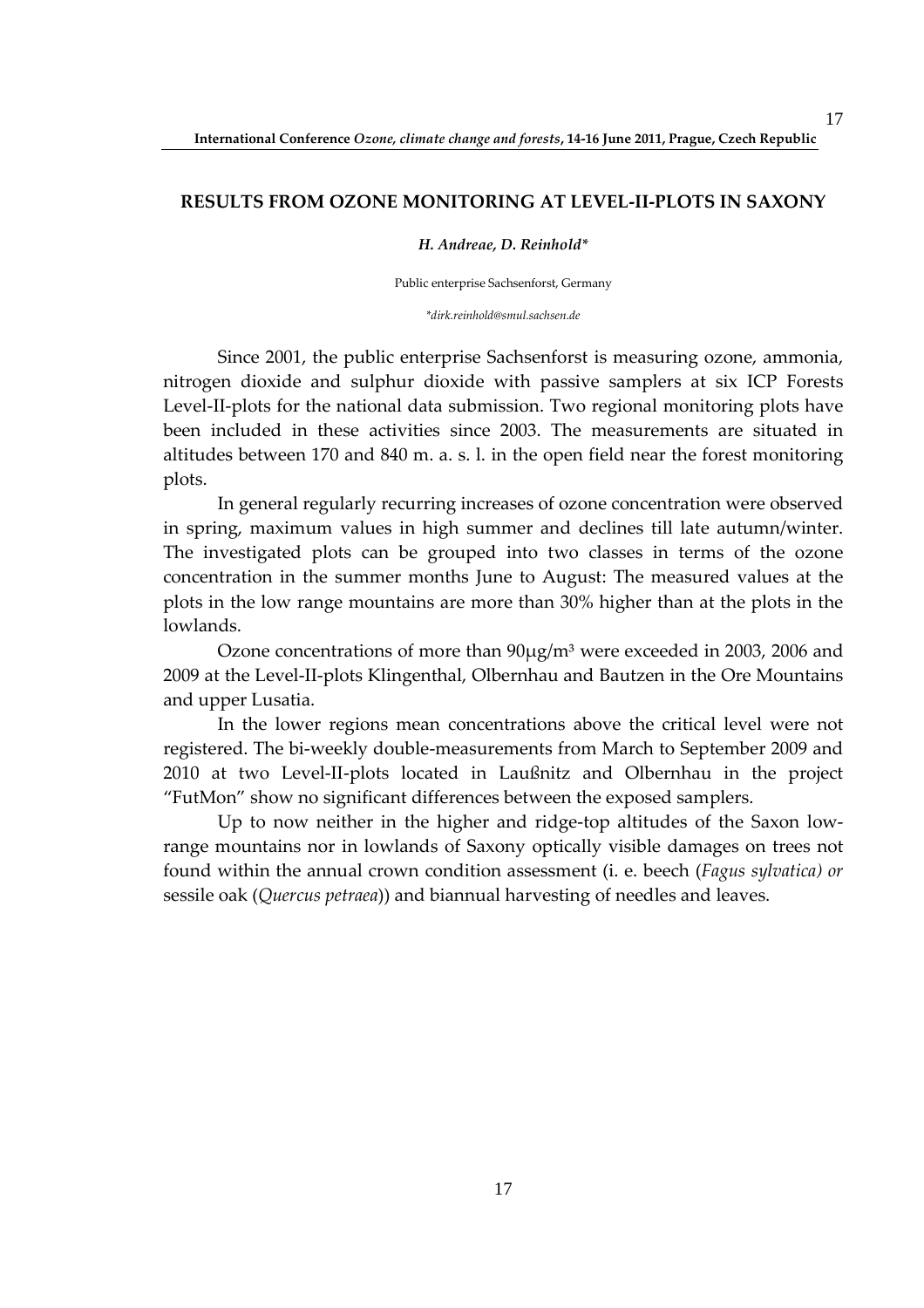## RESULTS FROM OZONE MONITORING AT LEVEL-II-PLOTS IN SAXONY

***H. Andreae, D. Reinhold****

Public enterprise Sachsenforst, Germany

**dirk.reinhold@smul.sachsen.de*

Since 2001, the public enterprise Sachsenforst is measuring ozone, ammonia, nitrogen dioxide and sulphur dioxide with passive samplers at six ICP Forests Level-II-plots for the national data submission. Two regional monitoring plots have been included in these activities since 2003. The measurements are situated in altitudes between 170 and 840 m. a. s. l. in the open field near the forest monitoring plots.

In general regularly recurring increases of ozone concentration were observed in spring, maximum values in high summer and declines till late autumn/winter. The investigated plots can be grouped into two classes in terms of the ozone concentration in the summer months June to August: The measured values at the plots in the low range mountains are more than 30% higher than at the plots in the lowlands.

Ozone concentrations of more than 90µg/m³ were exceeded in 2003, 2006 and 2009 at the Level-II-plots Klingenthal, Olbernhau and Bautzen in the Ore Mountains and upper Lusatia.

In the lower regions mean concentrations above the critical level were not registered. The bi-weekly double-measurements from March to September 2009 and 2010 at two Level-II-plots located in Laußnitz and Olbernhau in the project "FutMon" show no significant differences between the exposed samplers.

Up to now neither in the higher and ridge-top altitudes of the Saxon low-range mountains nor in lowlands of Saxony optically visible damages on trees not found within the annual crown condition assessment (i. e. beech (*Fagus sylvatica) or* sessile oak (*Quercus petraea*)) and biannual harvesting of needles and leaves.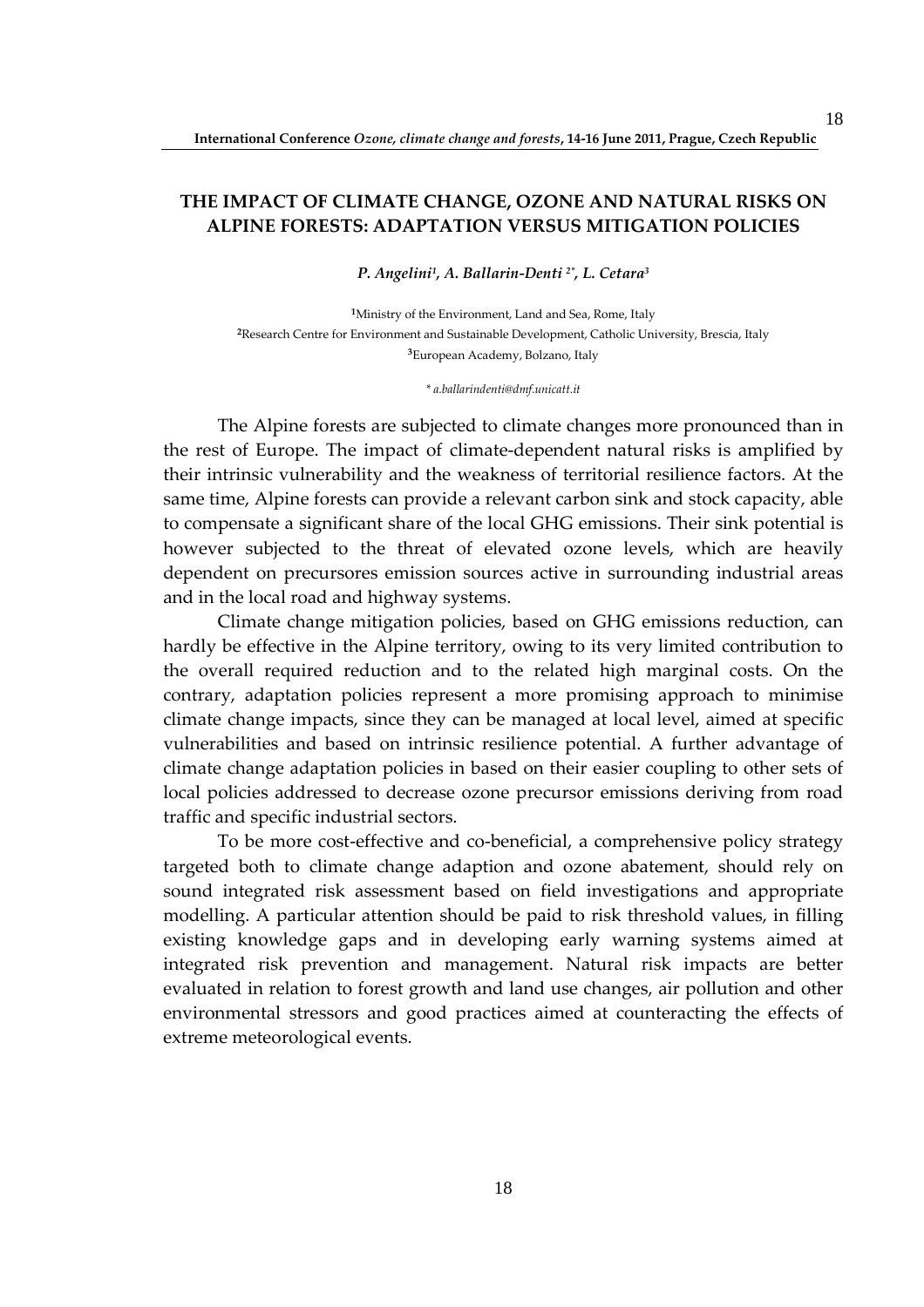# THE IMPACT OF CLIMATE CHANGE, OZONE AND NATURAL RISKS ON ALPINE FORESTS: ADAPTATION VERSUS MITIGATION POLICIES

***P. Angelini[1], A. Ballarin-Denti [2*], L. Cetara[3]***

[1]Ministry of the Environment, Land and Sea, Rome, Italy
[2]Research Centre for Environment and Sustainable Development, Catholic University, Brescia, Italy
[3]European Academy, Bolzano, Italy

*\* a.ballarindenti@dmf.unicatt.it*

The Alpine forests are subjected to climate changes more pronounced than in the rest of Europe. The impact of climate-dependent natural risks is amplified by their intrinsic vulnerability and the weakness of territorial resilience factors. At the same time, Alpine forests can provide a relevant carbon sink and stock capacity, able to compensate a significant share of the local GHG emissions. Their sink potential is however subjected to the threat of elevated ozone levels, which are heavily dependent on precursores emission sources active in surrounding industrial areas and in the local road and highway systems.

Climate change mitigation policies, based on GHG emissions reduction, can hardly be effective in the Alpine territory, owing to its very limited contribution to the overall required reduction and to the related high marginal costs. On the contrary, adaptation policies represent a more promising approach to minimise climate change impacts, since they can be managed at local level, aimed at specific vulnerabilities and based on intrinsic resilience potential. A further advantage of climate change adaptation policies in based on their easier coupling to other sets of local policies addressed to decrease ozone precursor emissions deriving from road traffic and specific industrial sectors.

To be more cost-effective and co-beneficial, a comprehensive policy strategy targeted both to climate change adaption and ozone abatement, should rely on sound integrated risk assessment based on field investigations and appropriate modelling. A particular attention should be paid to risk threshold values, in filling existing knowledge gaps and in developing early warning systems aimed at integrated risk prevention and management. Natural risk impacts are better evaluated in relation to forest growth and land use changes, air pollution and other environmental stressors and good practices aimed at counteracting the effects of extreme meteorological events.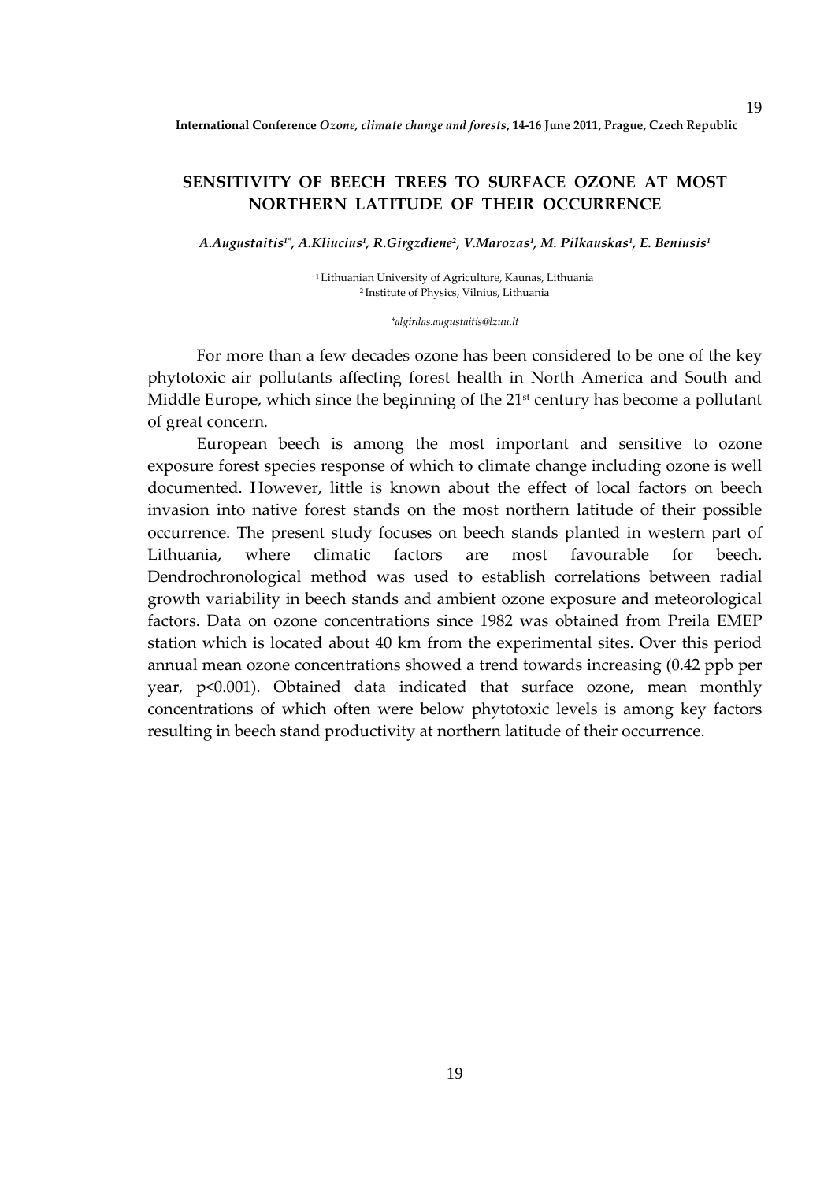## SENSITIVITY OF BEECH TREES TO SURFACE OZONE AT MOST NORTHERN LATITUDE OF THEIR OCCURRENCE

*A.Augustaitis[1*], A.Kliucius[1], R.Girgzdiene[2], V.Marozas[1], M. Pilkauskas[1], E. Beniusis[1]*

[1] Lithuanian University of Agriculture, Kaunas, Lithuania
[2] Institute of Physics, Vilnius, Lithuania

*algirdas.augustaitis@lzuu.lt

For more than a few decades ozone has been considered to be one of the key phytotoxic air pollutants affecting forest health in North America and South and Middle Europe, which since the beginning of the 21st century has become a pollutant of great concern.

European beech is among the most important and sensitive to ozone exposure forest species response of which to climate change including ozone is well documented. However, little is known about the effect of local factors on beech invasion into native forest stands on the most northern latitude of their possible occurrence. The present study focuses on beech stands planted in western part of Lithuania, where climatic factors are most favourable for beech. Dendrochronological method was used to establish correlations between radial growth variability in beech stands and ambient ozone exposure and meteorological factors. Data on ozone concentrations since 1982 was obtained from Preila EMEP station which is located about 40 km from the experimental sites. Over this period annual mean ozone concentrations showed a trend towards increasing (0.42 ppb per year, $p<0.001$). Obtained data indicated that surface ozone, mean monthly concentrations of which often were below phytotoxic levels is among key factors resulting in beech stand productivity at northern latitude of their occurrence.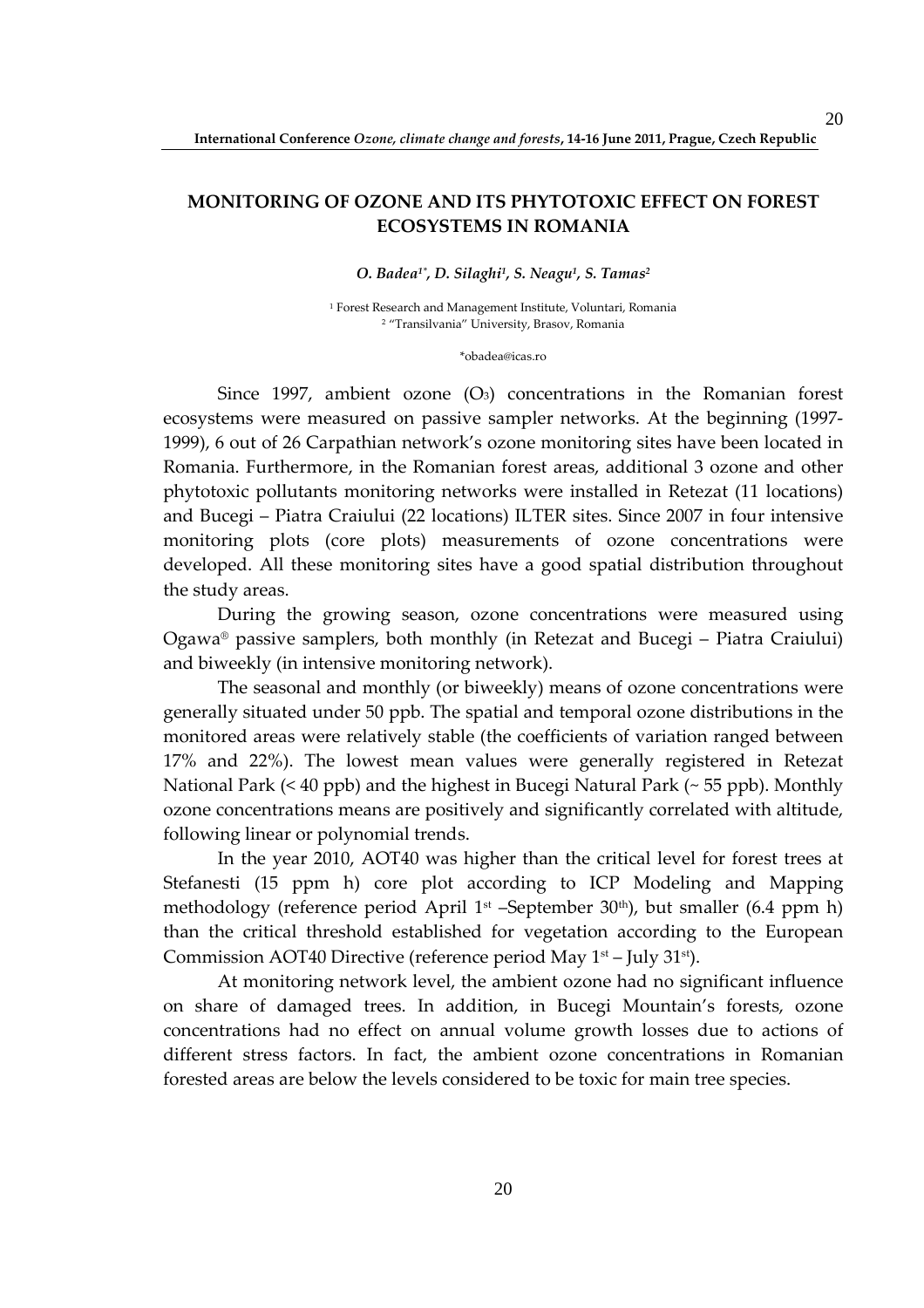## MONITORING OF OZONE AND ITS PHYTOTOXIC EFFECT ON FOREST ECOSYSTEMS IN ROMANIA

*O. Badea[1*], D. Silaghi[1], S. Neagu[1], S. Tamas[2]*

[1] Forest Research and Management Institute, Voluntari, Romania
[2] "Transilvania" University, Brasov, Romania

*obadea@icas.ro

Since 1997, ambient ozone ($O_3$) concentrations in the Romanian forest ecosystems were measured on passive sampler networks. At the beginning (1997-1999), 6 out of 26 Carpathian network's ozone monitoring sites have been located in Romania. Furthermore, in the Romanian forest areas, additional 3 ozone and other phytotoxic pollutants monitoring networks were installed in Retezat (11 locations) and Bucegi – Piatra Craiului (22 locations) ILTER sites. Since 2007 in four intensive monitoring plots (core plots) measurements of ozone concentrations were developed. All these monitoring sites have a good spatial distribution throughout the study areas.

During the growing season, ozone concentrations were measured using Ogawa® passive samplers, both monthly (in Retezat and Bucegi – Piatra Craiului) and biweekly (in intensive monitoring network).

The seasonal and monthly (or biweekly) means of ozone concentrations were generally situated under 50 ppb. The spatial and temporal ozone distributions in the monitored areas were relatively stable (the coefficients of variation ranged between 17% and 22%). The lowest mean values were generally registered in Retezat National Park (< 40 ppb) and the highest in Bucegi Natural Park (~ 55 ppb). Monthly ozone concentrations means are positively and significantly correlated with altitude, following linear or polynomial trends.

In the year 2010, AOT40 was higher than the critical level for forest trees at Stefanesti (15 ppm h) core plot according to ICP Modeling and Mapping methodology (reference period April 1st –September 30th), but smaller (6.4 ppm h) than the critical threshold established for vegetation according to the European Commission AOT40 Directive (reference period May 1st – July 31st).

At monitoring network level, the ambient ozone had no significant influence on share of damaged trees. In addition, in Bucegi Mountain's forests, ozone concentrations had no effect on annual volume growth losses due to actions of different stress factors. In fact, the ambient ozone concentrations in Romanian forested areas are below the levels considered to be toxic for main tree species.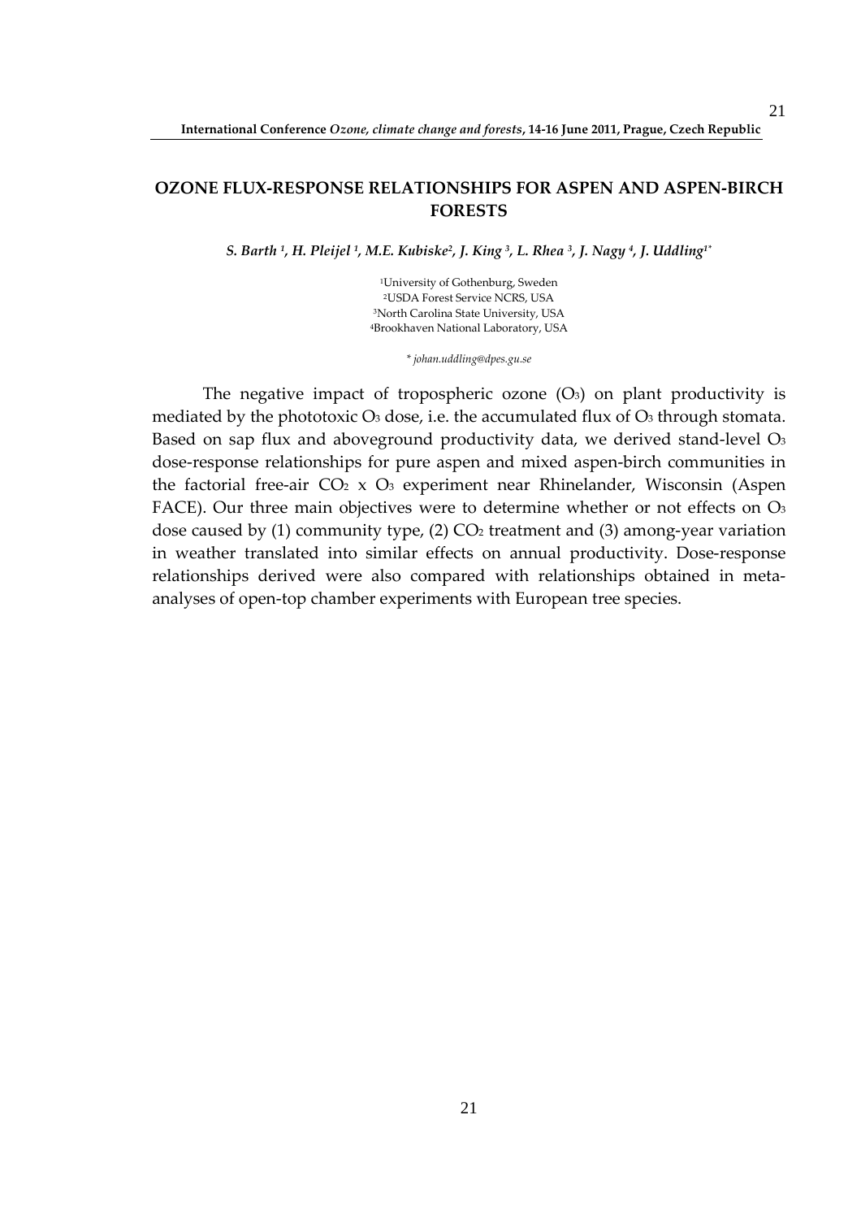## OZONE FLUX-RESPONSE RELATIONSHIPS FOR ASPEN AND ASPEN-BIRCH FORESTS

***S. Barth [1], H. Pleijel [1], M.E. Kubiske[2], J. King [3], L. Rhea [3], J. Nagy [4], J. Uddling[1*]***

[1]University of Gothenburg, Sweden
[2]USDA Forest Service NCRS, USA
[3]North Carolina State University, USA
[4]Brookhaven National Laboratory, USA

*\* johan.uddling@dpes.gu.se*

The negative impact of tropospheric ozone ($O_3$) on plant productivity is mediated by the phototoxic $O_3$ dose, i.e. the accumulated flux of $O_3$ through stomata. Based on sap flux and aboveground productivity data, we derived stand-level $O_3$ dose-response relationships for pure aspen and mixed aspen-birch communities in the factorial free-air $CO_2$ x $O_3$ experiment near Rhinelander, Wisconsin (Aspen FACE). Our three main objectives were to determine whether or not effects on $O_3$ dose caused by (1) community type, (2) $CO_2$ treatment and (3) among-year variation in weather translated into similar effects on annual productivity. Dose-response relationships derived were also compared with relationships obtained in meta-analyses of open-top chamber experiments with European tree species.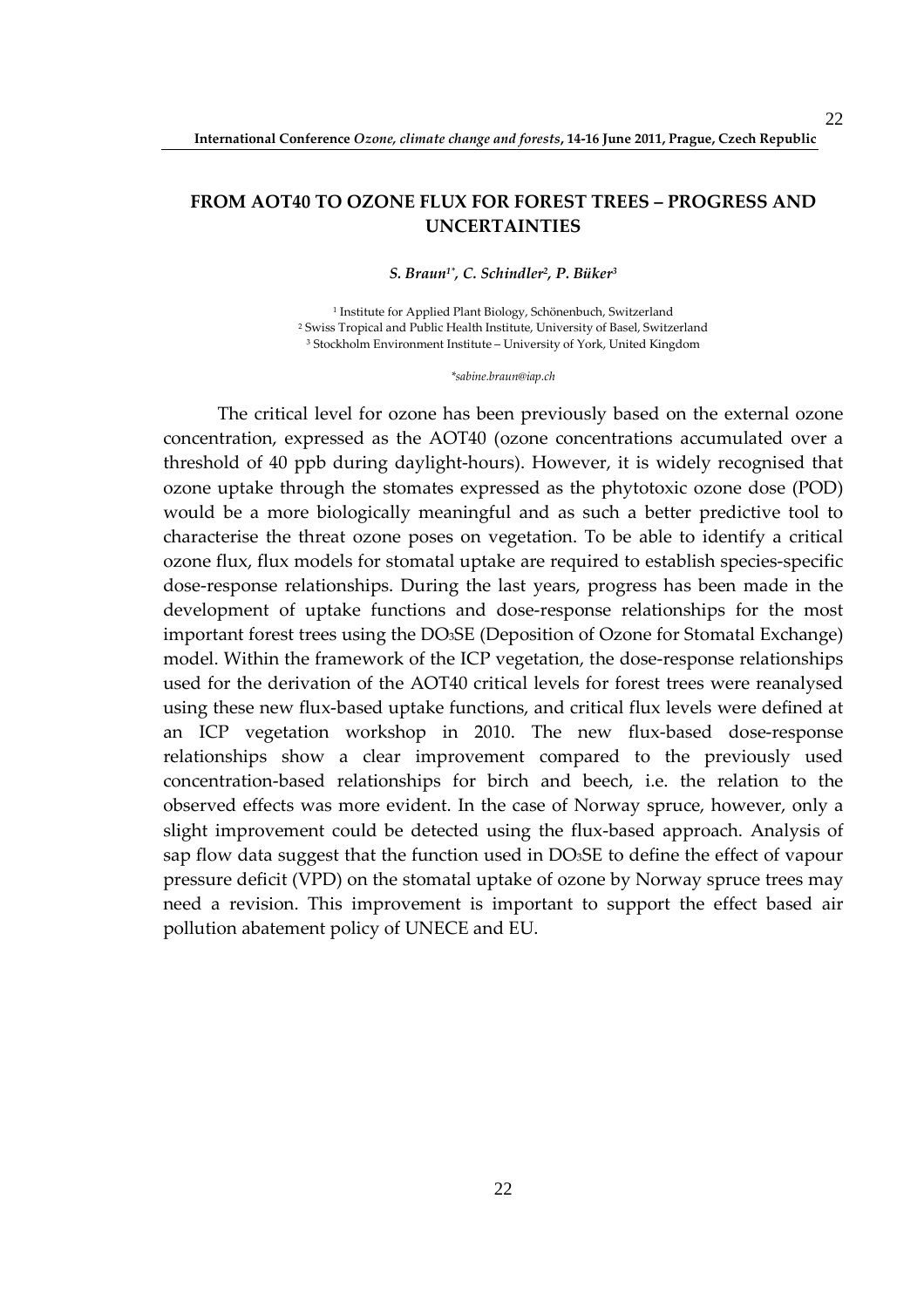## FROM AOT40 TO OZONE FLUX FOR FOREST TREES – PROGRESS AND UNCERTAINTIES

***S. Braun[1\*], C. Schindler[2], P. Büker[3]***

[1] Institute for Applied Plant Biology, Schönenbuch, Switzerland
[2] Swiss Tropical and Public Health Institute, University of Basel, Switzerland
[3] Stockholm Environment Institute – University of York, United Kingdom

*\*sabine.braun@iap.ch*

The critical level for ozone has been previously based on the external ozone concentration, expressed as the AOT40 (ozone concentrations accumulated over a threshold of 40 ppb during daylight-hours). However, it is widely recognised that ozone uptake through the stomates expressed as the phytotoxic ozone dose (POD) would be a more biologically meaningful and as such a better predictive tool to characterise the threat ozone poses on vegetation. To be able to identify a critical ozone flux, flux models for stomatal uptake are required to establish species-specific dose-response relationships. During the last years, progress has been made in the development of uptake functions and dose-response relationships for the most important forest trees using the $DO_3SE$ (Deposition of Ozone for Stomatal Exchange) model. Within the framework of the ICP vegetation, the dose-response relationships used for the derivation of the AOT40 critical levels for forest trees were reanalysed using these new flux-based uptake functions, and critical flux levels were defined at an ICP vegetation workshop in 2010. The new flux-based dose-response relationships show a clear improvement compared to the previously used concentration-based relationships for birch and beech, i.e. the relation to the observed effects was more evident. In the case of Norway spruce, however, only a slight improvement could be detected using the flux-based approach. Analysis of sap flow data suggest that the function used in $DO_3SE$ to define the effect of vapour pressure deficit (VPD) on the stomatal uptake of ozone by Norway spruce trees may need a revision. This improvement is important to support the effect based air pollution abatement policy of UNECE and EU.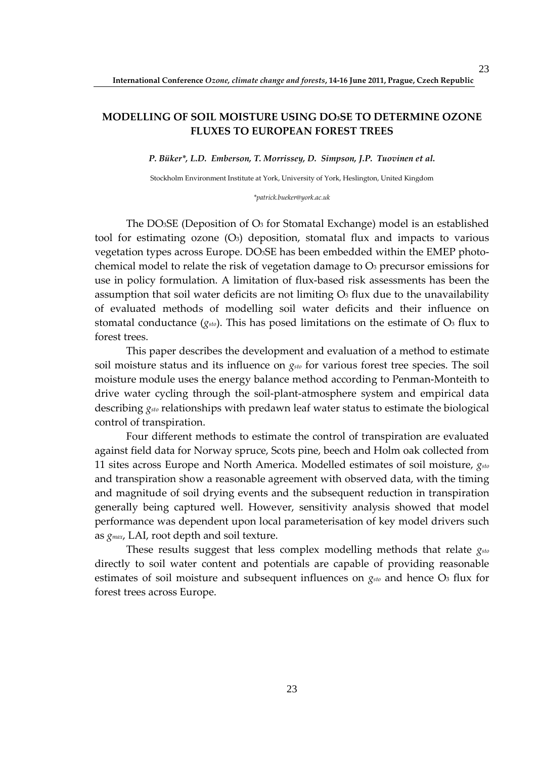# MODELLING OF SOIL MOISTURE USING DO$_3$SE TO DETERMINE OZONE FLUXES TO EUROPEAN FOREST TREES

***P. Büker\*, L.D. Emberson, T. Morrissey, D. Simpson, J.P. Tuovinen et al.***

Stockholm Environment Institute at York, University of York, Heslington, United Kingdom

*\*patrick.bueker@york.ac.uk*

The DO$_3$SE (Deposition of $O_3$ for Stomatal Exchange) model is an established tool for estimating ozone ($O_3$) deposition, stomatal flux and impacts to various vegetation types across Europe. DO$_3$SE has been embedded within the EMEP photo-chemical model to relate the risk of vegetation damage to $O_3$ precursor emissions for use in policy formulation. A limitation of flux-based risk assessments has been the assumption that soil water deficits are not limiting $O_3$ flux due to the unavailability of evaluated methods of modelling soil water deficits and their influence on stomatal conductance ($g_{sto}$). This has posed limitations on the estimate of $O_3$ flux to forest trees.

This paper describes the development and evaluation of a method to estimate soil moisture status and its influence on $g_{sto}$ for various forest tree species. The soil moisture module uses the energy balance method according to Penman-Monteith to drive water cycling through the soil-plant-atmosphere system and empirical data describing $g_{sto}$ relationships with predawn leaf water status to estimate the biological control of transpiration.

Four different methods to estimate the control of transpiration are evaluated against field data for Norway spruce, Scots pine, beech and Holm oak collected from 11 sites across Europe and North America. Modelled estimates of soil moisture, $g_{sto}$ and transpiration show a reasonable agreement with observed data, with the timing and magnitude of soil drying events and the subsequent reduction in transpiration generally being captured well. However, sensitivity analysis showed that model performance was dependent upon local parameterisation of key model drivers such as $g_{max}$, LAI, root depth and soil texture.

These results suggest that less complex modelling methods that relate $g_{sto}$ directly to soil water content and potentials are capable of providing reasonable estimates of soil moisture and subsequent influences on $g_{sto}$ and hence $O_3$ flux for forest trees across Europe.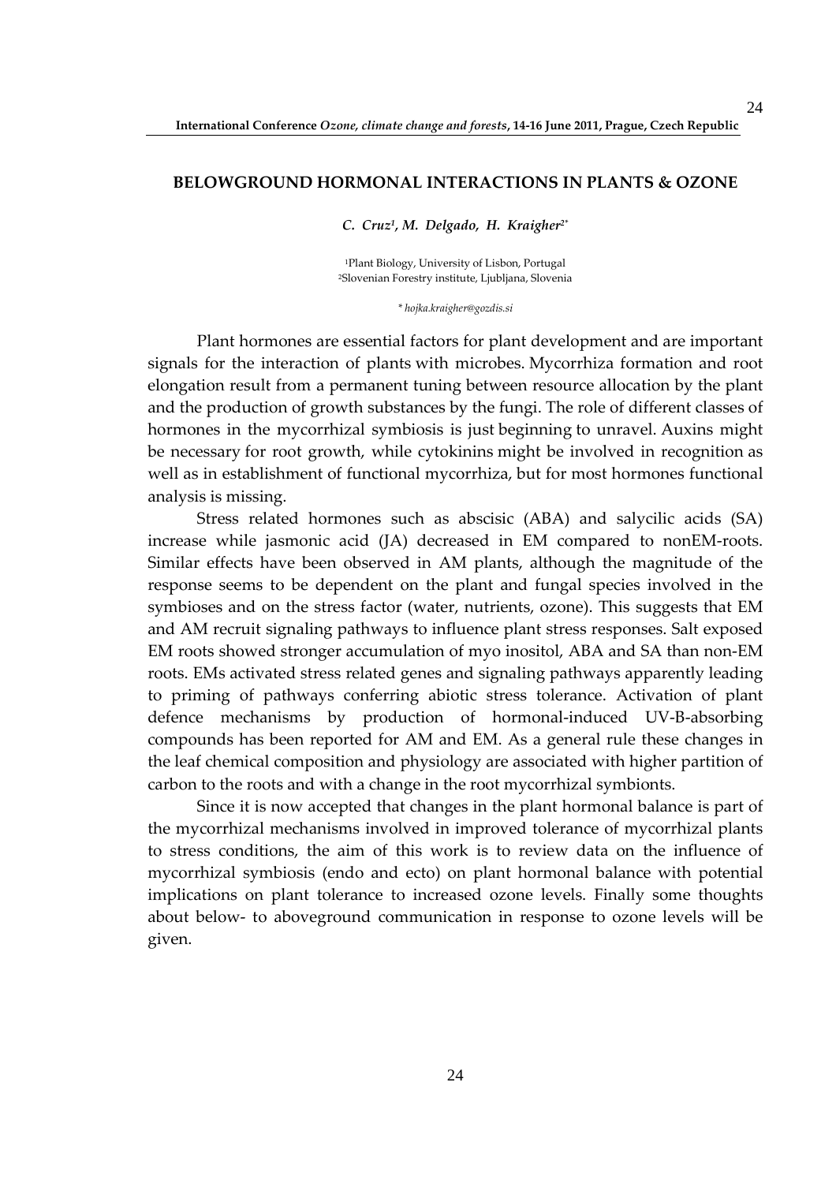## BELOWGROUND HORMONAL INTERACTIONS IN PLANTS & OZONE

*C. Cruz[1], M. Delgado, H. Kraigher[2*]*

[1]Plant Biology, University of Lisbon, Portugal
[2]Slovenian Forestry institute, Ljubljana, Slovenia

*\* hojka.kraigher@gozdis.si*

Plant hormones are essential factors for plant development and are important signals for the interaction of plants with microbes. Mycorrhiza formation and root elongation result from a permanent tuning between resource allocation by the plant and the production of growth substances by the fungi. The role of different classes of hormones in the mycorrhizal symbiosis is just beginning to unravel. Auxins might be necessary for root growth, while cytokinins might be involved in recognition as well as in establishment of functional mycorrhiza, but for most hormones functional analysis is missing.

Stress related hormones such as abscisic (ABA) and salycilic acids (SA) increase while jasmonic acid (JA) decreased in EM compared to nonEM-roots. Similar effects have been observed in AM plants, although the magnitude of the response seems to be dependent on the plant and fungal species involved in the symbioses and on the stress factor (water, nutrients, ozone). This suggests that EM and AM recruit signaling pathways to influence plant stress responses. Salt exposed EM roots showed stronger accumulation of myo inositol, ABA and SA than non-EM roots. EMs activated stress related genes and signaling pathways apparently leading to priming of pathways conferring abiotic stress tolerance. Activation of plant defence mechanisms by production of hormonal-induced UV-B-absorbing compounds has been reported for AM and EM. As a general rule these changes in the leaf chemical composition and physiology are associated with higher partition of carbon to the roots and with a change in the root mycorrhizal symbionts.

Since it is now accepted that changes in the plant hormonal balance is part of the mycorrhizal mechanisms involved in improved tolerance of mycorrhizal plants to stress conditions, the aim of this work is to review data on the influence of mycorrhizal symbiosis (endo and ecto) on plant hormonal balance with potential implications on plant tolerance to increased ozone levels. Finally some thoughts about below- to aboveground communication in response to ozone levels will be given.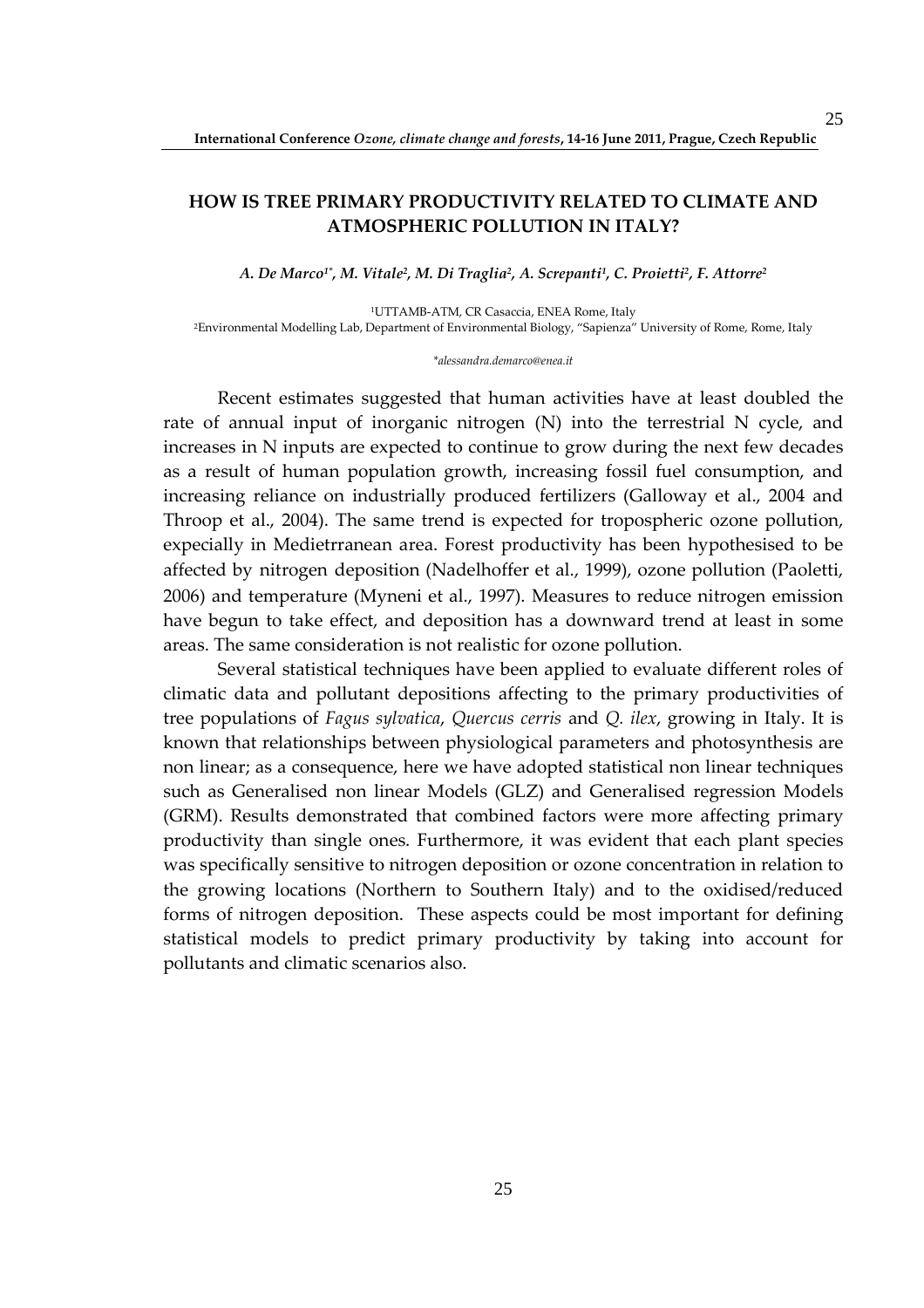## HOW IS TREE PRIMARY PRODUCTIVITY RELATED TO CLIMATE AND ATMOSPHERIC POLLUTION IN ITALY?

*A. De Marco[1*], M. Vitale[2], M. Di Traglia[2], A. Screpanti[1], C. Proietti[2], F. Attorre[2]*

[1]UTTAMB-ATM, CR Casaccia, ENEA Rome, Italy
[2]Environmental Modelling Lab, Department of Environmental Biology, "Sapienza" University of Rome, Rome, Italy

*alessandra.demarco@enea.it

Recent estimates suggested that human activities have at least doubled the rate of annual input of inorganic nitrogen (N) into the terrestrial N cycle, and increases in N inputs are expected to continue to grow during the next few decades as a result of human population growth, increasing fossil fuel consumption, and increasing reliance on industrially produced fertilizers (Galloway et al., 2004 and Throop et al., 2004). The same trend is expected for tropospheric ozone pollution, expecially in Medietrranean area. Forest productivity has been hypothesised to be affected by nitrogen deposition (Nadelhoffer et al., 1999), ozone pollution (Paoletti, 2006) and temperature (Myneni et al., 1997). Measures to reduce nitrogen emission have begun to take effect, and deposition has a downward trend at least in some areas. The same consideration is not realistic for ozone pollution.

Several statistical techniques have been applied to evaluate different roles of climatic data and pollutant depositions affecting to the primary productivities of tree populations of *Fagus sylvatica*, *Quercus cerris* and *Q. ilex*, growing in Italy. It is known that relationships between physiological parameters and photosynthesis are non linear; as a consequence, here we have adopted statistical non linear techniques such as Generalised non linear Models (GLZ) and Generalised regression Models (GRM). Results demonstrated that combined factors were more affecting primary productivity than single ones. Furthermore, it was evident that each plant species was specifically sensitive to nitrogen deposition or ozone concentration in relation to the growing locations (Northern to Southern Italy) and to the oxidised/reduced forms of nitrogen deposition. These aspects could be most important for defining statistical models to predict primary productivity by taking into account for pollutants and climatic scenarios also.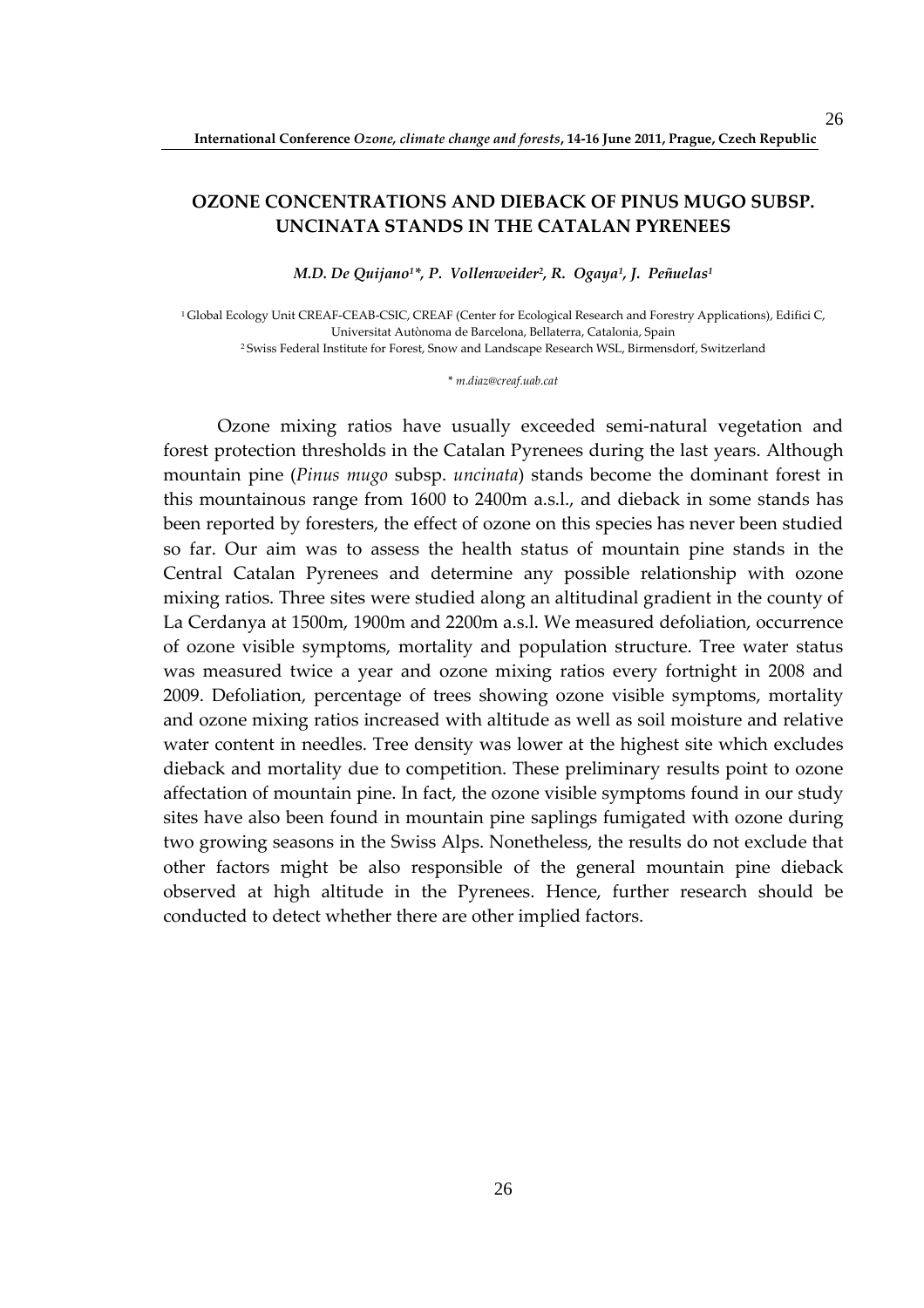## OZONE CONCENTRATIONS AND DIEBACK OF PINUS MUGO SUBSP. UNCINATA STANDS IN THE CATALAN PYRENEES

***M.D. De Quijano[1]\*, P. Vollenweider[2], R. Ogaya[1], J. Peñuelas[1]***

[1] Global Ecology Unit CREAF-CEAB-CSIC, CREAF (Center for Ecological Research and Forestry Applications), Edifici C, Universitat Autònoma de Barcelona, Bellaterra, Catalonia, Spain
[2] Swiss Federal Institute for Forest, Snow and Landscape Research WSL, Birmensdorf, Switzerland

\* *m.diaz@creaf.uab.cat*

Ozone mixing ratios have usually exceeded semi-natural vegetation and forest protection thresholds in the Catalan Pyrenees during the last years. Although mountain pine (*Pinus mugo* subsp. *uncinata*) stands become the dominant forest in this mountainous range from 1600 to 2400m a.s.l., and dieback in some stands has been reported by foresters, the effect of ozone on this species has never been studied so far. Our aim was to assess the health status of mountain pine stands in the Central Catalan Pyrenees and determine any possible relationship with ozone mixing ratios. Three sites were studied along an altitudinal gradient in the county of La Cerdanya at 1500m, 1900m and 2200m a.s.l. We measured defoliation, occurrence of ozone visible symptoms, mortality and population structure. Tree water status was measured twice a year and ozone mixing ratios every fortnight in 2008 and 2009. Defoliation, percentage of trees showing ozone visible symptoms, mortality and ozone mixing ratios increased with altitude as well as soil moisture and relative water content in needles. Tree density was lower at the highest site which excludes dieback and mortality due to competition. These preliminary results point to ozone affectation of mountain pine. In fact, the ozone visible symptoms found in our study sites have also been found in mountain pine saplings fumigated with ozone during two growing seasons in the Swiss Alps. Nonetheless, the results do not exclude that other factors might be also responsible of the general mountain pine dieback observed at high altitude in the Pyrenees. Hence, further research should be conducted to detect whether there are other implied factors.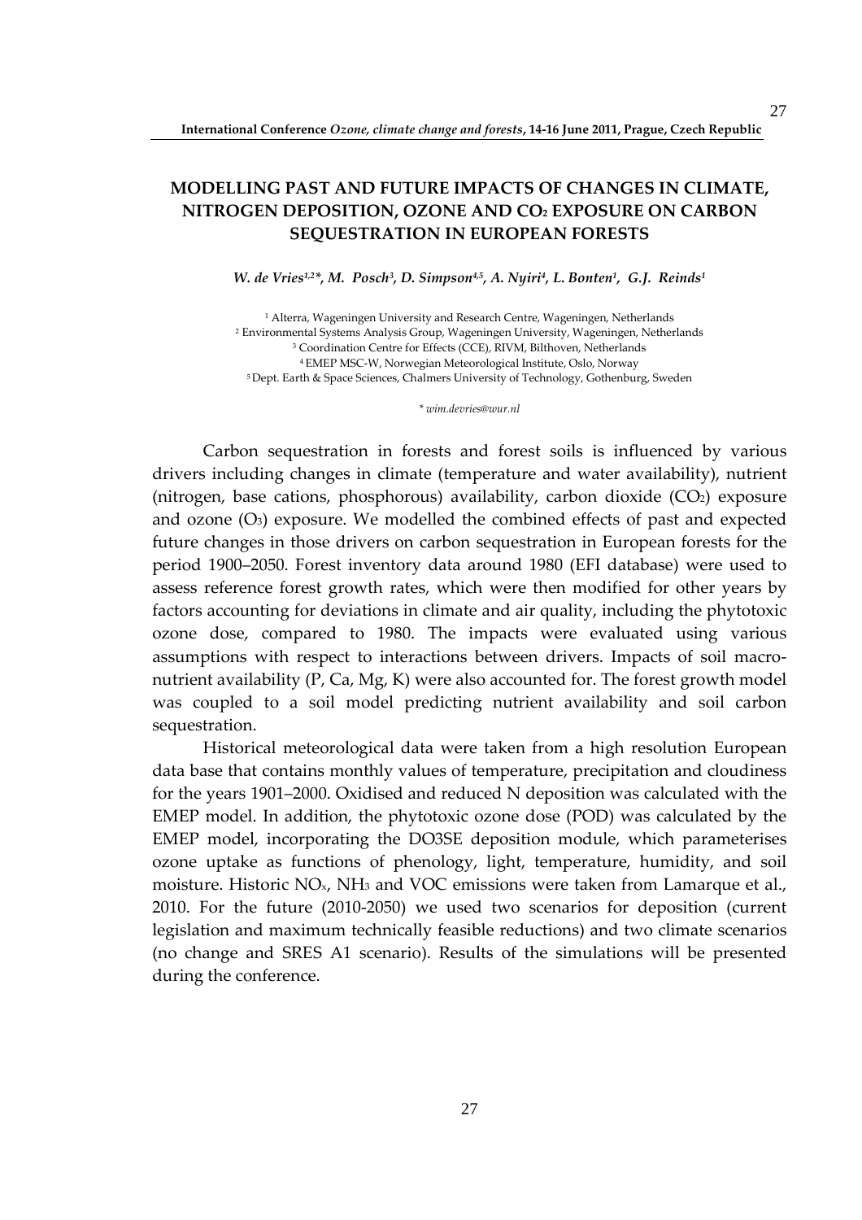# MODELLING PAST AND FUTURE IMPACTS OF CHANGES IN CLIMATE, NITROGEN DEPOSITION, OZONE AND $CO_2$ EXPOSURE ON CARBON SEQUESTRATION IN EUROPEAN FORESTS

*W. de Vries[1,2]\*, M. Posch[3], D. Simpson[4,5], A. Nyiri[4], L. Bonten[1], G.J. Reinds[1]*

[1] Alterra, Wageningen University and Research Centre, Wageningen, Netherlands
[2] Environmental Systems Analysis Group, Wageningen University, Wageningen, Netherlands
[3] Coordination Centre for Effects (CCE), RIVM, Bilthoven, Netherlands
[4] EMEP MSC-W, Norwegian Meteorological Institute, Oslo, Norway
[5] Dept. Earth & Space Sciences, Chalmers University of Technology, Gothenburg, Sweden

*\* wim.devries@wur.nl*

Carbon sequestration in forests and forest soils is influenced by various drivers including changes in climate (temperature and water availability), nutrient (nitrogen, base cations, phosphorous) availability, carbon dioxide ($CO_2$) exposure and ozone ($O_3$) exposure. We modelled the combined effects of past and expected future changes in those drivers on carbon sequestration in European forests for the period 1900–2050. Forest inventory data around 1980 (EFI database) were used to assess reference forest growth rates, which were then modified for other years by factors accounting for deviations in climate and air quality, including the phytotoxic ozone dose, compared to 1980. The impacts were evaluated using various assumptions with respect to interactions between drivers. Impacts of soil macro-nutrient availability (P, Ca, Mg, K) were also accounted for. The forest growth model was coupled to a soil model predicting nutrient availability and soil carbon sequestration.

Historical meteorological data were taken from a high resolution European data base that contains monthly values of temperature, precipitation and cloudiness for the years 1901–2000. Oxidised and reduced N deposition was calculated with the EMEP model. In addition, the phytotoxic ozone dose (POD) was calculated by the EMEP model, incorporating the DO3SE deposition module, which parameterises ozone uptake as functions of phenology, light, temperature, humidity, and soil moisture. Historic $NO_x$, $NH_3$ and VOC emissions were taken from Lamarque et al., 2010. For the future (2010-2050) we used two scenarios for deposition (current legislation and maximum technically feasible reductions) and two climate scenarios (no change and SRES A1 scenario). Results of the simulations will be presented during the conference.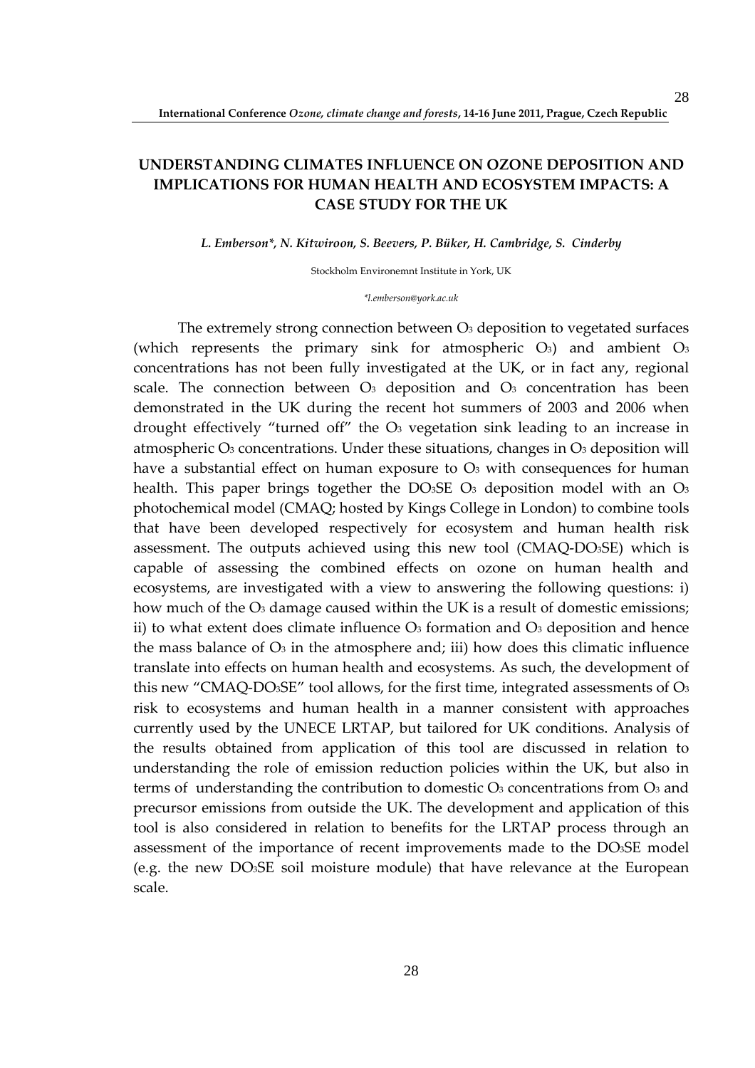## UNDERSTANDING CLIMATES INFLUENCE ON OZONE DEPOSITION AND IMPLICATIONS FOR HUMAN HEALTH AND ECOSYSTEM IMPACTS: A CASE STUDY FOR THE UK

***L. Emberson\*, N. Kitwiroon, S. Beevers, P. Büker, H. Cambridge, S. Cinderby***

Stockholm Environemnt Institute in York, UK

*\*l.emberson@york.ac.uk*

The extremely strong connection between $O_3$ deposition to vegetated surfaces (which represents the primary sink for atmospheric $O_3$) and ambient $O_3$ concentrations has not been fully investigated at the UK, or in fact any, regional scale. The connection between $O_3$ deposition and $O_3$ concentration has been demonstrated in the UK during the recent hot summers of 2003 and 2006 when drought effectively "turned off" the $O_3$ vegetation sink leading to an increase in atmospheric $O_3$ concentrations. Under these situations, changes in $O_3$ deposition will have a substantial effect on human exposure to $O_3$ with consequences for human health. This paper brings together the $DO_3SE$ $O_3$ deposition model with an $O_3$ photochemical model (CMAQ; hosted by Kings College in London) to combine tools that have been developed respectively for ecosystem and human health risk assessment. The outputs achieved using this new tool (CMAQ-$DO_3SE$) which is capable of assessing the combined effects on ozone on human health and ecosystems, are investigated with a view to answering the following questions: i) how much of the $O_3$ damage caused within the UK is a result of domestic emissions; ii) to what extent does climate influence $O_3$ formation and $O_3$ deposition and hence the mass balance of $O_3$ in the atmosphere and; iii) how does this climatic influence translate into effects on human health and ecosystems. As such, the development of this new "CMAQ-$DO_3SE$" tool allows, for the first time, integrated assessments of $O_3$ risk to ecosystems and human health in a manner consistent with approaches currently used by the UNECE LRTAP, but tailored for UK conditions. Analysis of the results obtained from application of this tool are discussed in relation to understanding the role of emission reduction policies within the UK, but also in terms of understanding the contribution to domestic $O_3$ concentrations from $O_3$ and precursor emissions from outside the UK. The development and application of this tool is also considered in relation to benefits for the LRTAP process through an assessment of the importance of recent improvements made to the $DO_3SE$ model (e.g. the new $DO_3SE$ soil moisture module) that have relevance at the European scale.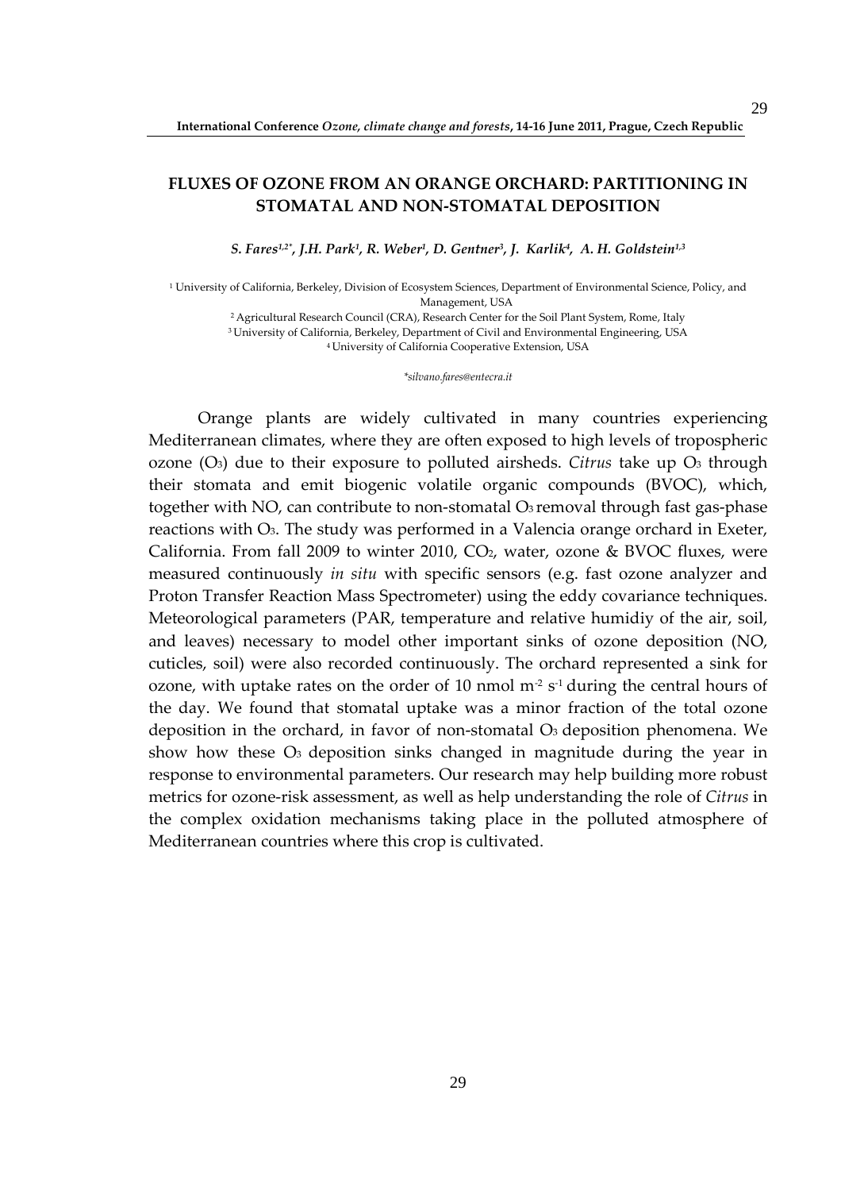# FLUXES OF OZONE FROM AN ORANGE ORCHARD: PARTITIONING IN STOMATAL AND NON-STOMATAL DEPOSITION

*S. Fares[1,2*], J.H. Park[1], R. Weber[1], D. Gentner[3], J. Karlik[4], A. H. Goldstein[1,3]*

[1] University of California, Berkeley, Division of Ecosystem Sciences, Department of Environmental Science, Policy, and Management, USA

[2] Agricultural Research Council (CRA), Research Center for the Soil Plant System, Rome, Italy

[3] University of California, Berkeley, Department of Civil and Environmental Engineering, USA

[4] University of California Cooperative Extension, USA

*\*silvano.fares@entecra.it*

Orange plants are widely cultivated in many countries experiencing Mediterranean climates, where they are often exposed to high levels of tropospheric ozone ($O_3$) due to their exposure to polluted airsheds. *Citrus* take up $O_3$ through their stomata and emit biogenic volatile organic compounds (BVOC), which, together with NO, can contribute to non-stomatal $O_3$ removal through fast gas-phase reactions with $O_3$. The study was performed in a Valencia orange orchard in Exeter, California. From fall 2009 to winter 2010, $CO_2$, water, ozone & BVOC fluxes, were measured continuously *in situ* with specific sensors (e.g. fast ozone analyzer and Proton Transfer Reaction Mass Spectrometer) using the eddy covariance techniques. Meteorological parameters (PAR, temperature and relative humidiy of the air, soil, and leaves) necessary to model other important sinks of ozone deposition (NO, cuticles, soil) were also recorded continuously. The orchard represented a sink for ozone, with uptake rates on the order of 10 nmol $m^{-2}$ $s^{-1}$ during the central hours of the day. We found that stomatal uptake was a minor fraction of the total ozone deposition in the orchard, in favor of non-stomatal $O_3$ deposition phenomena. We show how these $O_3$ deposition sinks changed in magnitude during the year in response to environmental parameters. Our research may help building more robust metrics for ozone-risk assessment, as well as help understanding the role of *Citrus* in the complex oxidation mechanisms taking place in the polluted atmosphere of Mediterranean countries where this crop is cultivated.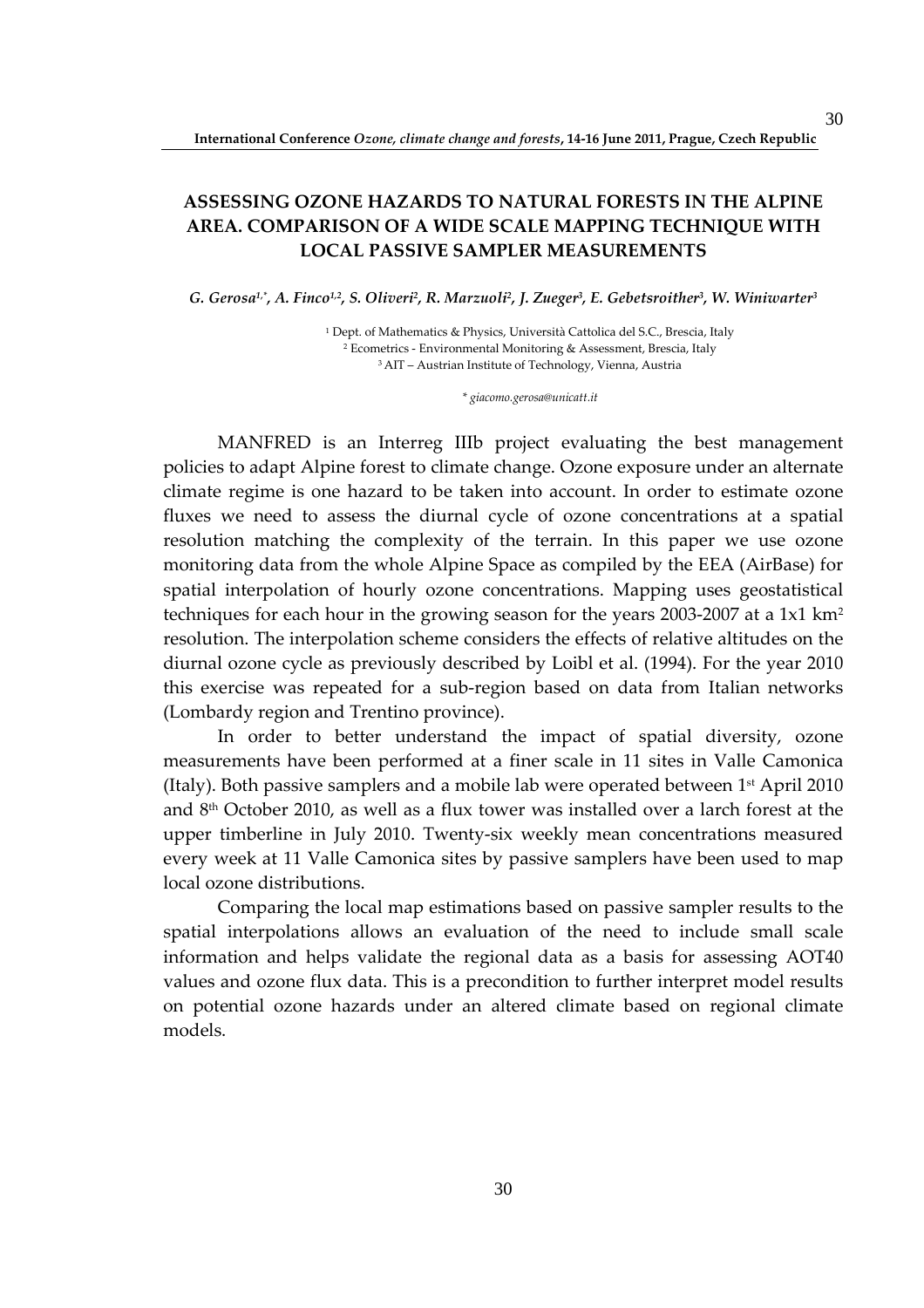# ASSESSING OZONE HAZARDS TO NATURAL FORESTS IN THE ALPINE AREA. COMPARISON OF A WIDE SCALE MAPPING TECHNIQUE WITH LOCAL PASSIVE SAMPLER MEASUREMENTS

*G. Gerosa[1,*], A. Finco[1,2], S. Oliveri[2], R. Marzuoli[2], J. Zueger[3], E. Gebetsroither[3], W. Winiwarter[3]*

[1] Dept. of Mathematics & Physics, Università Cattolica del S.C., Brescia, Italy
[2] Ecometrics - Environmental Monitoring & Assessment, Brescia, Italy
[3] AIT – Austrian Institute of Technology, Vienna, Austria

* *giacomo.gerosa@unicatt.it*

MANFRED is an Interreg IIIb project evaluating the best management policies to adapt Alpine forest to climate change. Ozone exposure under an alternate climate regime is one hazard to be taken into account. In order to estimate ozone fluxes we need to assess the diurnal cycle of ozone concentrations at a spatial resolution matching the complexity of the terrain. In this paper we use ozone monitoring data from the whole Alpine Space as compiled by the EEA (AirBase) for spatial interpolation of hourly ozone concentrations. Mapping uses geostatistical techniques for each hour in the growing season for the years 2003-2007 at a 1x1 $km^2$ resolution. The interpolation scheme considers the effects of relative altitudes on the diurnal ozone cycle as previously described by Loibl et al. (1994). For the year 2010 this exercise was repeated for a sub-region based on data from Italian networks (Lombardy region and Trentino province).

In order to better understand the impact of spatial diversity, ozone measurements have been performed at a finer scale in 11 sites in Valle Camonica (Italy). Both passive samplers and a mobile lab were operated between 1st April 2010 and 8th October 2010, as well as a flux tower was installed over a larch forest at the upper timberline in July 2010. Twenty-six weekly mean concentrations measured every week at 11 Valle Camonica sites by passive samplers have been used to map local ozone distributions.

Comparing the local map estimations based on passive sampler results to the spatial interpolations allows an evaluation of the need to include small scale information and helps validate the regional data as a basis for assessing AOT40 values and ozone flux data. This is a precondition to further interpret model results on potential ozone hazards under an altered climate based on regional climate models.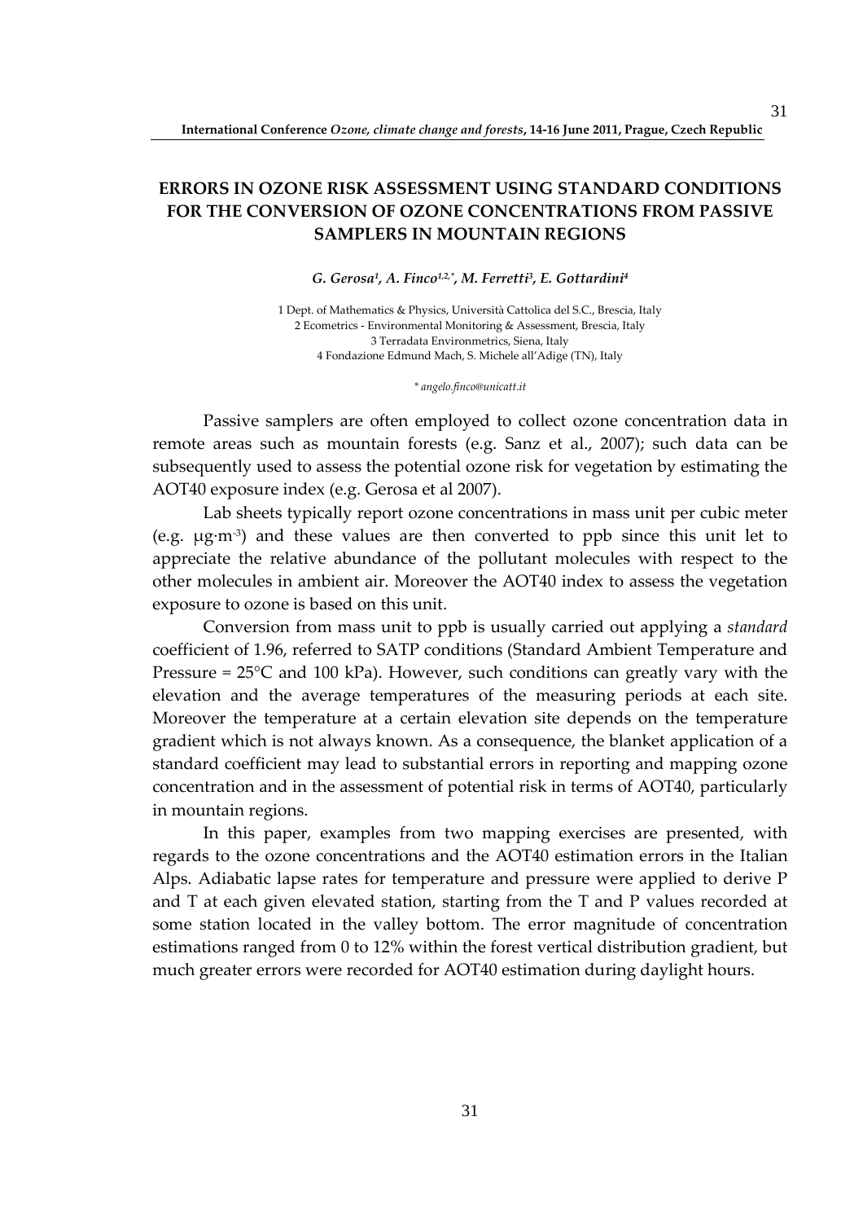## ERRORS IN OZONE RISK ASSESSMENT USING STANDARD CONDITIONS FOR THE CONVERSION OF OZONE CONCENTRATIONS FROM PASSIVE SAMPLERS IN MOUNTAIN REGIONS

*G. Gerosa[1], A. Finco[1,2,*], M. Ferretti[3], E. Gottardini[4]*

1 Dept. of Mathematics & Physics, Università Cattolica del S.C., Brescia, Italy
2 Ecometrics - Environmental Monitoring & Assessment, Brescia, Italy
3 Terradata Environmetrics, Siena, Italy
4 Fondazione Edmund Mach, S. Michele all'Adige (TN), Italy

\* *angelo.finco@unicatt.it*

Passive samplers are often employed to collect ozone concentration data in remote areas such as mountain forests (e.g. Sanz et al., 2007); such data can be subsequently used to assess the potential ozone risk for vegetation by estimating the AOT40 exposure index (e.g. Gerosa et al 2007).

Lab sheets typically report ozone concentrations in mass unit per cubic meter (e.g. $\mu g \cdot m^{-3}$) and these values are then converted to ppb since this unit let to appreciate the relative abundance of the pollutant molecules with respect to the other molecules in ambient air. Moreover the AOT40 index to assess the vegetation exposure to ozone is based on this unit.

Conversion from mass unit to ppb is usually carried out applying a *standard* coefficient of 1.96, referred to SATP conditions (Standard Ambient Temperature and Pressure = 25°C and 100 kPa). However, such conditions can greatly vary with the elevation and the average temperatures of the measuring periods at each site. Moreover the temperature at a certain elevation site depends on the temperature gradient which is not always known. As a consequence, the blanket application of a standard coefficient may lead to substantial errors in reporting and mapping ozone concentration and in the assessment of potential risk in terms of AOT40, particularly in mountain regions.

In this paper, examples from two mapping exercises are presented, with regards to the ozone concentrations and the AOT40 estimation errors in the Italian Alps. Adiabatic lapse rates for temperature and pressure were applied to derive P and T at each given elevated station, starting from the T and P values recorded at some station located in the valley bottom. The error magnitude of concentration estimations ranged from 0 to 12% within the forest vertical distribution gradient, but much greater errors were recorded for AOT40 estimation during daylight hours.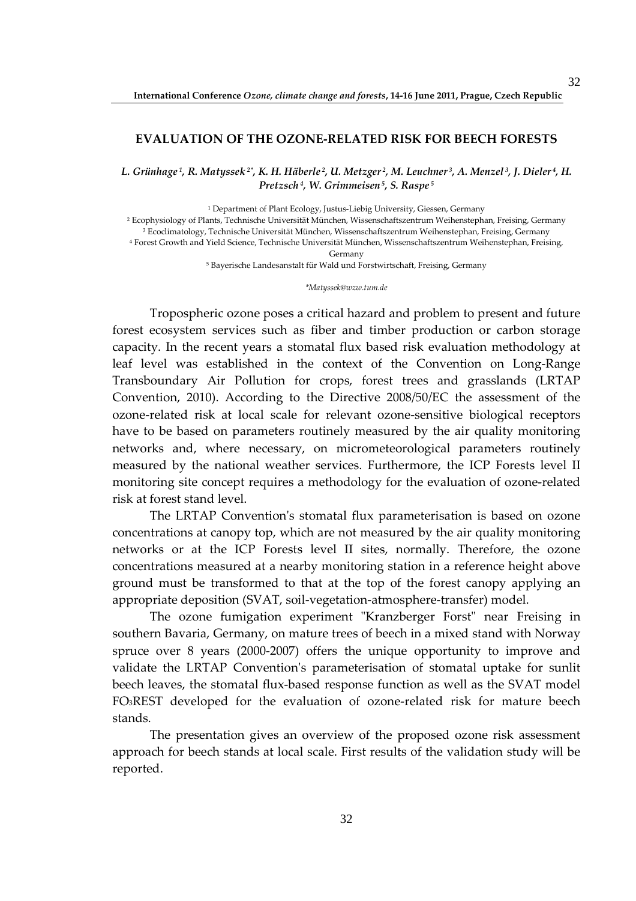## EVALUATION OF THE OZONE-RELATED RISK FOR BEECH FORESTS

*L. Grünhage[1], R. Matyssek[2*], K. H. Häberle[2], U. Metzger[2], M. Leuchner[3], A. Menzel[3], J. Dieler[4], H. Pretzsch[4], W. Grimmeisen[5], S. Raspe[5]*

[1] Department of Plant Ecology, Justus-Liebig University, Giessen, Germany
[2] Ecophysiology of Plants, Technische Universität München, Wissenschaftszentrum Weihenstephan, Freising, Germany
[3] Ecoclimatology, Technische Universität München, Wissenschaftszentrum Weihenstephan, Freising, Germany
[4] Forest Growth and Yield Science, Technische Universität München, Wissenschaftszentrum Weihenstephan, Freising, Germany
[5] Bayerische Landesanstalt für Wald und Forstwirtschaft, Freising, Germany

*\*Matyssek@wzw.tum.de*

Tropospheric ozone poses a critical hazard and problem to present and future forest ecosystem services such as fiber and timber production or carbon storage capacity. In the recent years a stomatal flux based risk evaluation methodology at leaf level was established in the context of the Convention on Long-Range Transboundary Air Pollution for crops, forest trees and grasslands (LRTAP Convention, 2010). According to the Directive 2008/50/EC the assessment of the ozone-related risk at local scale for relevant ozone-sensitive biological receptors have to be based on parameters routinely measured by the air quality monitoring networks and, where necessary, on micrometeorological parameters routinely measured by the national weather services. Furthermore, the ICP Forests level II monitoring site concept requires a methodology for the evaluation of ozone-related risk at forest stand level.

The LRTAP Convention's stomatal flux parameterisation is based on ozone concentrations at canopy top, which are not measured by the air quality monitoring networks or at the ICP Forests level II sites, normally. Therefore, the ozone concentrations measured at a nearby monitoring station in a reference height above ground must be transformed to that at the top of the forest canopy applying an appropriate deposition (SVAT, soil-vegetation-atmosphere-transfer) model.

The ozone fumigation experiment "Kranzberger Forst" near Freising in southern Bavaria, Germany, on mature trees of beech in a mixed stand with Norway spruce over 8 years (2000-2007) offers the unique opportunity to improve and validate the LRTAP Convention's parameterisation of stomatal uptake for sunlit beech leaves, the stomatal flux-based response function as well as the SVAT model $FO_3REST$ developed for the evaluation of ozone-related risk for mature beech stands.

The presentation gives an overview of the proposed ozone risk assessment approach for beech stands at local scale. First results of the validation study will be reported.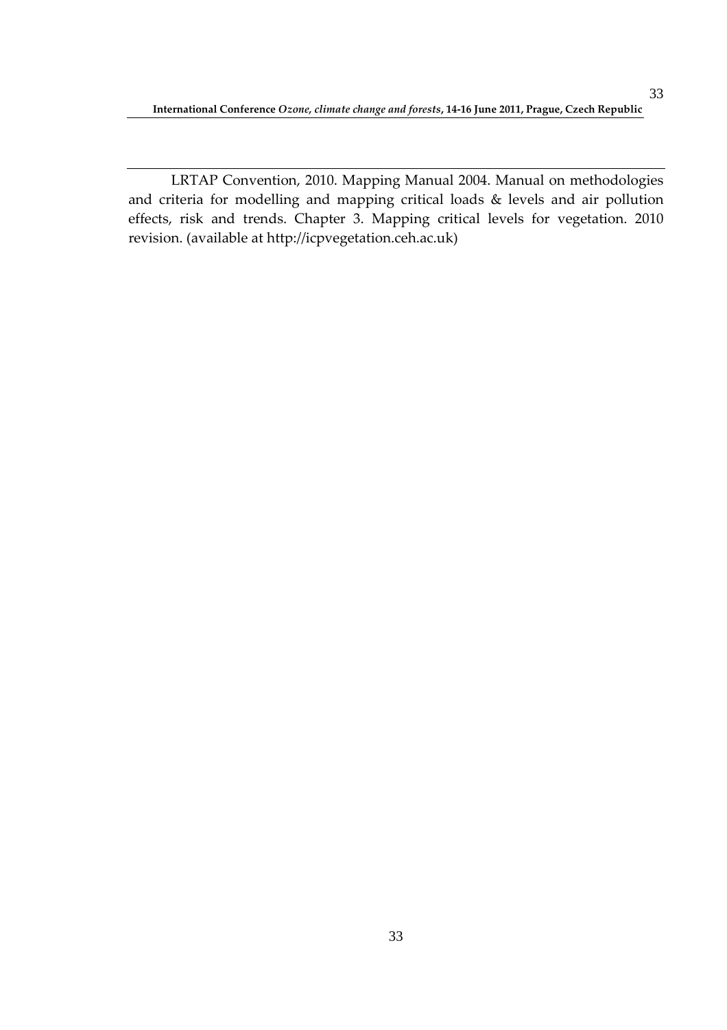LRTAP Convention, 2010. Mapping Manual 2004. Manual on methodologies and criteria for modelling and mapping critical loads & levels and air pollution effects, risk and trends. Chapter 3. Mapping critical levels for vegetation. 2010 revision. (available at http://icpvegetation.ceh.ac.uk)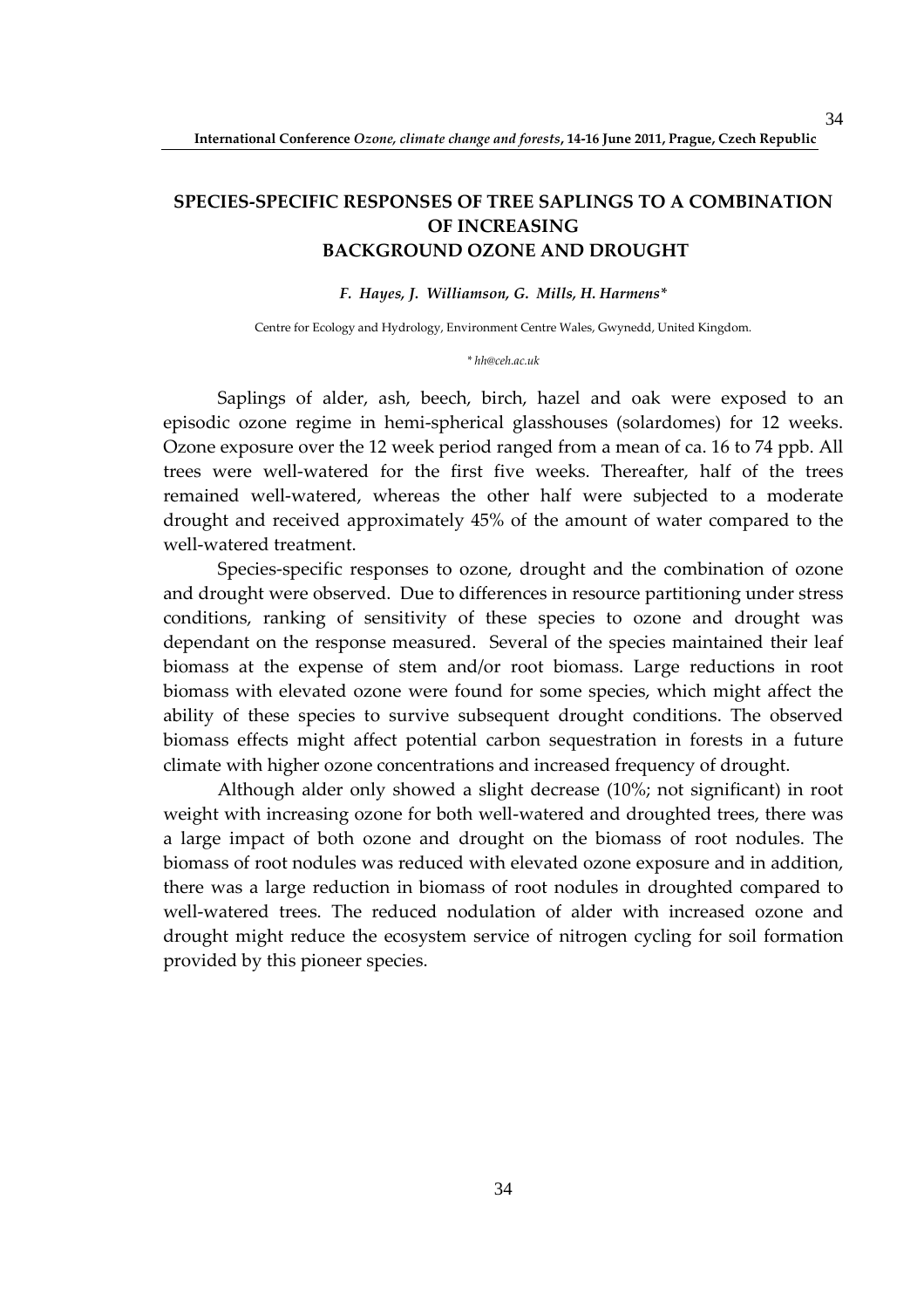## SPECIES-SPECIFIC RESPONSES OF TREE SAPLINGS TO A COMBINATION OF INCREASING BACKGROUND OZONE AND DROUGHT

***F. Hayes, J. Williamson, G. Mills, H. Harmens****

Centre for Ecology and Hydrology, Environment Centre Wales, Gwynedd, United Kingdom.

*\* hh@ceh.ac.uk*

Saplings of alder, ash, beech, birch, hazel and oak were exposed to an episodic ozone regime in hemi-spherical glasshouses (solardomes) for 12 weeks. Ozone exposure over the 12 week period ranged from a mean of ca. 16 to 74 ppb. All trees were well-watered for the first five weeks. Thereafter, half of the trees remained well-watered, whereas the other half were subjected to a moderate drought and received approximately 45% of the amount of water compared to the well-watered treatment.

Species-specific responses to ozone, drought and the combination of ozone and drought were observed. Due to differences in resource partitioning under stress conditions, ranking of sensitivity of these species to ozone and drought was dependant on the response measured. Several of the species maintained their leaf biomass at the expense of stem and/or root biomass. Large reductions in root biomass with elevated ozone were found for some species, which might affect the ability of these species to survive subsequent drought conditions. The observed biomass effects might affect potential carbon sequestration in forests in a future climate with higher ozone concentrations and increased frequency of drought.

Although alder only showed a slight decrease (10%; not significant) in root weight with increasing ozone for both well-watered and droughted trees, there was a large impact of both ozone and drought on the biomass of root nodules. The biomass of root nodules was reduced with elevated ozone exposure and in addition, there was a large reduction in biomass of root nodules in droughted compared to well-watered trees. The reduced nodulation of alder with increased ozone and drought might reduce the ecosystem service of nitrogen cycling for soil formation provided by this pioneer species.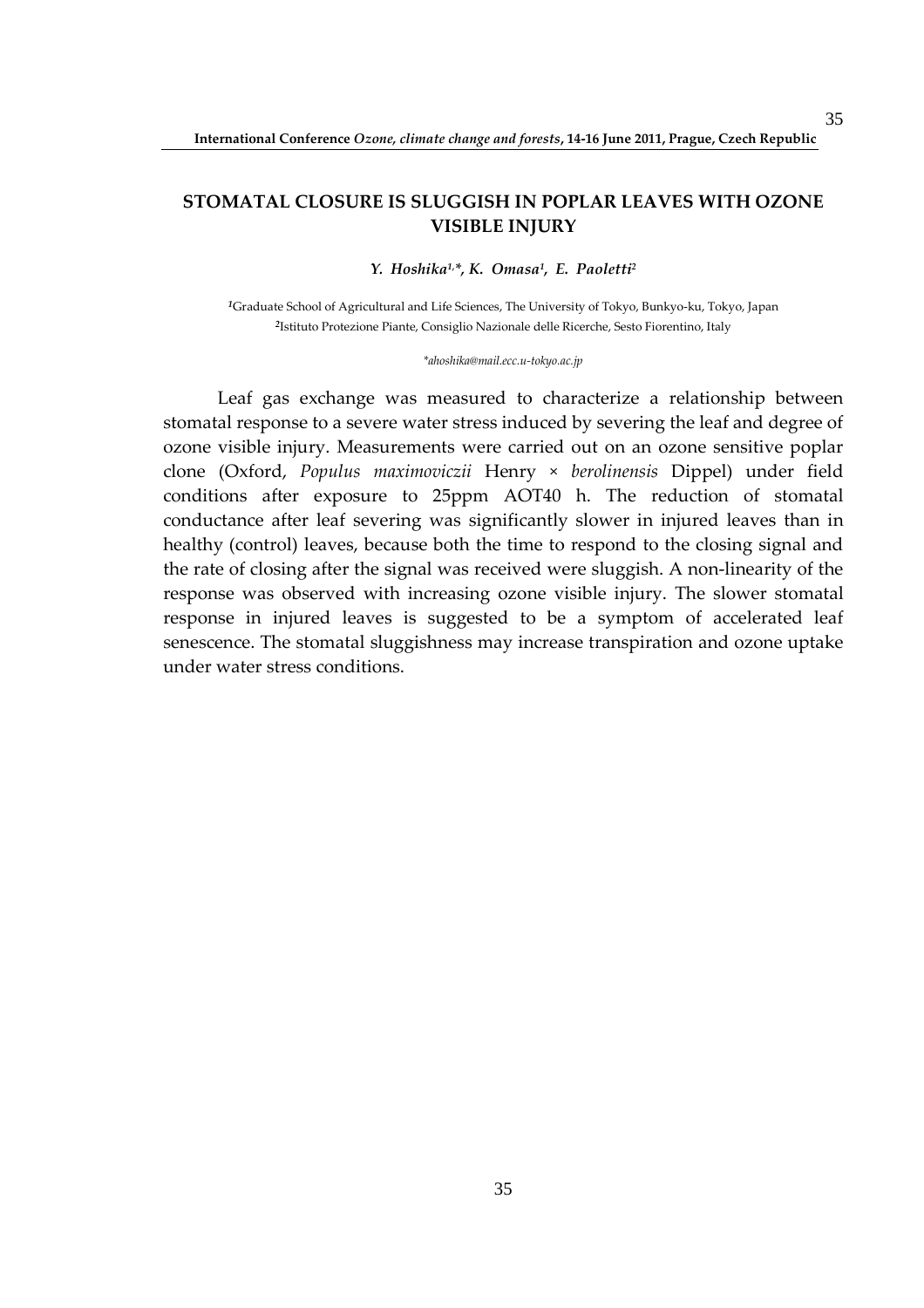## STOMATAL CLOSURE IS SLUGGISH IN POPLAR LEAVES WITH OZONE VISIBLE INJURY

***Y. Hoshika[1,*], K. Omasa[1], E. Paoletti[2]***

[1]Graduate School of Agricultural and Life Sciences, The University of Tokyo, Bunkyo-ku, Tokyo, Japan
[2]Istituto Protezione Piante, Consiglio Nazionale delle Ricerche, Sesto Fiorentino, Italy

*\*ahoshika@mail.ecc.u-tokyo.ac.jp*

Leaf gas exchange was measured to characterize a relationship between stomatal response to a severe water stress induced by severing the leaf and degree of ozone visible injury. Measurements were carried out on an ozone sensitive poplar clone (Oxford, *Populus maximoviczii* Henry × *berolinensis* Dippel) under field conditions after exposure to 25ppm AOT40 h. The reduction of stomatal conductance after leaf severing was significantly slower in injured leaves than in healthy (control) leaves, because both the time to respond to the closing signal and the rate of closing after the signal was received were sluggish. A non-linearity of the response was observed with increasing ozone visible injury. The slower stomatal response in injured leaves is suggested to be a symptom of accelerated leaf senescence. The stomatal sluggishness may increase transpiration and ozone uptake under water stress conditions.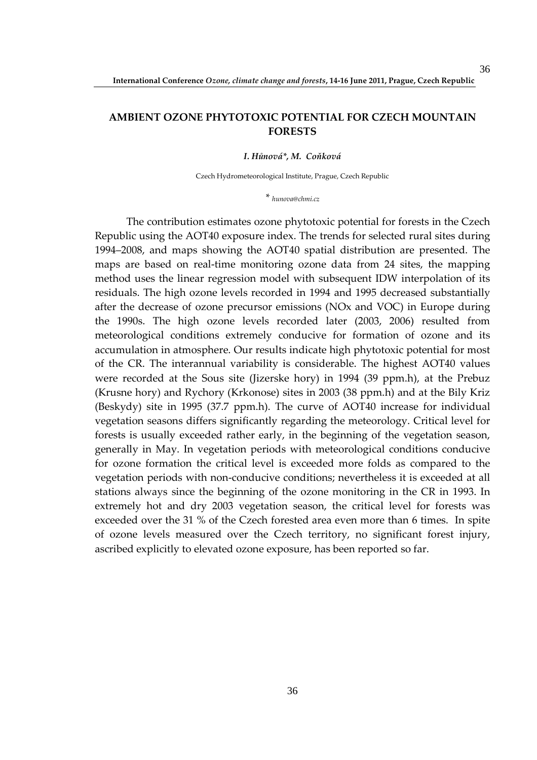# AMBIENT OZONE PHYTOTOXIC POTENTIAL FOR CZECH MOUNTAIN FORESTS

***I. Hůnová\*, M. Coňková***

Czech Hydrometeorological Institute, Prague, Czech Republic

\* *hunova@chmi.cz*

The contribution estimates ozone phytotoxic potential for forests in the Czech Republic using the AOT40 exposure index. The trends for selected rural sites during 1994–2008, and maps showing the AOT40 spatial distribution are presented. The maps are based on real-time monitoring ozone data from 24 sites, the mapping method uses the linear regression model with subsequent IDW interpolation of its residuals. The high ozone levels recorded in 1994 and 1995 decreased substantially after the decrease of ozone precursor emissions (NOx and VOC) in Europe during the 1990s. The high ozone levels recorded later (2003, 2006) resulted from meteorological conditions extremely conducive for formation of ozone and its accumulation in atmosphere. Our results indicate high phytotoxic potential for most of the CR. The interannual variability is considerable. The highest AOT40 values were recorded at the Sous site (Jizerske hory) in 1994 (39 ppm.h), at the Prebuz (Krusne hory) and Rychory (Krkonose) sites in 2003 (38 ppm.h) and at the Bily Kriz (Beskydy) site in 1995 (37.7 ppm.h). The curve of AOT40 increase for individual vegetation seasons differs significantly regarding the meteorology. Critical level for forests is usually exceeded rather early, in the beginning of the vegetation season, generally in May. In vegetation periods with meteorological conditions conducive for ozone formation the critical level is exceeded more folds as compared to the vegetation periods with non-conducive conditions; nevertheless it is exceeded at all stations always since the beginning of the ozone monitoring in the CR in 1993. In extremely hot and dry 2003 vegetation season, the critical level for forests was exceeded over the 31 % of the Czech forested area even more than 6 times. In spite of ozone levels measured over the Czech territory, no significant forest injury, ascribed explicitly to elevated ozone exposure, has been reported so far.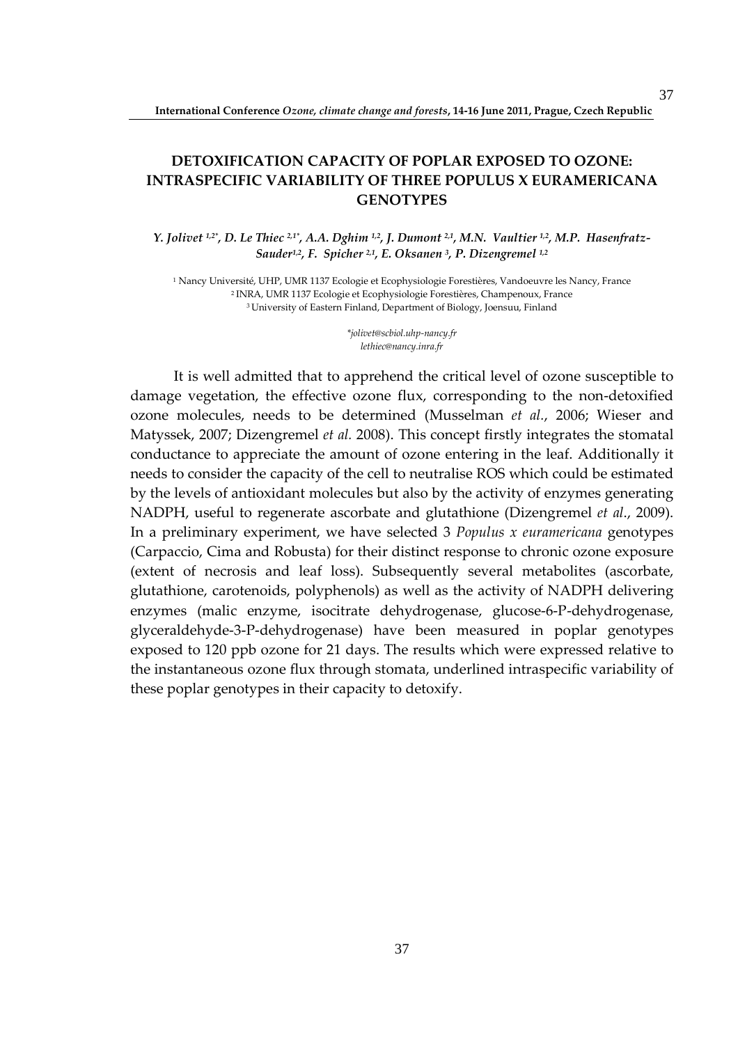# DETOXIFICATION CAPACITY OF POPLAR EXPOSED TO OZONE: INTRASPECIFIC VARIABILITY OF THREE POPULUS X EURAMERICANA GENOTYPES

***Y. Jolivet* [1,2*], *D. Le Thiec* [2,1*], *A.A. Dghim* [1,2], *J. Dumont* [2,1], *M.N. Vaultier* [1,2], *M.P. Hasenfratz-Sauder*[1,2], *F. Spicher* [2,1], *E. Oksanen* [3], *P. Dizengremel* [1,2]**

[1] Nancy Université, UHP, UMR 1137 Ecologie et Ecophysiologie Forestières, Vandoeuvre les Nancy, France
[2] INRA, UMR 1137 Ecologie et Ecophysiologie Forestières, Champenoux, France
[3] University of Eastern Finland, Department of Biology, Joensuu, Finland

*\*jolivet@scbiol.uhp-nancy.fr*
*lethiec@nancy.inra.fr*

It is well admitted that to apprehend the critical level of ozone susceptible to damage vegetation, the effective ozone flux, corresponding to the non-detoxified ozone molecules, needs to be determined (Musselman *et al.*, 2006; Wieser and Matyssek, 2007; Dizengremel *et al.* 2008). This concept firstly integrates the stomatal conductance to appreciate the amount of ozone entering in the leaf. Additionally it needs to consider the capacity of the cell to neutralise ROS which could be estimated by the levels of antioxidant molecules but also by the activity of enzymes generating NADPH, useful to regenerate ascorbate and glutathione (Dizengremel *et al*., 2009). In a preliminary experiment, we have selected 3 *Populus x euramericana* genotypes (Carpaccio, Cima and Robusta) for their distinct response to chronic ozone exposure (extent of necrosis and leaf loss). Subsequently several metabolites (ascorbate, glutathione, carotenoids, polyphenols) as well as the activity of NADPH delivering enzymes (malic enzyme, isocitrate dehydrogenase, glucose-6-P-dehydrogenase, glyceraldehyde-3-P-dehydrogenase) have been measured in poplar genotypes exposed to 120 ppb ozone for 21 days. The results which were expressed relative to the instantaneous ozone flux through stomata, underlined intraspecific variability of these poplar genotypes in their capacity to detoxify.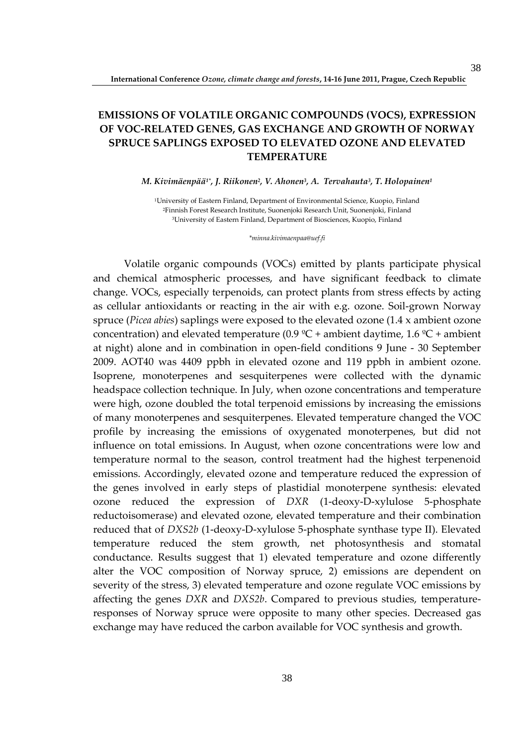## EMISSIONS OF VOLATILE ORGANIC COMPOUNDS (VOCS), EXPRESSION OF VOC-RELATED GENES, GAS EXCHANGE AND GROWTH OF NORWAY SPRUCE SAPLINGS EXPOSED TO ELEVATED OZONE AND ELEVATED TEMPERATURE

*M. Kivimäenpää[1*], J. Riikonen[2], V. Ahonen[3], A. Tervahauta[3], T. Holopainen[1]*

[1]University of Eastern Finland, Department of Environmental Science, Kuopio, Finland
[2]Finnish Forest Research Institute, Suonenjoki Research Unit, Suonenjoki, Finland
[3]University of Eastern Finland, Department of Biosciences, Kuopio, Finland

*\*minna.kivimaenpaa@uef.fi*

Volatile organic compounds (VOCs) emitted by plants participate physical and chemical atmospheric processes, and have significant feedback to climate change. VOCs, especially terpenoids, can protect plants from stress effects by acting as cellular antioxidants or reacting in the air with e.g. ozone. Soil-grown Norway spruce (*Picea abies*) saplings were exposed to the elevated ozone (1.4 x ambient ozone concentration) and elevated temperature (0.9 ºC + ambient daytime, 1.6 ºC + ambient at night) alone and in combination in open-field conditions 9 June - 30 September 2009. AOT40 was 4409 ppbh in elevated ozone and 119 ppbh in ambient ozone. Isoprene, monoterpenes and sesquiterpenes were collected with the dynamic headspace collection technique. In July, when ozone concentrations and temperature were high, ozone doubled the total terpenoid emissions by increasing the emissions of many monoterpenes and sesquiterpenes. Elevated temperature changed the VOC profile by increasing the emissions of oxygenated monoterpenes, but did not influence on total emissions. In August, when ozone concentrations were low and temperature normal to the season, control treatment had the highest terpenenoid emissions. Accordingly, elevated ozone and temperature reduced the expression of the genes involved in early steps of plastidial monoterpene synthesis: elevated ozone reduced the expression of *DXR* (1-deoxy-D-xylulose 5-phosphate reductoisomerase) and elevated ozone, elevated temperature and their combination reduced that of *DXS2b* (1-deoxy-D-xylulose 5-phosphate synthase type II). Elevated temperature reduced the stem growth, net photosynthesis and stomatal conductance. Results suggest that 1) elevated temperature and ozone differently alter the VOC composition of Norway spruce, 2) emissions are dependent on severity of the stress, 3) elevated temperature and ozone regulate VOC emissions by affecting the genes *DXR* and *DXS2b*. Compared to previous studies, temperature-responses of Norway spruce were opposite to many other species. Decreased gas exchange may have reduced the carbon available for VOC synthesis and growth.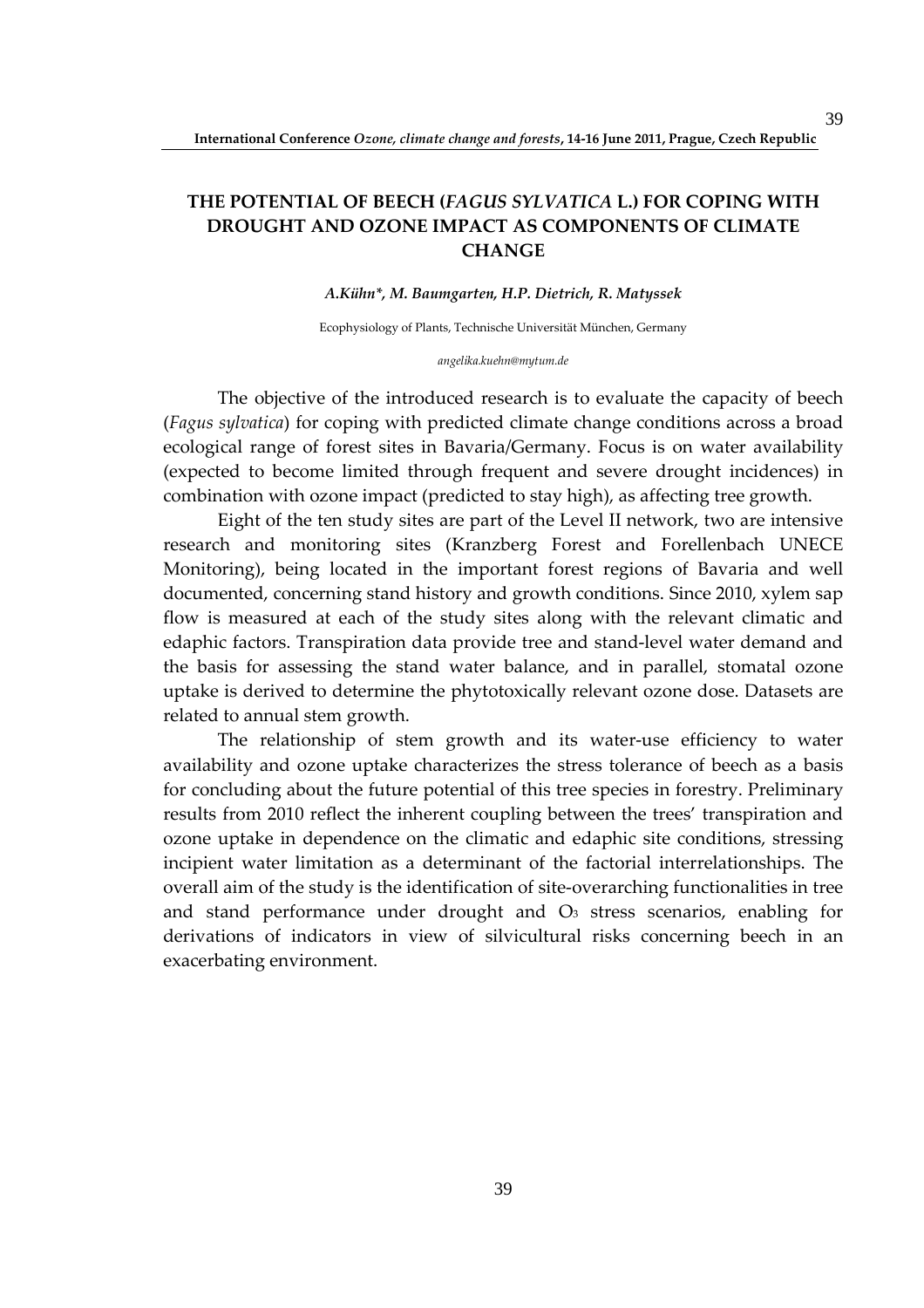# THE POTENTIAL OF BEECH (*FAGUS SYLVATICA* L.) FOR COPING WITH DROUGHT AND OZONE IMPACT AS COMPONENTS OF CLIMATE CHANGE

***A.Kühn\*, M. Baumgarten, H.P. Dietrich, R. Matyssek***

Ecophysiology of Plants, Technische Universität München, Germany

*angelika.kuehn@mytum.de*

The objective of the introduced research is to evaluate the capacity of beech (*Fagus sylvatica*) for coping with predicted climate change conditions across a broad ecological range of forest sites in Bavaria/Germany. Focus is on water availability (expected to become limited through frequent and severe drought incidences) in combination with ozone impact (predicted to stay high), as affecting tree growth.

Eight of the ten study sites are part of the Level II network, two are intensive research and monitoring sites (Kranzberg Forest and Forellenbach UNECE Monitoring), being located in the important forest regions of Bavaria and well documented, concerning stand history and growth conditions. Since 2010, xylem sap flow is measured at each of the study sites along with the relevant climatic and edaphic factors. Transpiration data provide tree and stand-level water demand and the basis for assessing the stand water balance, and in parallel, stomatal ozone uptake is derived to determine the phytotoxically relevant ozone dose. Datasets are related to annual stem growth.

The relationship of stem growth and its water-use efficiency to water availability and ozone uptake characterizes the stress tolerance of beech as a basis for concluding about the future potential of this tree species in forestry. Preliminary results from 2010 reflect the inherent coupling between the trees' transpiration and ozone uptake in dependence on the climatic and edaphic site conditions, stressing incipient water limitation as a determinant of the factorial interrelationships. The overall aim of the study is the identification of site-overarching functionalities in tree and stand performance under drought and $O_3$ stress scenarios, enabling for derivations of indicators in view of silvicultural risks concerning beech in an exacerbating environment.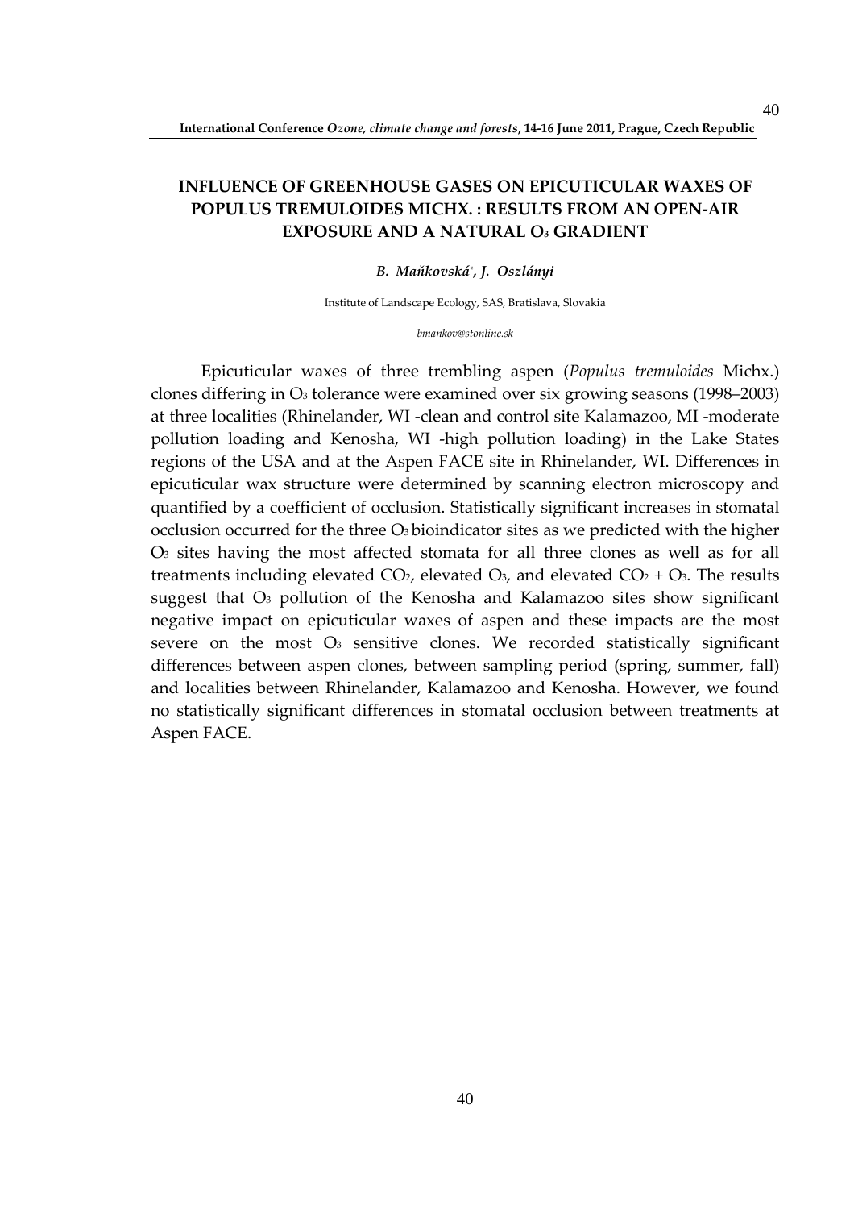## INFLUENCE OF GREENHOUSE GASES ON EPICUTICULAR WAXES OF POPULUS TREMULOIDES MICHX. : RESULTS FROM AN OPEN-AIR EXPOSURE AND A NATURAL $O_3$ GRADIENT

***B. Maňkovská*[\*]*, J. Oszlányi***

Institute of Landscape Ecology, SAS, Bratislava, Slovakia

*bmankov@stonline.sk*

Epicuticular waxes of three trembling aspen (*Populus tremuloides* Michx.) clones differing in $O_3$ tolerance were examined over six growing seasons (1998–2003) at three localities (Rhinelander, WI -clean and control site Kalamazoo, MI -moderate pollution loading and Kenosha, WI -high pollution loading) in the Lake States regions of the USA and at the Aspen FACE site in Rhinelander, WI. Differences in epicuticular wax structure were determined by scanning electron microscopy and quantified by a coefficient of occlusion. Statistically significant increases in stomatal occlusion occurred for the three $O_3$ bioindicator sites as we predicted with the higher $O_3$ sites having the most affected stomata for all three clones as well as for all treatments including elevated $CO_2$, elevated $O_3$, and elevated $CO_2$ + $O_3$. The results suggest that $O_3$ pollution of the Kenosha and Kalamazoo sites show significant negative impact on epicuticular waxes of aspen and these impacts are the most severe on the most $O_3$ sensitive clones. We recorded statistically significant differences between aspen clones, between sampling period (spring, summer, fall) and localities between Rhinelander, Kalamazoo and Kenosha. However, we found no statistically significant differences in stomatal occlusion between treatments at Aspen FACE.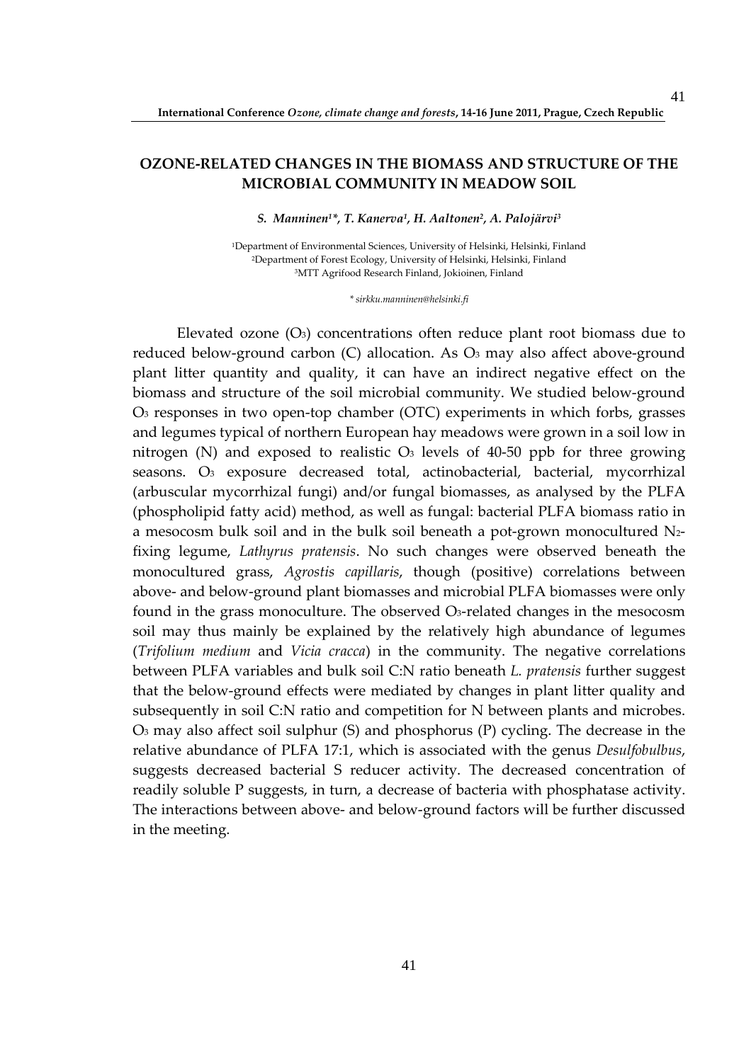## OZONE-RELATED CHANGES IN THE BIOMASS AND STRUCTURE OF THE MICROBIAL COMMUNITY IN MEADOW SOIL

***S. Manninen[1]\*, T. Kanerva[1], H. Aaltonen[2], A. Palojärvi[3]***

[1]Department of Environmental Sciences, University of Helsinki, Helsinki, Finland
[2]Department of Forest Ecology, University of Helsinki, Helsinki, Finland
[3]MTT Agrifood Research Finland, Jokioinen, Finland

*\* sirkku.manninen@helsinki.fi*

Elevated ozone ($O_3$) concentrations often reduce plant root biomass due to reduced below-ground carbon (C) allocation. As $O_3$ may also affect above-ground plant litter quantity and quality, it can have an indirect negative effect on the biomass and structure of the soil microbial community. We studied below-ground $O_3$ responses in two open-top chamber (OTC) experiments in which forbs, grasses and legumes typical of northern European hay meadows were grown in a soil low in nitrogen (N) and exposed to realistic $O_3$ levels of 40-50 ppb for three growing seasons. $O_3$ exposure decreased total, actinobacterial, bacterial, mycorrhizal (arbuscular mycorrhizal fungi) and/or fungal biomasses, as analysed by the PLFA (phospholipid fatty acid) method, as well as fungal: bacterial PLFA biomass ratio in a mesocosm bulk soil and in the bulk soil beneath a pot-grown monocultured $N_2$-fixing legume, *Lathyrus pratensis*. No such changes were observed beneath the monocultured grass, *Agrostis capillaris*, though (positive) correlations between above- and below-ground plant biomasses and microbial PLFA biomasses were only found in the grass monoculture. The observed $O_3$-related changes in the mesocosm soil may thus mainly be explained by the relatively high abundance of legumes (*Trifolium medium* and *Vicia cracca*) in the community. The negative correlations between PLFA variables and bulk soil C:N ratio beneath *L. pratensis* further suggest that the below-ground effects were mediated by changes in plant litter quality and subsequently in soil C:N ratio and competition for N between plants and microbes. $O_3$ may also affect soil sulphur (S) and phosphorus (P) cycling. The decrease in the relative abundance of PLFA 17:1, which is associated with the genus *Desulfobulbus*, suggests decreased bacterial S reducer activity. The decreased concentration of readily soluble P suggests, in turn, a decrease of bacteria with phosphatase activity. The interactions between above- and below-ground factors will be further discussed in the meeting.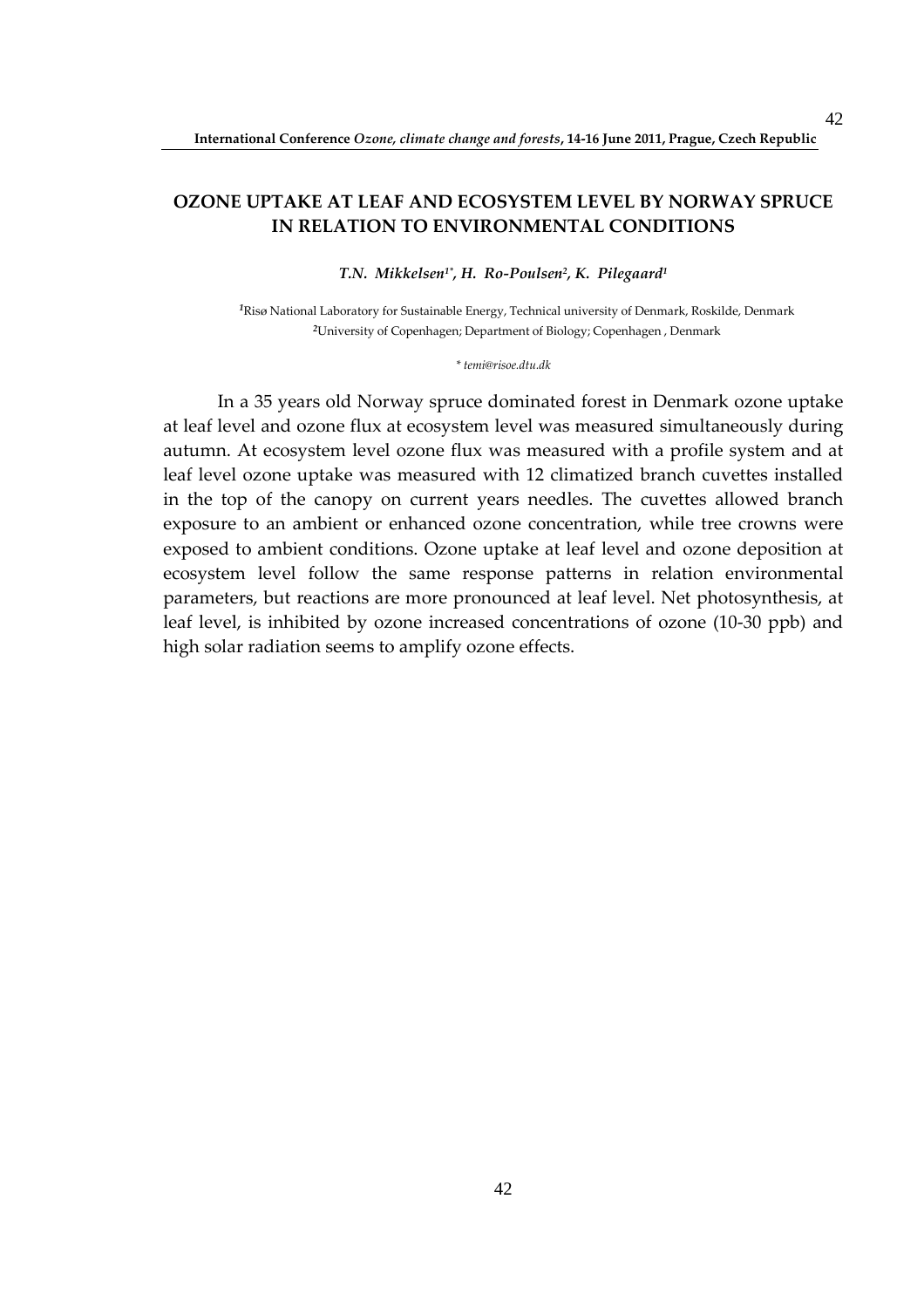## OZONE UPTAKE AT LEAF AND ECOSYSTEM LEVEL BY NORWAY SPRUCE IN RELATION TO ENVIRONMENTAL CONDITIONS

***T.N. Mikkelsen[1*], H. Ro-Poulsen[2], K. Pilegaard[1]***

[1]Risø National Laboratory for Sustainable Energy, Technical university of Denmark, Roskilde, Denmark
[2]University of Copenhagen; Department of Biology; Copenhagen , Denmark

*\* temi@risoe.dtu.dk*

In a 35 years old Norway spruce dominated forest in Denmark ozone uptake at leaf level and ozone flux at ecosystem level was measured simultaneously during autumn. At ecosystem level ozone flux was measured with a profile system and at leaf level ozone uptake was measured with 12 climatized branch cuvettes installed in the top of the canopy on current years needles. The cuvettes allowed branch exposure to an ambient or enhanced ozone concentration, while tree crowns were exposed to ambient conditions. Ozone uptake at leaf level and ozone deposition at ecosystem level follow the same response patterns in relation environmental parameters, but reactions are more pronounced at leaf level. Net photosynthesis, at leaf level, is inhibited by ozone increased concentrations of ozone (10-30 ppb) and high solar radiation seems to amplify ozone effects.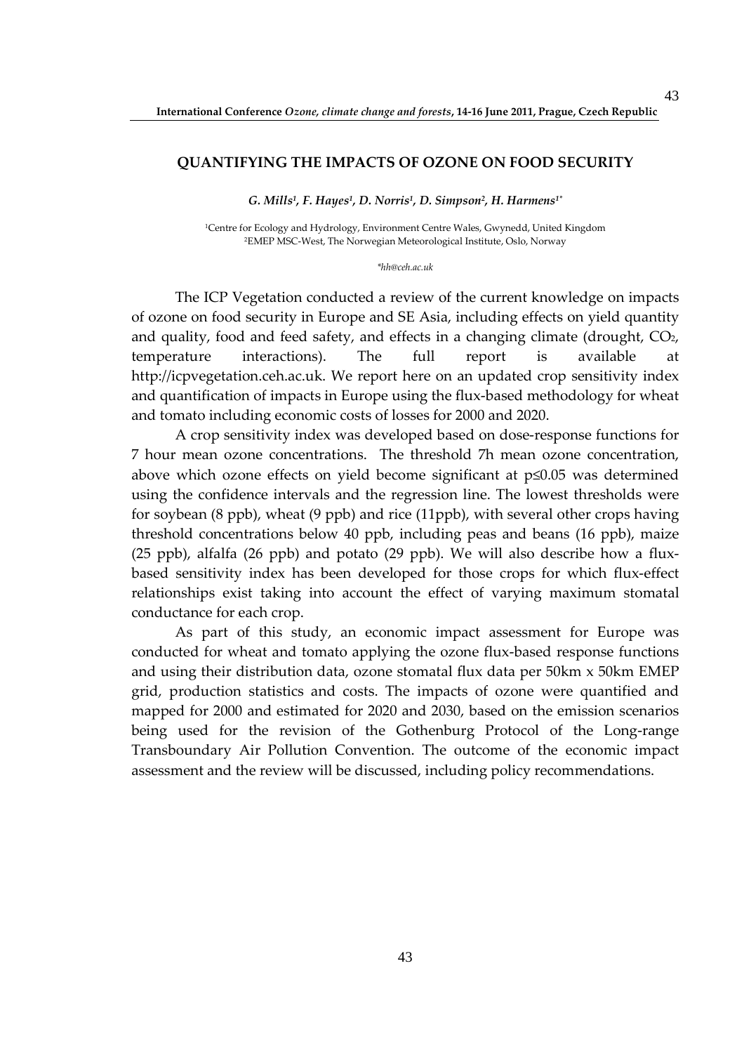## QUANTIFYING THE IMPACTS OF OZONE ON FOOD SECURITY

*G. Mills[1], F. Hayes[1], D. Norris[1], D. Simpson[2], H. Harmens[1\*]*

[1]Centre for Ecology and Hydrology, Environment Centre Wales, Gwynedd, United Kingdom
[2]EMEP MSC-West, The Norwegian Meteorological Institute, Oslo, Norway

*\*hh@ceh.ac.uk*

The ICP Vegetation conducted a review of the current knowledge on impacts of ozone on food security in Europe and SE Asia, including effects on yield quantity and quality, food and feed safety, and effects in a changing climate (drought, $CO_2$, temperature interactions). The full report is available at http://icpvegetation.ceh.ac.uk. We report here on an updated crop sensitivity index and quantification of impacts in Europe using the flux-based methodology for wheat and tomato including economic costs of losses for 2000 and 2020.

A crop sensitivity index was developed based on dose-response functions for 7 hour mean ozone concentrations. The threshold 7h mean ozone concentration, above which ozone effects on yield become significant at $p \leq 0.05$ was determined using the confidence intervals and the regression line. The lowest thresholds were for soybean (8 ppb), wheat (9 ppb) and rice (11ppb), with several other crops having threshold concentrations below 40 ppb, including peas and beans (16 ppb), maize (25 ppb), alfalfa (26 ppb) and potato (29 ppb). We will also describe how a flux-based sensitivity index has been developed for those crops for which flux-effect relationships exist taking into account the effect of varying maximum stomatal conductance for each crop.

As part of this study, an economic impact assessment for Europe was conducted for wheat and tomato applying the ozone flux-based response functions and using their distribution data, ozone stomatal flux data per 50km x 50km EMEP grid, production statistics and costs. The impacts of ozone were quantified and mapped for 2000 and estimated for 2020 and 2030, based on the emission scenarios being used for the revision of the Gothenburg Protocol of the Long-range Transboundary Air Pollution Convention. The outcome of the economic impact assessment and the review will be discussed, including policy recommendations.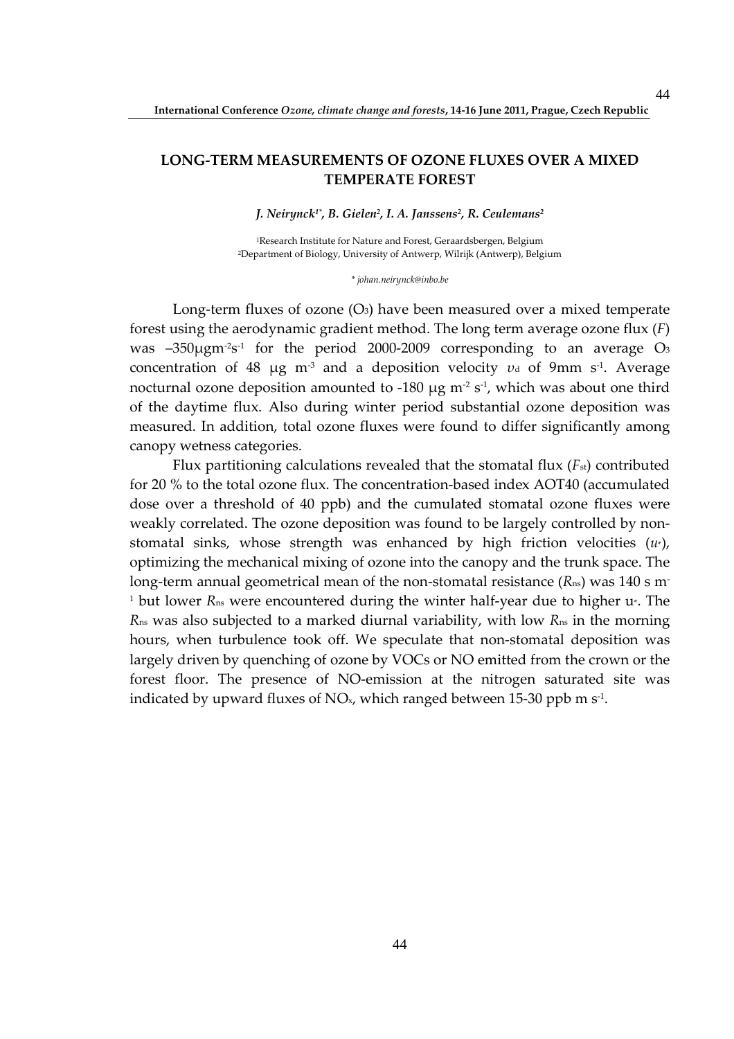# LONG-TERM MEASUREMENTS OF OZONE FLUXES OVER A MIXED TEMPERATE FOREST

***J. Neirynck[1*], B. Gielen[2], I. A. Janssens[2], R. Ceulemans[2]***

[1]Research Institute for Nature and Forest, Geraardsbergen, Belgium
[2]Department of Biology, University of Antwerp, Wilrijk (Antwerp), Belgium

*\* johan.neirynck@inbo.be*

Long-term fluxes of ozone ($O_3$) have been measured over a mixed temperate forest using the aerodynamic gradient method. The long term average ozone flux ($F$) was $-350 \mu g m^{-2} s^{-1}$ for the period 2000-2009 corresponding to an average $O_3$ concentration of 48 $\mu g$ $m^{-3}$ and a deposition velocity $v_d$ of 9mm $s^{-1}$. Average nocturnal ozone deposition amounted to -180 $\mu g$ $m^{-2}$ $s^{-1}$, which was about one third of the daytime flux. Also during winter period substantial ozone deposition was measured. In addition, total ozone fluxes were found to differ significantly among canopy wetness categories.

Flux partitioning calculations revealed that the stomatal flux ($F_{st}$) contributed for 20 % to the total ozone flux. The concentration-based index AOT40 (accumulated dose over a threshold of 40 ppb) and the cumulated stomatal ozone fluxes were weakly correlated. The ozone deposition was found to be largely controlled by non-stomatal sinks, whose strength was enhanced by high friction velocities ($u_*$), optimizing the mechanical mixing of ozone into the canopy and the trunk space. The long-term annual geometrical mean of the non-stomatal resistance ($R_{ns}$) was 140 s $m^{-1}$ but lower $R_{ns}$ were encountered during the winter half-year due to higher $u_*$. The $R_{ns}$ was also subjected to a marked diurnal variability, with low $R_{ns}$ in the morning hours, when turbulence took off. We speculate that non-stomatal deposition was largely driven by quenching of ozone by VOCs or NO emitted from the crown or the forest floor. The presence of NO-emission at the nitrogen saturated site was indicated by upward fluxes of $NO_x$, which ranged between 15-30 ppb m $s^{-1}$.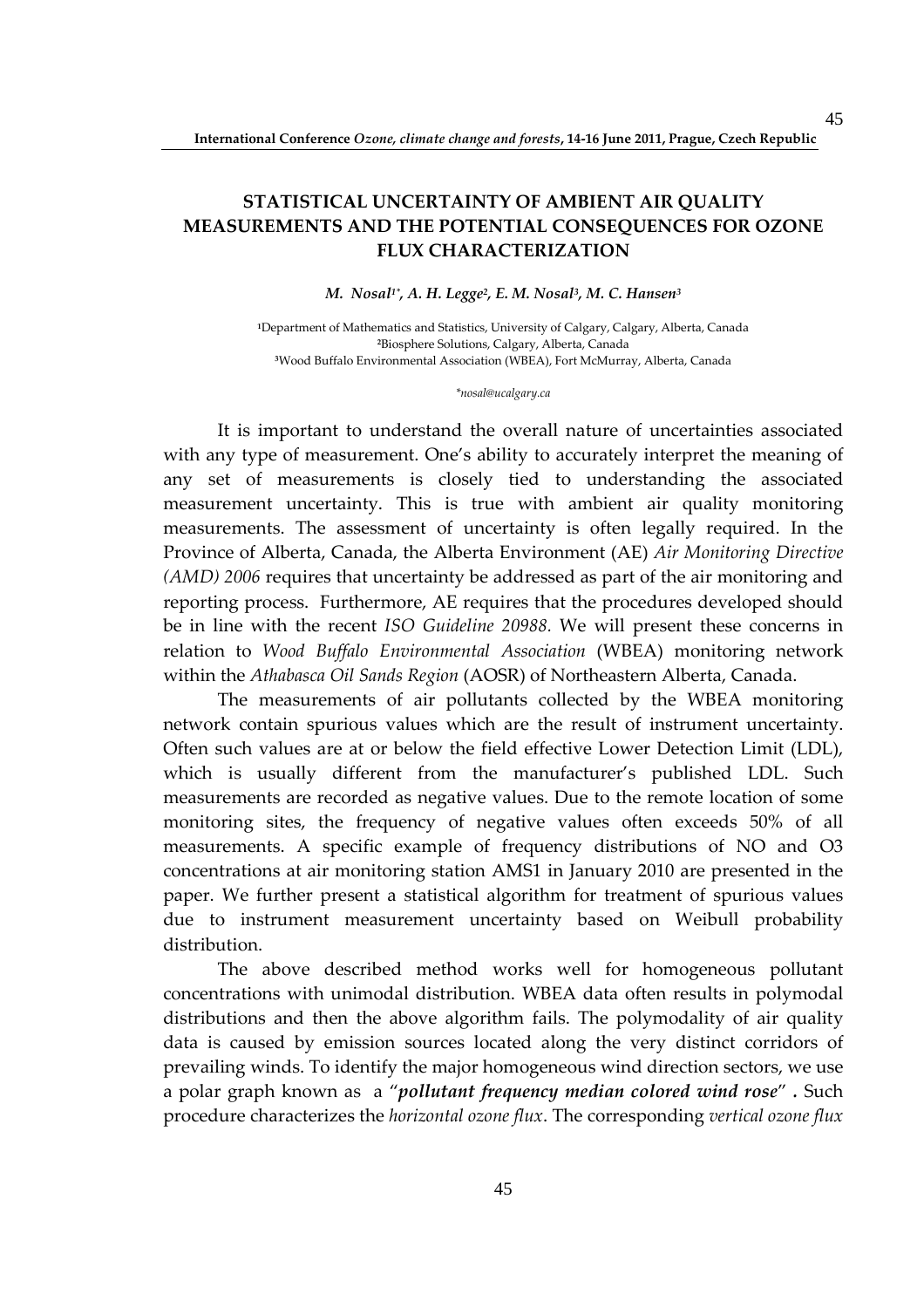# STATISTICAL UNCERTAINTY OF AMBIENT AIR QUALITY MEASUREMENTS AND THE POTENTIAL CONSEQUENCES FOR OZONE FLUX CHARACTERIZATION

***M. Nosal[1\*], A. H. Legge[2], E. M. Nosal[3], M. C. Hansen[3]***

[1]Department of Mathematics and Statistics, University of Calgary, Calgary, Alberta, Canada
[2]Biosphere Solutions, Calgary, Alberta, Canada
[3]Wood Buffalo Environmental Association (WBEA), Fort McMurray, Alberta, Canada

*\*nosal@ucalgary.ca*

It is important to understand the overall nature of uncertainties associated with any type of measurement. One's ability to accurately interpret the meaning of any set of measurements is closely tied to understanding the associated measurement uncertainty. This is true with ambient air quality monitoring measurements. The assessment of uncertainty is often legally required. In the Province of Alberta, Canada, the Alberta Environment (AE) *Air Monitoring Directive (AMD) 2006* requires that uncertainty be addressed as part of the air monitoring and reporting process. Furthermore, AE requires that the procedures developed should be in line with the recent *ISO Guideline 20988*. We will present these concerns in relation to *Wood Buffalo Environmental Association* (WBEA) monitoring network within the *Athabasca Oil Sands Region* (AOSR) of Northeastern Alberta, Canada.

The measurements of air pollutants collected by the WBEA monitoring network contain spurious values which are the result of instrument uncertainty. Often such values are at or below the field effective Lower Detection Limit (LDL), which is usually different from the manufacturer's published LDL. Such measurements are recorded as negative values. Due to the remote location of some monitoring sites, the frequency of negative values often exceeds 50% of all measurements. A specific example of frequency distributions of NO and O3 concentrations at air monitoring station AMS1 in January 2010 are presented in the paper. We further present a statistical algorithm for treatment of spurious values due to instrument measurement uncertainty based on Weibull probability distribution.

The above described method works well for homogeneous pollutant concentrations with unimodal distribution. WBEA data often results in polymodal distributions and then the above algorithm fails. The polymodality of air quality data is caused by emission sources located along the very distinct corridors of prevailing winds. To identify the major homogeneous wind direction sectors, we use a polar graph known as a "***pollutant frequency median colored wind rose***" . Such procedure characterizes the *horizontal ozone flux*. The corresponding *vertical ozone flux*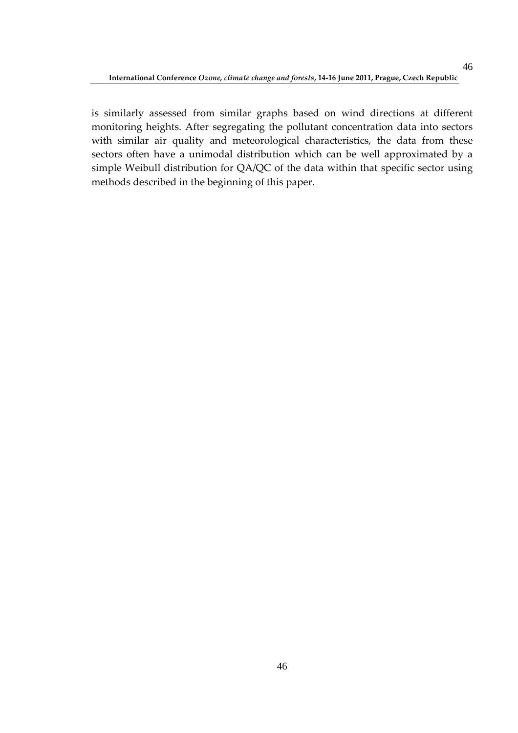is similarly assessed from similar graphs based on wind directions at different monitoring heights. After segregating the pollutant concentration data into sectors with similar air quality and meteorological characteristics, the data from these sectors often have a unimodal distribution which can be well approximated by a simple Weibull distribution for QA/QC of the data within that specific sector using methods described in the beginning of this paper.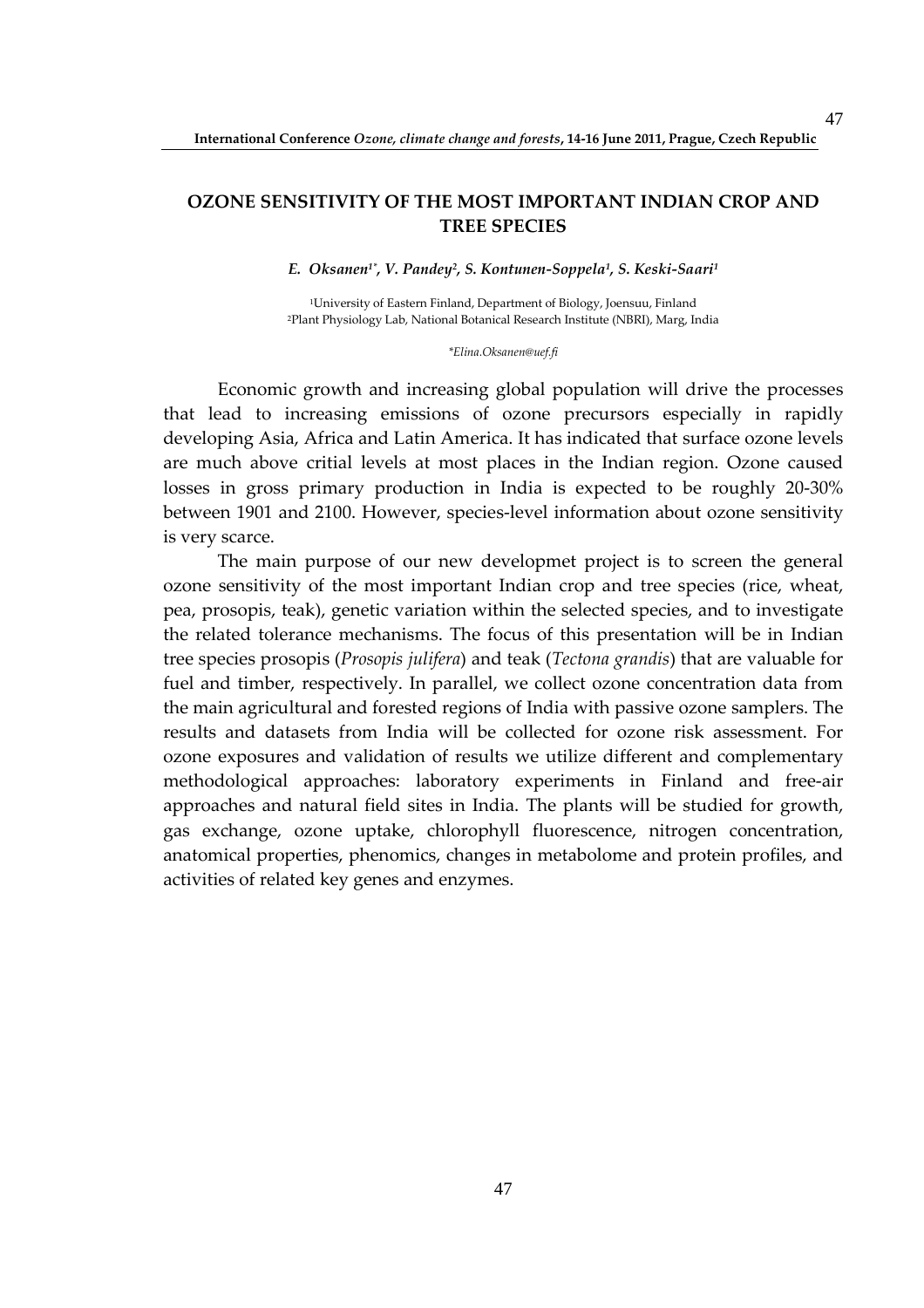# OZONE SENSITIVITY OF THE MOST IMPORTANT INDIAN CROP AND TREE SPECIES

***E. Oksanen[1*], V. Pandey[2], S. Kontunen-Soppela[1], S. Keski-Saari[1]***

[1]University of Eastern Finland, Department of Biology, Joensuu, Finland
[2]Plant Physiology Lab, National Botanical Research Institute (NBRI), Marg, India

*\*Elina.Oksanen@uef.fi*

Economic growth and increasing global population will drive the processes that lead to increasing emissions of ozone precursors especially in rapidly developing Asia, Africa and Latin America. It has indicated that surface ozone levels are much above critial levels at most places in the Indian region. Ozone caused losses in gross primary production in India is expected to be roughly 20-30% between 1901 and 2100. However, species-level information about ozone sensitivity is very scarce.

The main purpose of our new developmet project is to screen the general ozone sensitivity of the most important Indian crop and tree species (rice, wheat, pea, prosopis, teak), genetic variation within the selected species, and to investigate the related tolerance mechanisms. The focus of this presentation will be in Indian tree species prosopis (*Prosopis julifera*) and teak (*Tectona grandis*) that are valuable for fuel and timber, respectively. In parallel, we collect ozone concentration data from the main agricultural and forested regions of India with passive ozone samplers. The results and datasets from India will be collected for ozone risk assessment. For ozone exposures and validation of results we utilize different and complementary methodological approaches: laboratory experiments in Finland and free-air approaches and natural field sites in India. The plants will be studied for growth, gas exchange, ozone uptake, chlorophyll fluorescence, nitrogen concentration, anatomical properties, phenomics, changes in metabolome and protein profiles, and activities of related key genes and enzymes.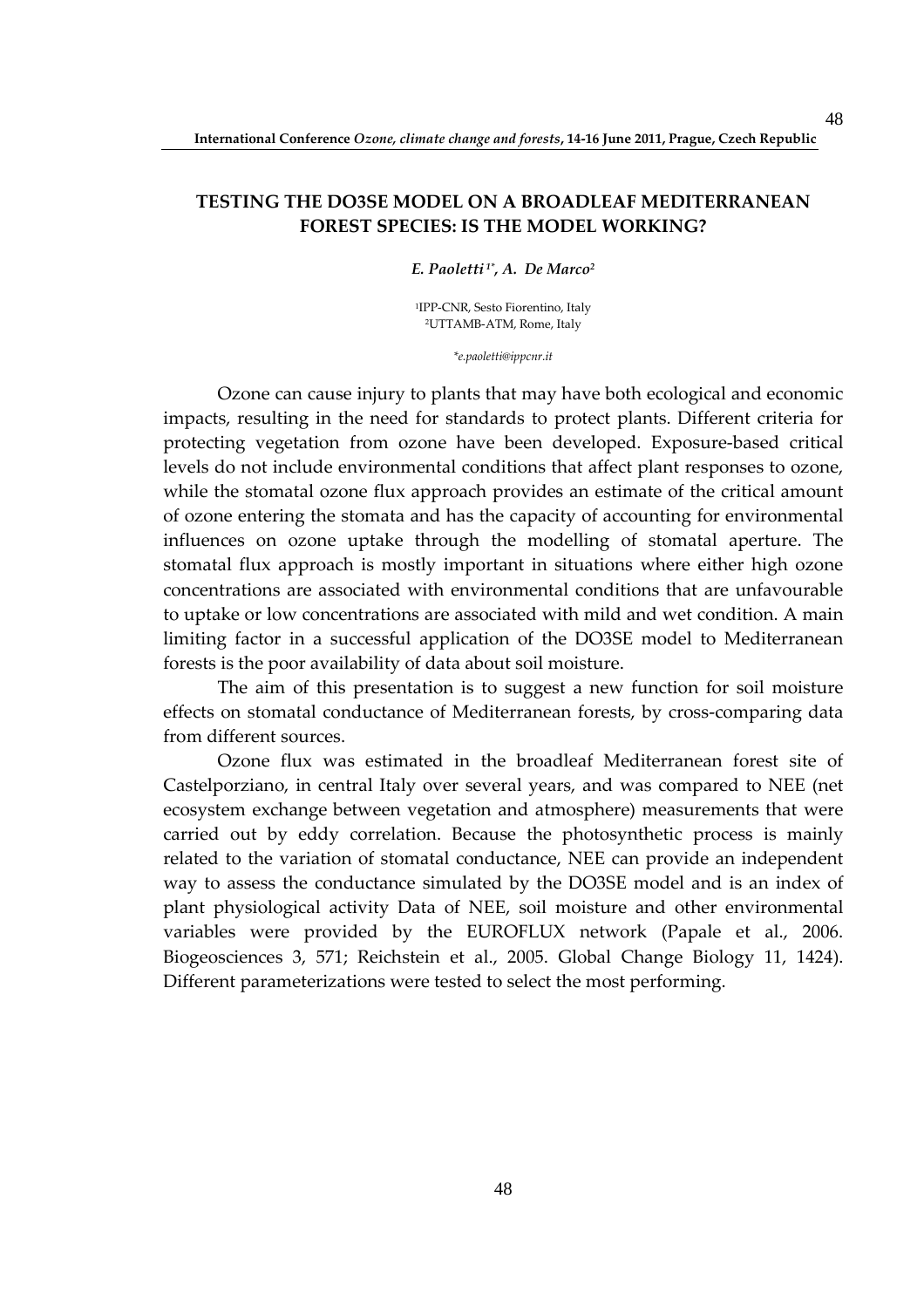## TESTING THE DO3SE MODEL ON A BROADLEAF MEDITERRANEAN FOREST SPECIES: IS THE MODEL WORKING?

*E. Paoletti*[1*], *A. De Marco*[2]

[1]IPP-CNR, Sesto Fiorentino, Italy
[2]UTTAMB-ATM, Rome, Italy

*\*e.paoletti@ippcnr.it*

Ozone can cause injury to plants that may have both ecological and economic impacts, resulting in the need for standards to protect plants. Different criteria for protecting vegetation from ozone have been developed. Exposure-based critical levels do not include environmental conditions that affect plant responses to ozone, while the stomatal ozone flux approach provides an estimate of the critical amount of ozone entering the stomata and has the capacity of accounting for environmental influences on ozone uptake through the modelling of stomatal aperture. The stomatal flux approach is mostly important in situations where either high ozone concentrations are associated with environmental conditions that are unfavourable to uptake or low concentrations are associated with mild and wet condition. A main limiting factor in a successful application of the DO3SE model to Mediterranean forests is the poor availability of data about soil moisture.

The aim of this presentation is to suggest a new function for soil moisture effects on stomatal conductance of Mediterranean forests, by cross-comparing data from different sources.

Ozone flux was estimated in the broadleaf Mediterranean forest site of Castelporziano, in central Italy over several years, and was compared to NEE (net ecosystem exchange between vegetation and atmosphere) measurements that were carried out by eddy correlation. Because the photosynthetic process is mainly related to the variation of stomatal conductance, NEE can provide an independent way to assess the conductance simulated by the DO3SE model and is an index of plant physiological activity Data of NEE, soil moisture and other environmental variables were provided by the EUROFLUX network (Papale et al., 2006. Biogeosciences 3, 571; Reichstein et al., 2005. Global Change Biology 11, 1424). Different parameterizations were tested to select the most performing.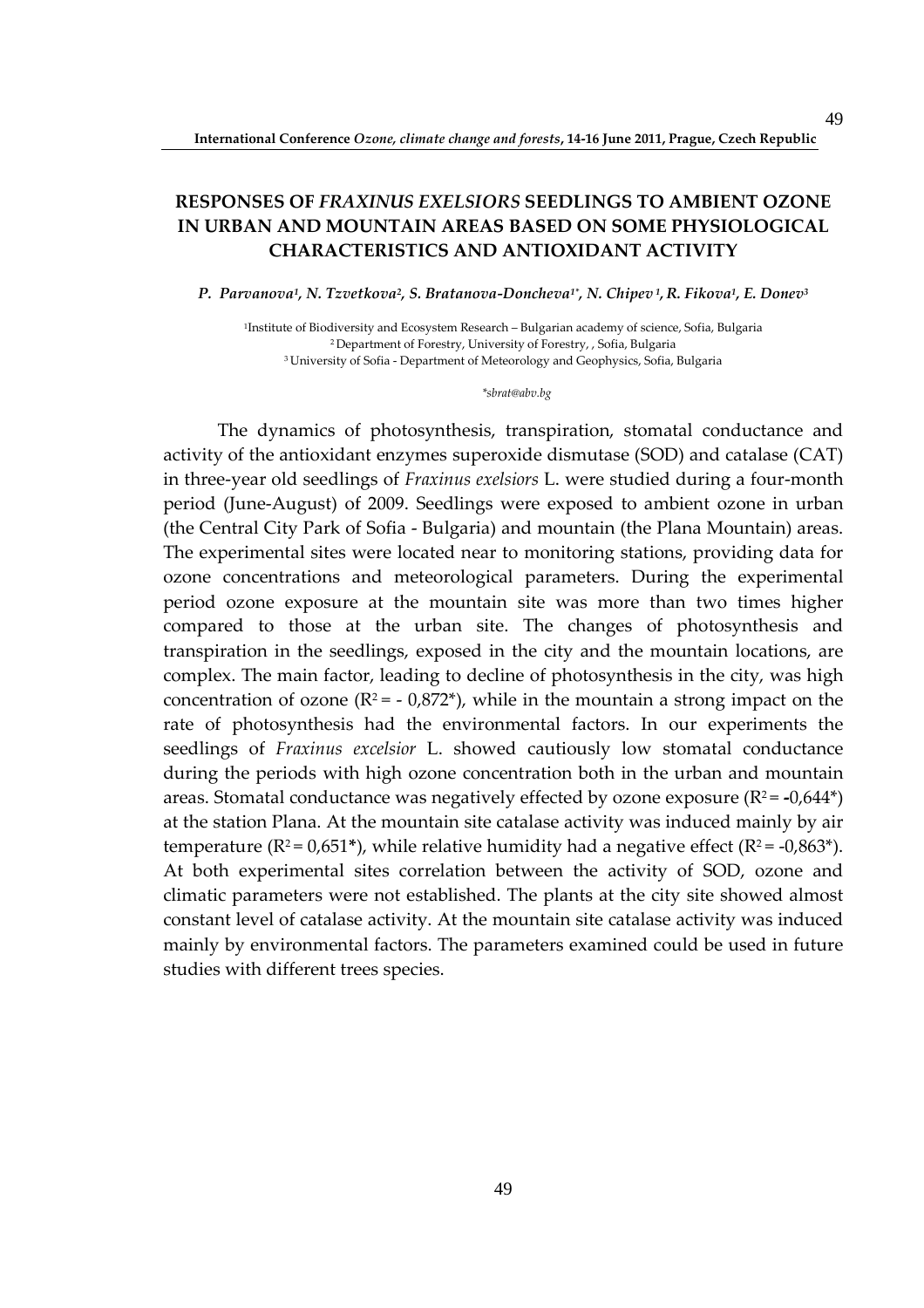# RESPONSES OF *FRAXINUS EXELSIORS* SEEDLINGS TO AMBIENT OZONE IN URBAN AND MOUNTAIN AREAS BASED ON SOME PHYSIOLOGICAL CHARACTERISTICS AND ANTIOXIDANT ACTIVITY

*P. Parvanova[1], N. Tzvetkova[2], S. Bratanova-Doncheva[1*], N. Chipev [1], R. Fikova[1], E. Donev[3]*

[1]Institute of Biodiversity and Ecosystem Research – Bulgarian academy of science, Sofia, Bulgaria
[2] Department of Forestry, University of Forestry, , Sofia, Bulgaria
[3] University of Sofia - Department of Meteorology and Geophysics, Sofia, Bulgaria

*\*sbrat@abv.bg*

The dynamics of photosynthesis, transpiration, stomatal conductance and activity of the antioxidant enzymes superoxide dismutase (SOD) and catalase (CAT) in three-year old seedlings of *Fraxinus exelsiors* L. were studied during a four-month period (June-August) of 2009. Seedlings were exposed to ambient ozone in urban (the Central City Park of Sofia - Bulgaria) and mountain (the Plana Mountain) areas. The experimental sites were located near to monitoring stations, providing data for ozone concentrations and meteorological parameters. During the experimental period ozone exposure at the mountain site was more than two times higher compared to those at the urban site. The changes of photosynthesis and transpiration in the seedlings, exposed in the city and the mountain locations, are complex. The main factor, leading to decline of photosynthesis in the city, was high concentration of ozone ($R^2 = -0{,}872^*$), while in the mountain a strong impact on the rate of photosynthesis had the environmental factors. In our experiments the seedlings of *Fraxinus excelsior* L. showed cautiously low stomatal conductance during the periods with high ozone concentration both in the urban and mountain areas. Stomatal conductance was negatively effected by ozone exposure ($R^2 = -0{,}644^*$) at the station Plana. At the mountain site catalase activity was induced mainly by air temperature ($R^2 = 0{,}651^*$), while relative humidity had a negative effect ($R^2 = -0{,}863^*$). At both experimental sites correlation between the activity of SOD, ozone and climatic parameters were not established. The plants at the city site showed almost constant level of catalase activity. At the mountain site catalase activity was induced mainly by environmental factors. The parameters examined could be used in future studies with different trees species.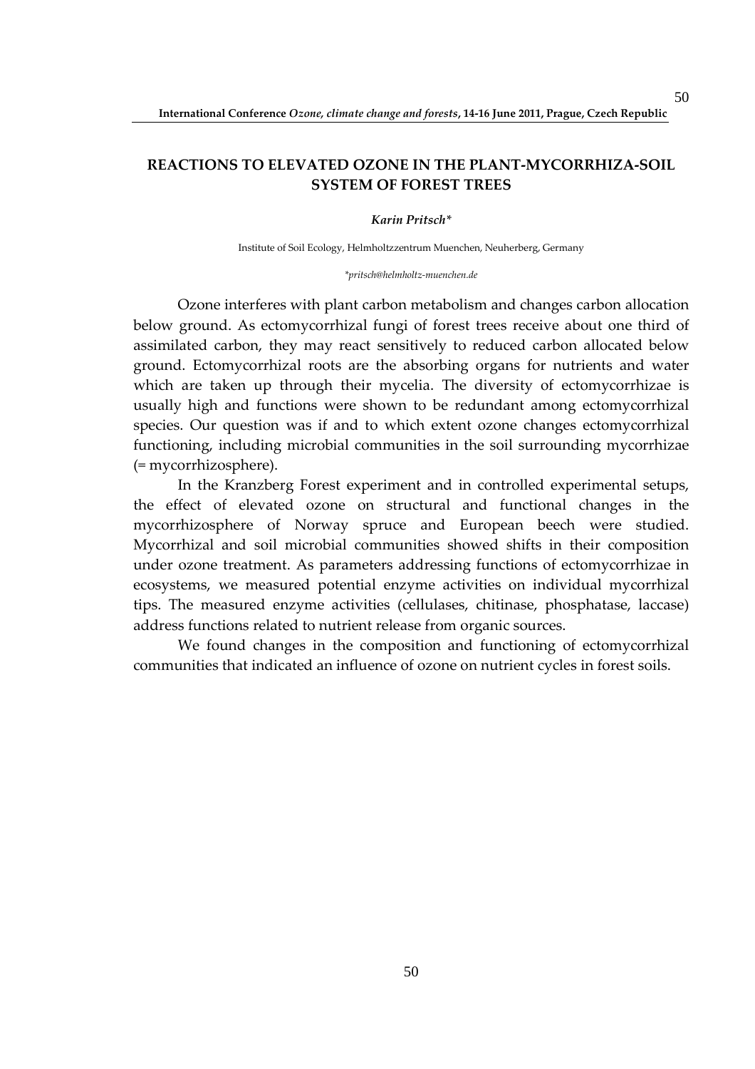## REACTIONS TO ELEVATED OZONE IN THE PLANT-MYCORRHIZA-SOIL SYSTEM OF FOREST TREES

***Karin Pritsch****

Institute of Soil Ecology, Helmholtzzentrum Muenchen, Neuherberg, Germany

**pritsch@helmholtz-muenchen.de*

Ozone interferes with plant carbon metabolism and changes carbon allocation below ground. As ectomycorrhizal fungi of forest trees receive about one third of assimilated carbon, they may react sensitively to reduced carbon allocated below ground. Ectomycorrhizal roots are the absorbing organs for nutrients and water which are taken up through their mycelia. The diversity of ectomycorrhizae is usually high and functions were shown to be redundant among ectomycorrhizal species. Our question was if and to which extent ozone changes ectomycorrhizal functioning, including microbial communities in the soil surrounding mycorrhizae (= mycorrhizosphere).

In the Kranzberg Forest experiment and in controlled experimental setups, the effect of elevated ozone on structural and functional changes in the mycorrhizosphere of Norway spruce and European beech were studied. Mycorrhizal and soil microbial communities showed shifts in their composition under ozone treatment. As parameters addressing functions of ectomycorrhizae in ecosystems, we measured potential enzyme activities on individual mycorrhizal tips. The measured enzyme activities (cellulases, chitinase, phosphatase, laccase) address functions related to nutrient release from organic sources.

We found changes in the composition and functioning of ectomycorrhizal communities that indicated an influence of ozone on nutrient cycles in forest soils.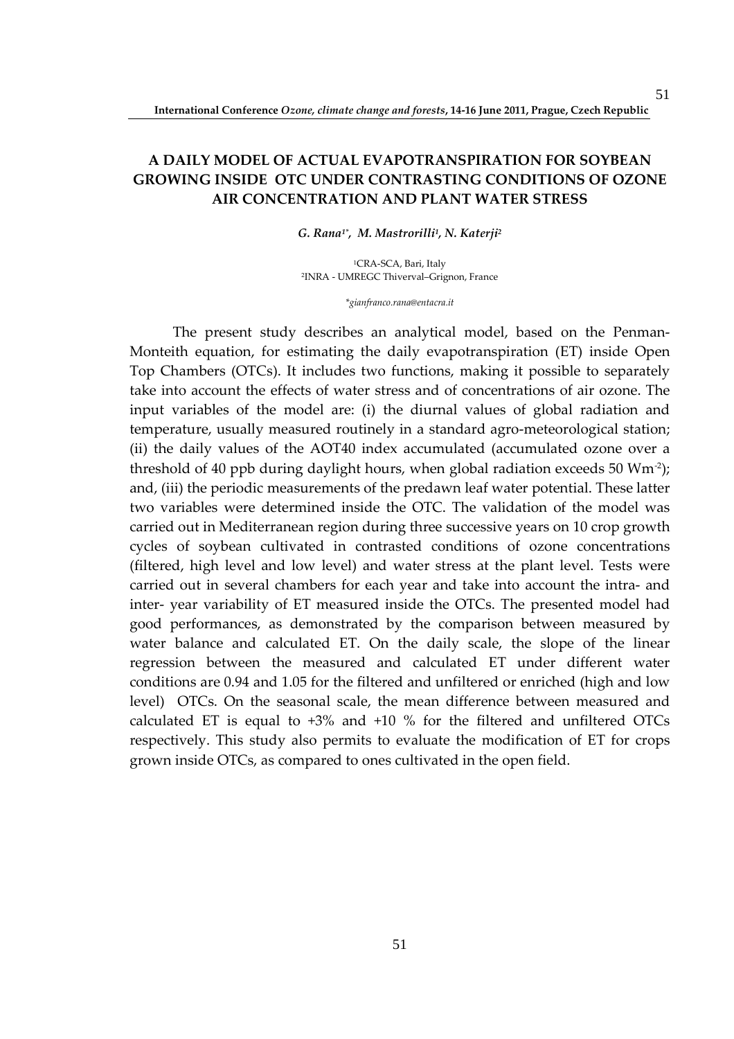## A DAILY MODEL OF ACTUAL EVAPOTRANSPIRATION FOR SOYBEAN GROWING INSIDE OTC UNDER CONTRASTING CONDITIONS OF OZONE AIR CONCENTRATION AND PLANT WATER STRESS

***G. Rana[1\*], M. Mastrorilli[1], N. Katerji[2]***

[1]CRA-SCA, Bari, Italy
[2]INRA - UMREGC Thiverval–Grignon, France

*\*gianfranco.rana@entacra.it*

The present study describes an analytical model, based on the Penman-Monteith equation, for estimating the daily evapotranspiration (ET) inside Open Top Chambers (OTCs). It includes two functions, making it possible to separately take into account the effects of water stress and of concentrations of air ozone. The input variables of the model are: (i) the diurnal values of global radiation and temperature, usually measured routinely in a standard agro-meteorological station; (ii) the daily values of the AOT40 index accumulated (accumulated ozone over a threshold of 40 ppb during daylight hours, when global radiation exceeds 50 $Wm^{-2}$); and, (iii) the periodic measurements of the predawn leaf water potential. These latter two variables were determined inside the OTC. The validation of the model was carried out in Mediterranean region during three successive years on 10 crop growth cycles of soybean cultivated in contrasted conditions of ozone concentrations (filtered, high level and low level) and water stress at the plant level. Tests were carried out in several chambers for each year and take into account the intra- and inter- year variability of ET measured inside the OTCs. The presented model had good performances, as demonstrated by the comparison between measured by water balance and calculated ET. On the daily scale, the slope of the linear regression between the measured and calculated ET under different water conditions are 0.94 and 1.05 for the filtered and unfiltered or enriched (high and low level) OTCs. On the seasonal scale, the mean difference between measured and calculated ET is equal to +3% and +10 % for the filtered and unfiltered OTCs respectively. This study also permits to evaluate the modification of ET for crops grown inside OTCs, as compared to ones cultivated in the open field.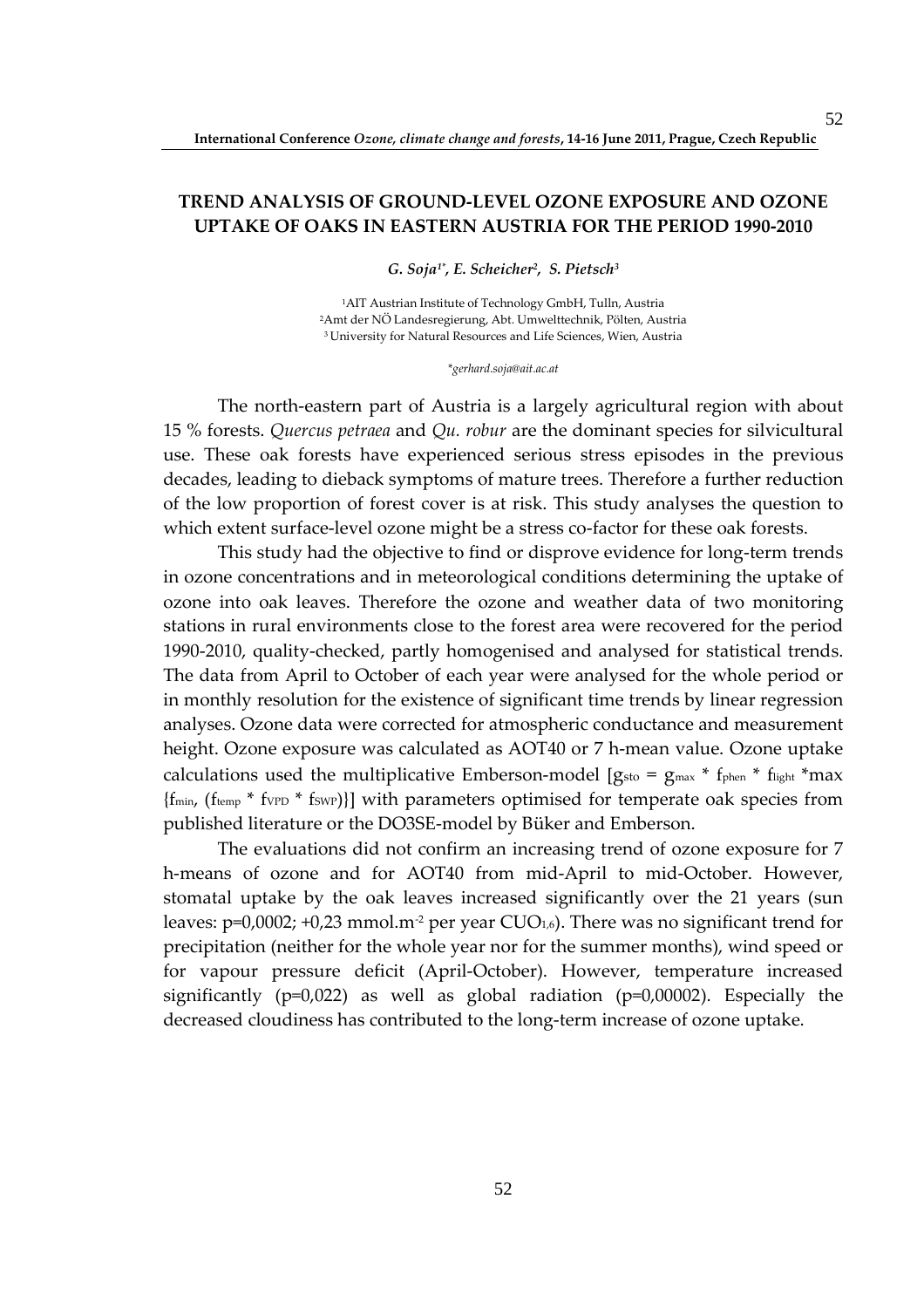# TREND ANALYSIS OF GROUND-LEVEL OZONE EXPOSURE AND OZONE UPTAKE OF OAKS IN EASTERN AUSTRIA FOR THE PERIOD 1990-2010

***G. Soja[1*], E. Scheicher[2], S. Pietsch[3]***

[1]AIT Austrian Institute of Technology GmbH, Tulln, Austria
[2]Amt der NÖ Landesregierung, Abt. Umwelttechnik, Pölten, Austria
[3]University for Natural Resources and Life Sciences, Wien, Austria

*\*gerhard.soja@ait.ac.at*

The north-eastern part of Austria is a largely agricultural region with about 15 % forests. *Quercus petraea* and *Qu. robur* are the dominant species for silvicultural use. These oak forests have experienced serious stress episodes in the previous decades, leading to dieback symptoms of mature trees. Therefore a further reduction of the low proportion of forest cover is at risk. This study analyses the question to which extent surface-level ozone might be a stress co-factor for these oak forests.

This study had the objective to find or disprove evidence for long-term trends in ozone concentrations and in meteorological conditions determining the uptake of ozone into oak leaves. Therefore the ozone and weather data of two monitoring stations in rural environments close to the forest area were recovered for the period 1990-2010, quality-checked, partly homogenised and analysed for statistical trends. The data from April to October of each year were analysed for the whole period or in monthly resolution for the existence of significant time trends by linear regression analyses. Ozone data were corrected for atmospheric conductance and measurement height. Ozone exposure was calculated as AOT40 or 7 h-mean value. Ozone uptake calculations used the multiplicative Emberson-model [$g_{sto} = g_{max} * f_{phen} * f_{light} * \max \{f_{min}, (f_{temp} * f_{VPD} * f_{SWP})\}$] with parameters optimised for temperate oak species from published literature or the DO3SE-model by Büker and Emberson.

The evaluations did not confirm an increasing trend of ozone exposure for 7 h-means of ozone and for AOT40 from mid-April to mid-October. However, stomatal uptake by the oak leaves increased significantly over the 21 years (sun leaves: $p=0{,}0002$; $+0{,}23$ $mmol.m^{-2}$ per year $CUO_{1,6}$). There was no significant trend for precipitation (neither for the whole year nor for the summer months), wind speed or for vapour pressure deficit (April-October). However, temperature increased significantly ($p=0{,}022$) as well as global radiation ($p=0{,}00002$). Especially the decreased cloudiness has contributed to the long-term increase of ozone uptake.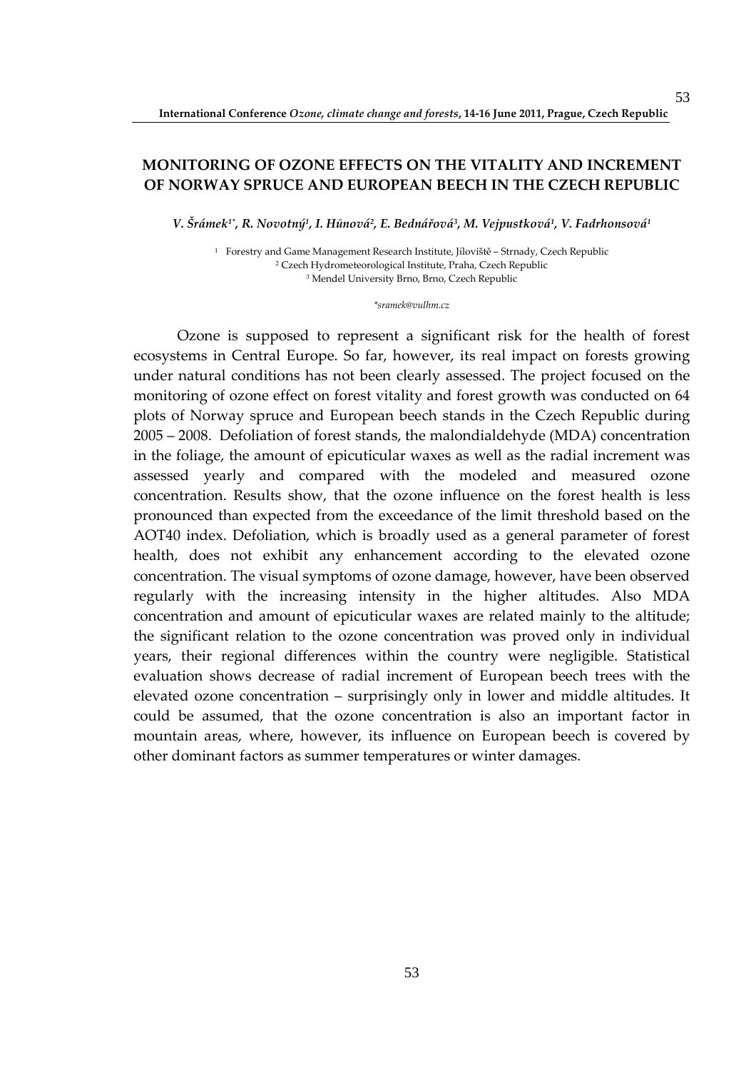# MONITORING OF OZONE EFFECTS ON THE VITALITY AND INCREMENT OF NORWAY SPRUCE AND EUROPEAN BEECH IN THE CZECH REPUBLIC

*V. Šrámek[1*], R. Novotný[1], I. Hůnová[2], E. Bednářová[3], M. Vejpustková[1], V. Fadrhonsová[1]*

[1] Forestry and Game Management Research Institute, Jíloviště – Strnady, Czech Republic
[2] Czech Hydrometeorological Institute, Praha, Czech Republic
[3] Mendel University Brno, Brno, Czech Republic

*\*sramek@vulhm.cz*

Ozone is supposed to represent a significant risk for the health of forest ecosystems in Central Europe. So far, however, its real impact on forests growing under natural conditions has not been clearly assessed. The project focused on the monitoring of ozone effect on forest vitality and forest growth was conducted on 64 plots of Norway spruce and European beech stands in the Czech Republic during 2005 – 2008. Defoliation of forest stands, the malondialdehyde (MDA) concentration in the foliage, the amount of epicuticular waxes as well as the radial increment was assessed yearly and compared with the modeled and measured ozone concentration. Results show, that the ozone influence on the forest health is less pronounced than expected from the exceedance of the limit threshold based on the AOT40 index. Defoliation, which is broadly used as a general parameter of forest health, does not exhibit any enhancement according to the elevated ozone concentration. The visual symptoms of ozone damage, however, have been observed regularly with the increasing intensity in the higher altitudes. Also MDA concentration and amount of epicuticular waxes are related mainly to the altitude; the significant relation to the ozone concentration was proved only in individual years, their regional differences within the country were negligible. Statistical evaluation shows decrease of radial increment of European beech trees with the elevated ozone concentration – surprisingly only in lower and middle altitudes. It could be assumed, that the ozone concentration is also an important factor in mountain areas, where, however, its influence on European beech is covered by other dominant factors as summer temperatures or winter damages.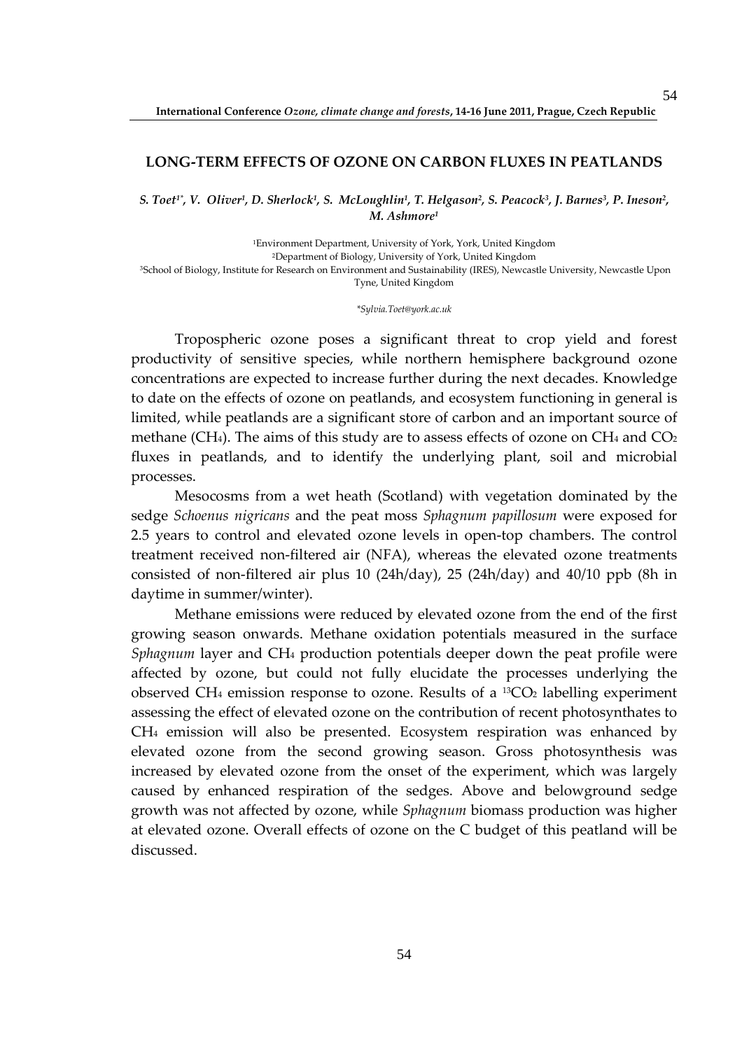## LONG-TERM EFFECTS OF OZONE ON CARBON FLUXES IN PEATLANDS

*S. Toet[1\*], V. Oliver[1], D. Sherlock[1], S. McLoughlin[1], T. Helgason[2], S. Peacock[3], J. Barnes[3], P. Ineson[2], M. Ashmore[1]*

[1]Environment Department, University of York, York, United Kingdom
[2]Department of Biology, University of York, United Kingdom
[3]School of Biology, Institute for Research on Environment and Sustainability (IRES), Newcastle University, Newcastle Upon Tyne, United Kingdom

*\*Sylvia.Toet@york.ac.uk*

Tropospheric ozone poses a significant threat to crop yield and forest productivity of sensitive species, while northern hemisphere background ozone concentrations are expected to increase further during the next decades. Knowledge to date on the effects of ozone on peatlands, and ecosystem functioning in general is limited, while peatlands are a significant store of carbon and an important source of methane ($CH_4$). The aims of this study are to assess effects of ozone on $CH_4$ and $CO_2$ fluxes in peatlands, and to identify the underlying plant, soil and microbial processes.

Mesocosms from a wet heath (Scotland) with vegetation dominated by the sedge *Schoenus nigricans* and the peat moss *Sphagnum papillosum* were exposed for 2.5 years to control and elevated ozone levels in open-top chambers. The control treatment received non-filtered air (NFA), whereas the elevated ozone treatments consisted of non-filtered air plus 10 (24h/day), 25 (24h/day) and 40/10 ppb (8h in daytime in summer/winter).

Methane emissions were reduced by elevated ozone from the end of the first growing season onwards. Methane oxidation potentials measured in the surface *Sphagnum* layer and $CH_4$ production potentials deeper down the peat profile were affected by ozone, but could not fully elucidate the processes underlying the observed $CH_4$ emission response to ozone. Results of a $^{13}CO_2$ labelling experiment assessing the effect of elevated ozone on the contribution of recent photosynthates to $CH_4$ emission will also be presented. Ecosystem respiration was enhanced by elevated ozone from the second growing season. Gross photosynthesis was increased by elevated ozone from the onset of the experiment, which was largely caused by enhanced respiration of the sedges. Above and belowground sedge growth was not affected by ozone, while *Sphagnum* biomass production was higher at elevated ozone. Overall effects of ozone on the C budget of this peatland will be discussed.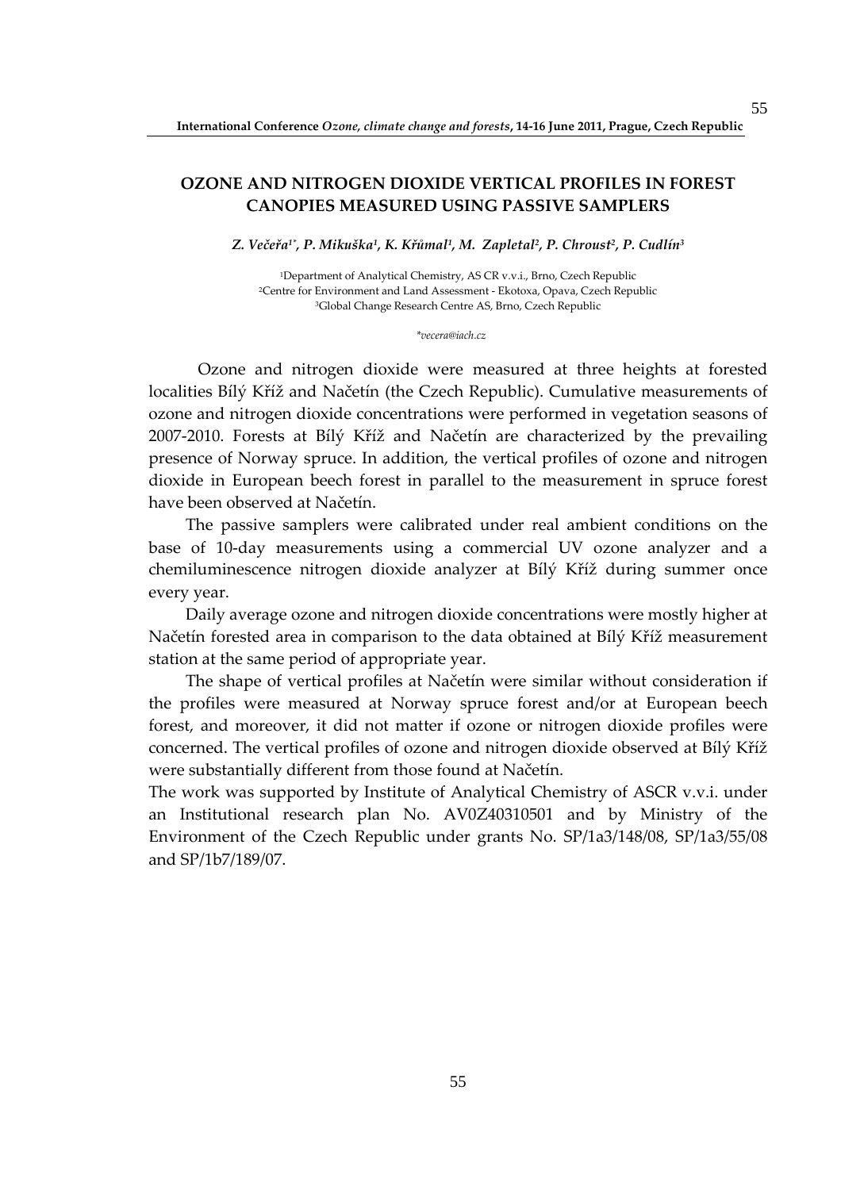## OZONE AND NITROGEN DIOXIDE VERTICAL PROFILES IN FOREST CANOPIES MEASURED USING PASSIVE SAMPLERS

*Z. Večeřa[1*], P. Mikuška[1], K. Křůmal[1], M. Zapletal[2], P. Chroust[2], P. Cudlín[3]*

[1]Department of Analytical Chemistry, AS CR v.v.i., Brno, Czech Republic
[2]Centre for Environment and Land Assessment - Ekotoxa, Opava, Czech Republic
[3]Global Change Research Centre AS, Brno, Czech Republic

*\*vecera@iach.cz*

Ozone and nitrogen dioxide were measured at three heights at forested localities Bílý Kříž and Načetín (the Czech Republic). Cumulative measurements of ozone and nitrogen dioxide concentrations were performed in vegetation seasons of 2007-2010. Forests at Bílý Kříž and Načetín are characterized by the prevailing presence of Norway spruce. In addition, the vertical profiles of ozone and nitrogen dioxide in European beech forest in parallel to the measurement in spruce forest have been observed at Načetín.

The passive samplers were calibrated under real ambient conditions on the base of 10-day measurements using a commercial UV ozone analyzer and a chemiluminescence nitrogen dioxide analyzer at Bílý Kříž during summer once every year.

Daily average ozone and nitrogen dioxide concentrations were mostly higher at Načetín forested area in comparison to the data obtained at Bílý Kříž measurement station at the same period of appropriate year.

The shape of vertical profiles at Načetín were similar without consideration if the profiles were measured at Norway spruce forest and/or at European beech forest, and moreover, it did not matter if ozone or nitrogen dioxide profiles were concerned. The vertical profiles of ozone and nitrogen dioxide observed at Bílý Kříž were substantially different from those found at Načetín.

The work was supported by Institute of Analytical Chemistry of ASCR v.v.i. under an Institutional research plan No. AV0Z40310501 and by Ministry of the Environment of the Czech Republic under grants No. SP/1a3/148/08, SP/1a3/55/08 and SP/1b7/189/07.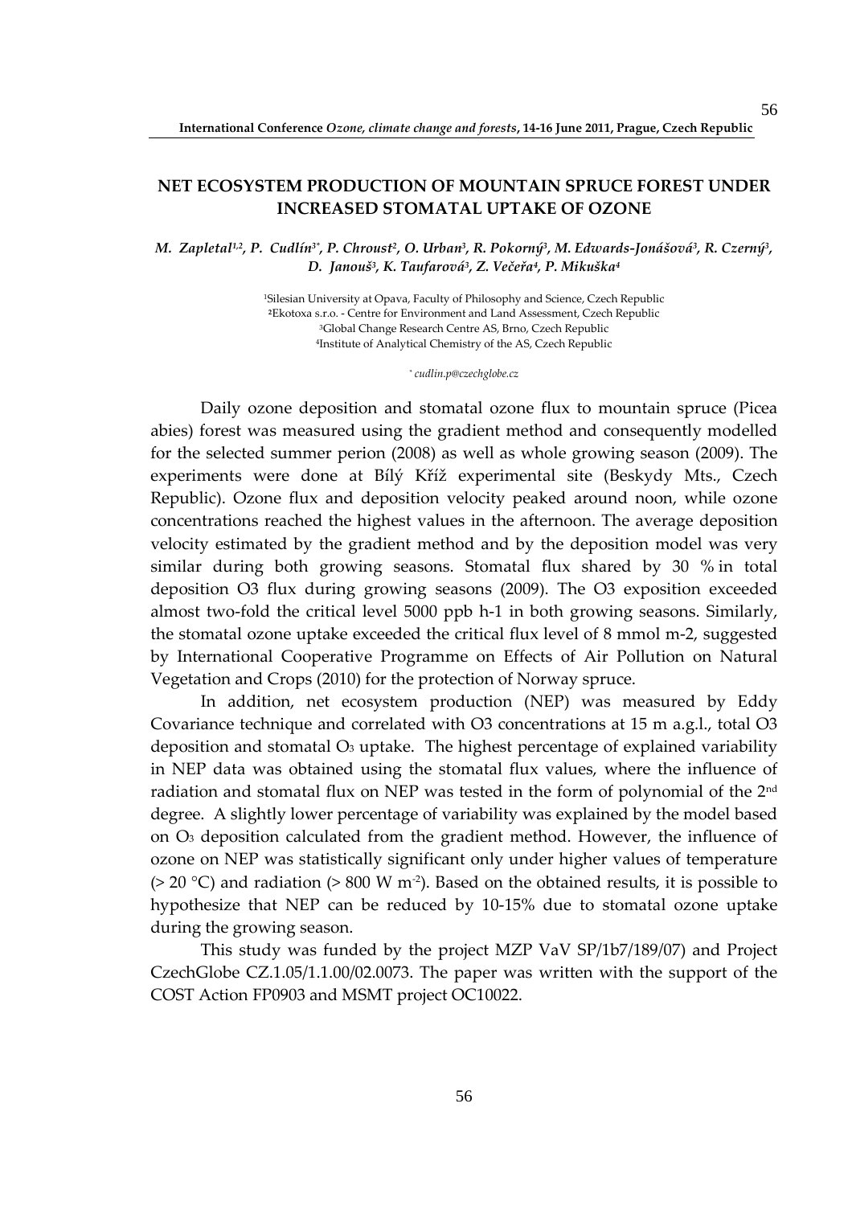## NET ECOSYSTEM PRODUCTION OF MOUNTAIN SPRUCE FOREST UNDER INCREASED STOMATAL UPTAKE OF OZONE

*M. Zapletal[1,2], P. Cudlín[3*], P. Chroust[2], O. Urban[3], R. Pokorný[3], M. Edwards-Jonášová[3], R. Czerný[3], D. Janouš[3], K. Taufarová[3], Z. Večeřa[4], P. Mikuška[4]*

[1]Silesian University at Opava, Faculty of Philosophy and Science, Czech Republic
[2]Ekotoxa s.r.o. - Centre for Environment and Land Assessment, Czech Republic
[3]Global Change Research Centre AS, Brno, Czech Republic
[4]Institute of Analytical Chemistry of the AS, Czech Republic

[*] *cudlin.p@czechglobe.cz*

Daily ozone deposition and stomatal ozone flux to mountain spruce (Picea abies) forest was measured using the gradient method and consequently modelled for the selected summer perion (2008) as well as whole growing season (2009). The experiments were done at Bílý Kříž experimental site (Beskydy Mts., Czech Republic). Ozone flux and deposition velocity peaked around noon, while ozone concentrations reached the highest values in the afternoon. The average deposition velocity estimated by the gradient method and by the deposition model was very similar during both growing seasons. Stomatal flux shared by 30 % in total deposition O3 flux during growing seasons (2009). The O3 exposition exceeded almost two-fold the critical level 5000 ppb h-1 in both growing seasons. Similarly, the stomatal ozone uptake exceeded the critical flux level of 8 mmol m-2, suggested by International Cooperative Programme on Effects of Air Pollution on Natural Vegetation and Crops (2010) for the protection of Norway spruce.

In addition, net ecosystem production (NEP) was measured by Eddy Covariance technique and correlated with O3 concentrations at 15 m a.g.l., total O3 deposition and stomatal $O_3$ uptake. The highest percentage of explained variability in NEP data was obtained using the stomatal flux values, where the influence of radiation and stomatal flux on NEP was tested in the form of polynomial of the 2nd degree. A slightly lower percentage of variability was explained by the model based on $O_3$ deposition calculated from the gradient method. However, the influence of ozone on NEP was statistically significant only under higher values of temperature (> 20 °C) and radiation (> 800 W $m^{-2}$). Based on the obtained results, it is possible to hypothesize that NEP can be reduced by 10-15% due to stomatal ozone uptake during the growing season.

This study was funded by the project MZP VaV SP/1b7/189/07) and Project CzechGlobe CZ.1.05/1.1.00/02.0073. The paper was written with the support of the COST Action FP0903 and MSMT project OC10022.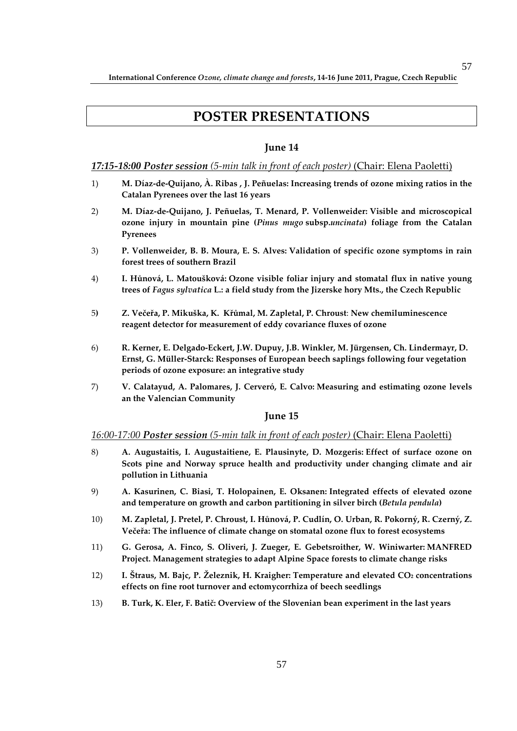# POSTER PRESENTATIONS

## June 14

***17:15-18:00 Poster session*** *(5-min talk in front of each poster)* (Chair: Elena Paoletti)

1) **M. Díaz-de-Quijano, À. Ribas , J. Peñuelas: Increasing trends of ozone mixing ratios in the Catalan Pyrenees over the last 16 years**

2) **M. Díaz-de-Quijano, J. Peñuelas, T. Menard, P. Vollenweider: Visible and microscopical ozone injury in mountain pine (*Pinus mugo* subsp.*uncinata*) foliage from the Catalan Pyrenees**

3) **P. Vollenweider, B. B. Moura, E. S. Alves: Validation of specific ozone symptoms in rain forest trees of southern Brazil**

4) **I. Hůnová, L. Matoušková: Ozone visible foliar injury and stomatal flux in native young trees of *Fagus sylvatica* L.: a field study from the Jizerske hory Mts., the Czech Republic**

5) **Z. Večeřa, P. Mikuška, K. Křůmal, M. Zapletal, P. Chroust: New chemiluminescence reagent detector for measurement of eddy covariance fluxes of ozone**

6) **R. Kerner, E. Delgado-Eckert, J.W. Dupuy, J.B. Winkler, M. Jürgensen, Ch. Lindermayr, D. Ernst, G. Müller-Starck: Responses of European beech saplings following four vegetation periods of ozone exposure: an integrative study**

7) **V. Calatayud, A. Palomares, J. Cerveró, E. Calvo: Measuring and estimating ozone levels an the Valencian Community**

## June 15

*16:00-17:00* ***Poster session*** *(5-min talk in front of each poster)* (Chair: Elena Paoletti)

8) **A. Augustaitis, I. Augustaitiene, E. Plausinyte, D. Mozgeris: Effect of surface ozone on Scots pine and Norway spruce health and productivity under changing climate and air pollution in Lithuania**

9) **A. Kasurinen, C. Biasi, T. Holopainen, E. Oksanen: Integrated effects of elevated ozone and temperature on growth and carbon partitioning in silver birch (*Betula pendula*)**

10) **M. Zapletal, J. Pretel, P. Chroust, I. Hůnová, P. Cudlín, O. Urban, R. Pokorný, R. Czerný, Z. Večeřa: The influence of climate change on stomatal ozone flux to forest ecosystems**

11) **G. Gerosa, A. Finco, S. Oliveri, J. Zueger, E. Gebetsroither, W. Winiwarter: MANFRED Project. Management strategies to adapt Alpine Space forests to climate change risks**

12) **I. Štraus, M. Bajc, P. Železnik, H. Kraigher: Temperature and elevated $CO_2$ concentrations effects on fine root turnover and ectomycorrhiza of beech seedlings**

13) **B. Turk, K. Eler, F. Batič: Overview of the Slovenian bean experiment in the last years**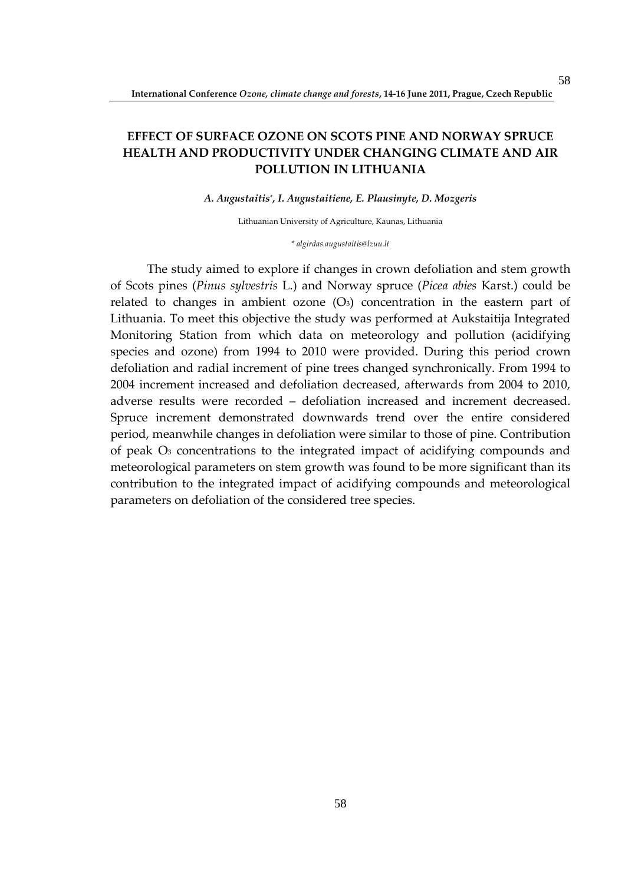# EFFECT OF SURFACE OZONE ON SCOTS PINE AND NORWAY SPRUCE HEALTH AND PRODUCTIVITY UNDER CHANGING CLIMATE AND AIR POLLUTION IN LITHUANIA

***A. Augustaitis*\*, I. Augustaitiene, E. Plausinyte, D. Mozgeris***

Lithuanian University of Agriculture, Kaunas, Lithuania

*\* algirdas.augustaitis@lzuu.lt*

The study aimed to explore if changes in crown defoliation and stem growth of Scots pines (*Pinus sylvestris* L.) and Norway spruce (*Picea abies* Karst.) could be related to changes in ambient ozone ($O_3$) concentration in the eastern part of Lithuania. To meet this objective the study was performed at Aukstaitija Integrated Monitoring Station from which data on meteorology and pollution (acidifying species and ozone) from 1994 to 2010 were provided. During this period crown defoliation and radial increment of pine trees changed synchronically. From 1994 to 2004 increment increased and defoliation decreased, afterwards from 2004 to 2010, adverse results were recorded – defoliation increased and increment decreased. Spruce increment demonstrated downwards trend over the entire considered period, meanwhile changes in defoliation were similar to those of pine. Contribution of peak $O_3$ concentrations to the integrated impact of acidifying compounds and meteorological parameters on stem growth was found to be more significant than its contribution to the integrated impact of acidifying compounds and meteorological parameters on defoliation of the considered tree species.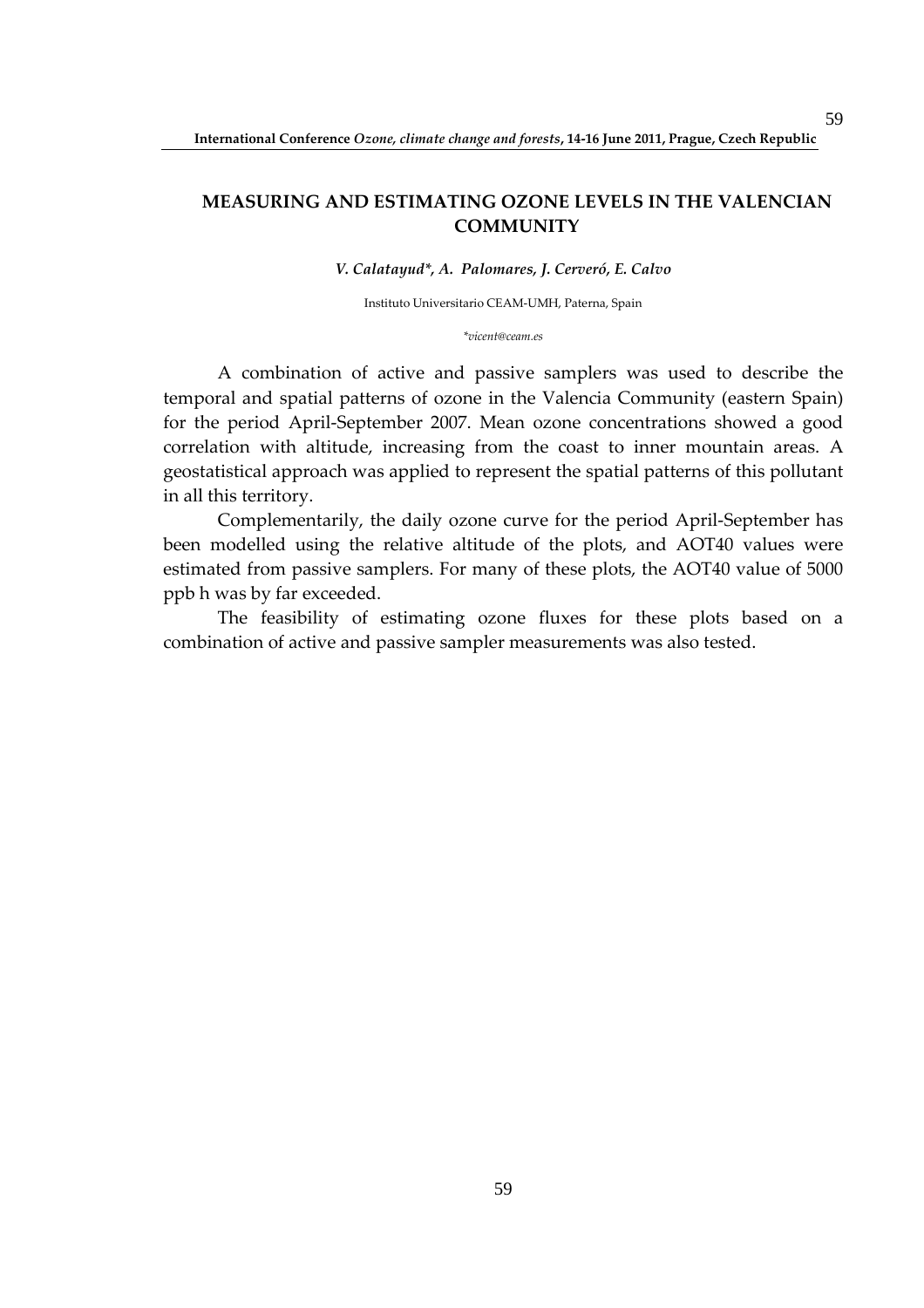## MEASURING AND ESTIMATING OZONE LEVELS IN THE VALENCIAN COMMUNITY

***V. Calatayud\*, A. Palomares, J. Cerveró, E. Calvo***

Instituto Universitario CEAM-UMH, Paterna, Spain

*\*vicent@ceam.es*

A combination of active and passive samplers was used to describe the temporal and spatial patterns of ozone in the Valencia Community (eastern Spain) for the period April-September 2007. Mean ozone concentrations showed a good correlation with altitude, increasing from the coast to inner mountain areas. A geostatistical approach was applied to represent the spatial patterns of this pollutant in all this territory.

Complementarily, the daily ozone curve for the period April-September has been modelled using the relative altitude of the plots, and AOT40 values were estimated from passive samplers. For many of these plots, the AOT40 value of 5000 ppb h was by far exceeded.

The feasibility of estimating ozone fluxes for these plots based on a combination of active and passive sampler measurements was also tested.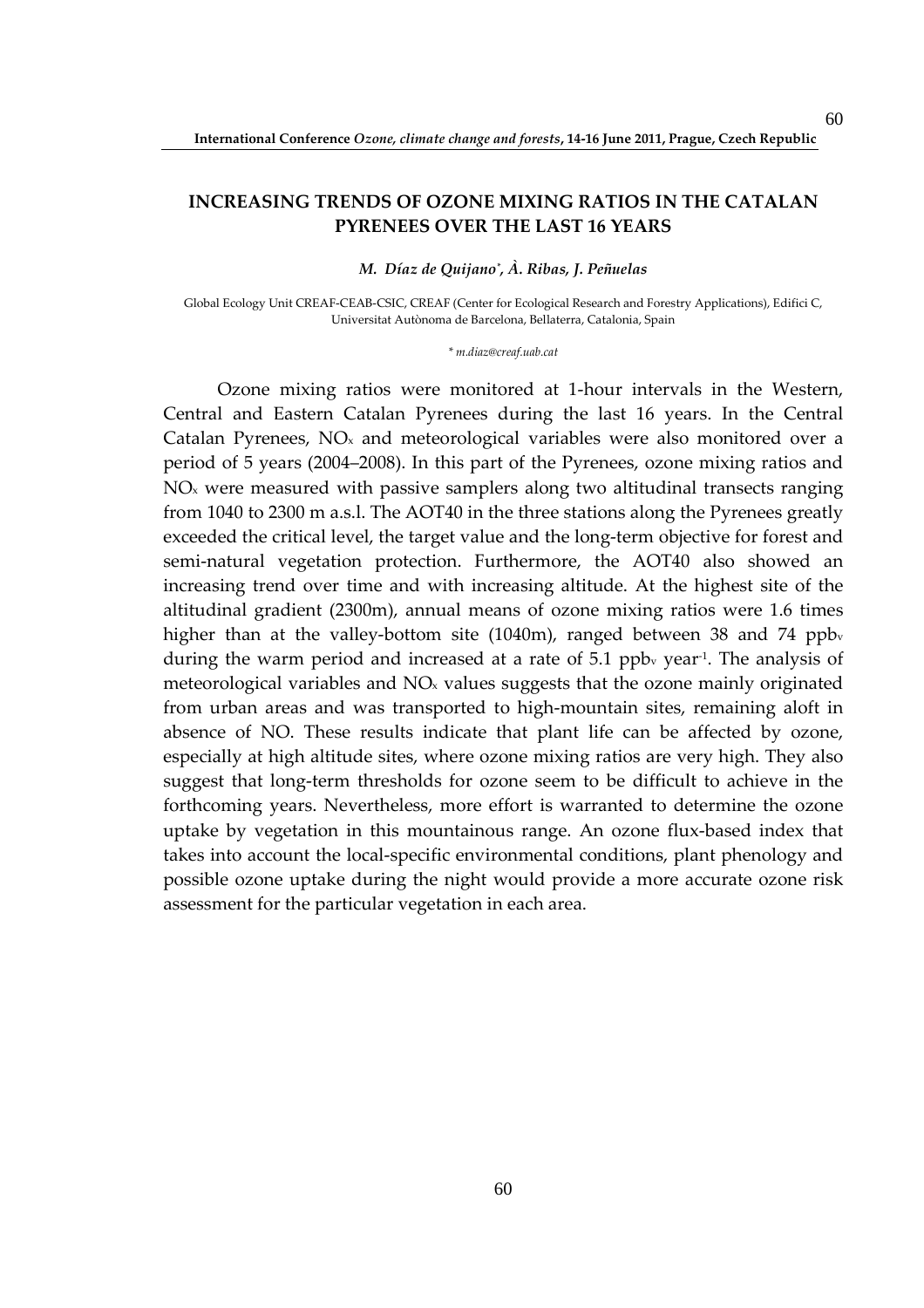## INCREASING TRENDS OF OZONE MIXING RATIOS IN THE CATALAN PYRENEES OVER THE LAST 16 YEARS

*M. Díaz de Quijano\*, À. Ribas, J. Peñuelas*

Global Ecology Unit CREAF-CEAB-CSIC, CREAF (Center for Ecological Research and Forestry Applications), Edifici C, Universitat Autònoma de Barcelona, Bellaterra, Catalonia, Spain

*\* m.diaz@creaf.uab.cat*

Ozone mixing ratios were monitored at 1-hour intervals in the Western, Central and Eastern Catalan Pyrenees during the last 16 years. In the Central Catalan Pyrenees, $NO_x$ and meteorological variables were also monitored over a period of 5 years (2004–2008). In this part of the Pyrenees, ozone mixing ratios and $NO_x$ were measured with passive samplers along two altitudinal transects ranging from 1040 to 2300 m a.s.l. The AOT40 in the three stations along the Pyrenees greatly exceeded the critical level, the target value and the long-term objective for forest and semi-natural vegetation protection. Furthermore, the AOT40 also showed an increasing trend over time and with increasing altitude. At the highest site of the altitudinal gradient (2300m), annual means of ozone mixing ratios were 1.6 times higher than at the valley-bottom site (1040m), ranged between 38 and 74 $ppb_v$ during the warm period and increased at a rate of 5.1 $ppb_v$ $year^{-1}$. The analysis of meteorological variables and $NO_x$ values suggests that the ozone mainly originated from urban areas and was transported to high-mountain sites, remaining aloft in absence of NO. These results indicate that plant life can be affected by ozone, especially at high altitude sites, where ozone mixing ratios are very high. They also suggest that long-term thresholds for ozone seem to be difficult to achieve in the forthcoming years. Nevertheless, more effort is warranted to determine the ozone uptake by vegetation in this mountainous range. An ozone flux-based index that takes into account the local-specific environmental conditions, plant phenology and possible ozone uptake during the night would provide a more accurate ozone risk assessment for the particular vegetation in each area.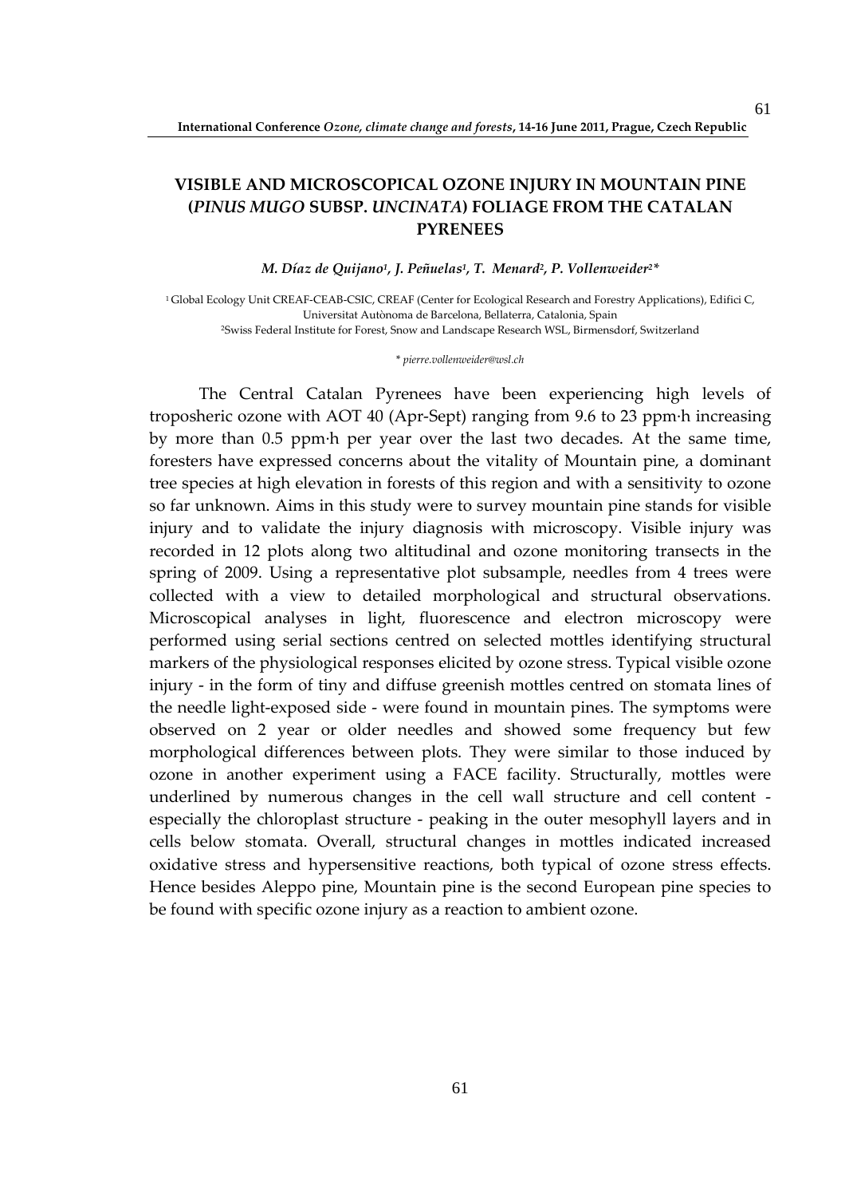## VISIBLE AND MICROSCOPICAL OZONE INJURY IN MOUNTAIN PINE (*PINUS MUGO* SUBSP. *UNCINATA*) FOLIAGE FROM THE CATALAN PYRENEES

***M. Díaz de Quijano[1], J. Peñuelas[1], T. Menard[2], P. Vollenweider[2]\****

[1] Global Ecology Unit CREAF-CEAB-CSIC, CREAF (Center for Ecological Research and Forestry Applications), Edifici C, Universitat Autònoma de Barcelona, Bellaterra, Catalonia, Spain
[2] Swiss Federal Institute for Forest, Snow and Landscape Research WSL, Birmensdorf, Switzerland

*\* pierre.vollenweider@wsl.ch*

The Central Catalan Pyrenees have been experiencing high levels of troposheric ozone with AOT 40 (Apr-Sept) ranging from 9.6 to 23 ppm·h increasing by more than 0.5 ppm·h per year over the last two decades. At the same time, foresters have expressed concerns about the vitality of Mountain pine, a dominant tree species at high elevation in forests of this region and with a sensitivity to ozone so far unknown. Aims in this study were to survey mountain pine stands for visible injury and to validate the injury diagnosis with microscopy. Visible injury was recorded in 12 plots along two altitudinal and ozone monitoring transects in the spring of 2009. Using a representative plot subsample, needles from 4 trees were collected with a view to detailed morphological and structural observations. Microscopical analyses in light, fluorescence and electron microscopy were performed using serial sections centred on selected mottles identifying structural markers of the physiological responses elicited by ozone stress. Typical visible ozone injury - in the form of tiny and diffuse greenish mottles centred on stomata lines of the needle light-exposed side - were found in mountain pines. The symptoms were observed on 2 year or older needles and showed some frequency but few morphological differences between plots. They were similar to those induced by ozone in another experiment using a FACE facility. Structurally, mottles were underlined by numerous changes in the cell wall structure and cell content - especially the chloroplast structure - peaking in the outer mesophyll layers and in cells below stomata. Overall, structural changes in mottles indicated increased oxidative stress and hypersensitive reactions, both typical of ozone stress effects. Hence besides Aleppo pine, Mountain pine is the second European pine species to be found with specific ozone injury as a reaction to ambient ozone.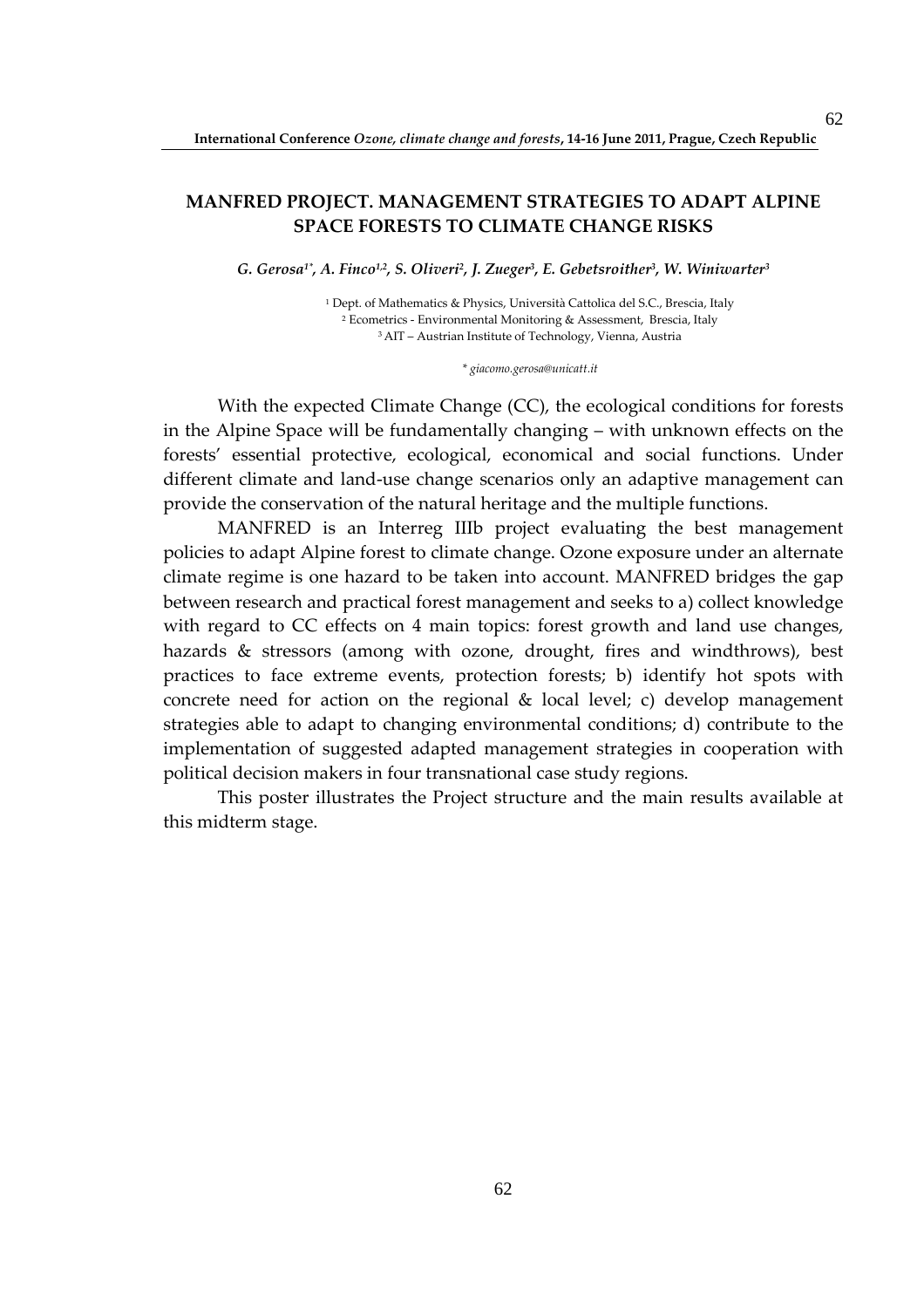## MANFRED PROJECT. MANAGEMENT STRATEGIES TO ADAPT ALPINE SPACE FORESTS TO CLIMATE CHANGE RISKS

*G. Gerosa[1*], A. Finco[1,2], S. Oliveri[2], J. Zueger[3], E. Gebetsroither[3], W. Winiwarter[3]*

[1] Dept. of Mathematics & Physics, Università Cattolica del S.C., Brescia, Italy
[2] Ecometrics - Environmental Monitoring & Assessment, Brescia, Italy
[3] AIT – Austrian Institute of Technology, Vienna, Austria

*\* giacomo.gerosa@unicatt.it*

With the expected Climate Change (CC), the ecological conditions for forests in the Alpine Space will be fundamentally changing – with unknown effects on the forests' essential protective, ecological, economical and social functions. Under different climate and land-use change scenarios only an adaptive management can provide the conservation of the natural heritage and the multiple functions.

MANFRED is an Interreg IIIb project evaluating the best management policies to adapt Alpine forest to climate change. Ozone exposure under an alternate climate regime is one hazard to be taken into account. MANFRED bridges the gap between research and practical forest management and seeks to a) collect knowledge with regard to CC effects on 4 main topics: forest growth and land use changes, hazards & stressors (among with ozone, drought, fires and windthrows), best practices to face extreme events, protection forests; b) identify hot spots with concrete need for action on the regional & local level; c) develop management strategies able to adapt to changing environmental conditions; d) contribute to the implementation of suggested adapted management strategies in cooperation with political decision makers in four transnational case study regions.

This poster illustrates the Project structure and the main results available at this midterm stage.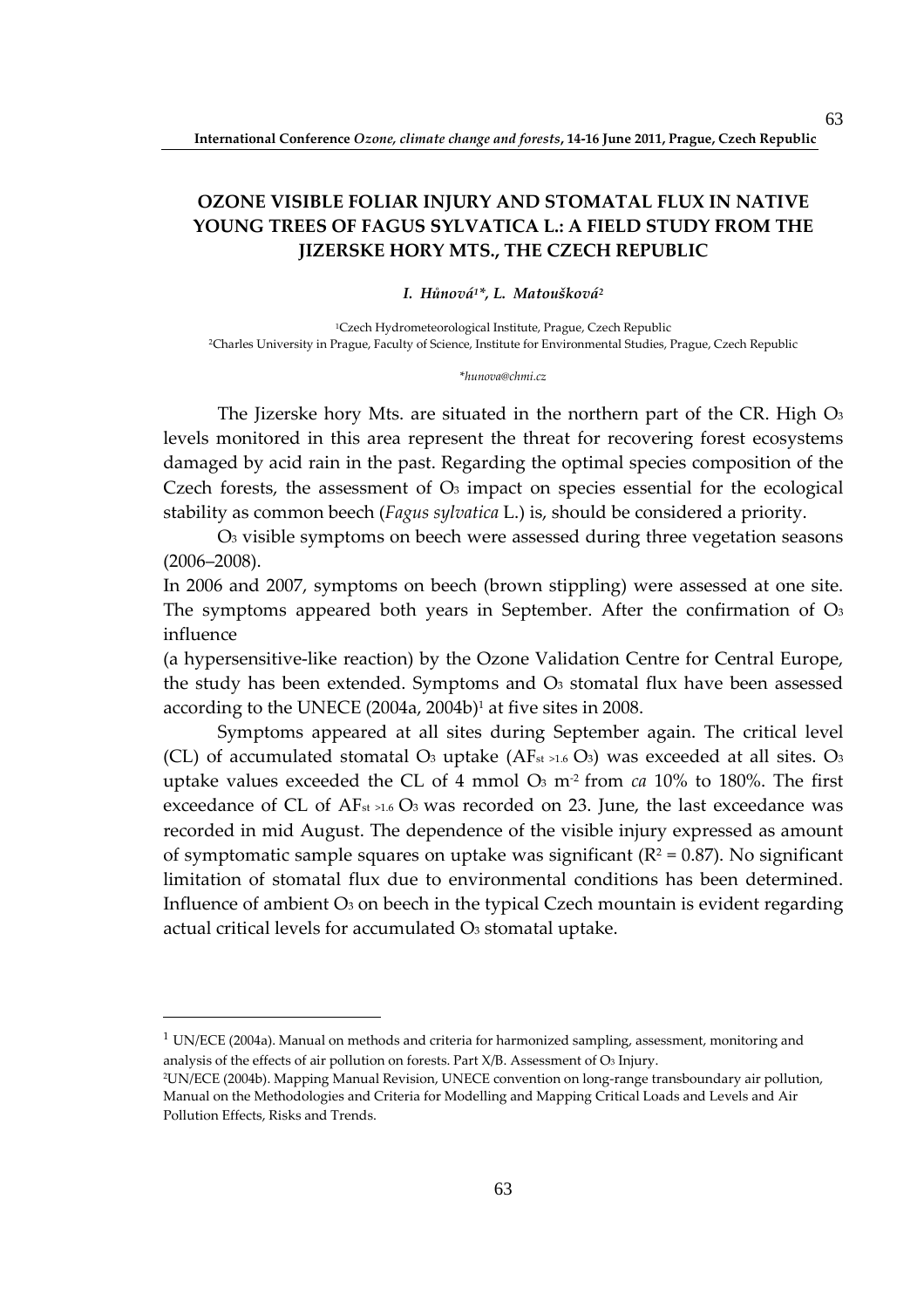# OZONE VISIBLE FOLIAR INJURY AND STOMATAL FLUX IN NATIVE YOUNG TREES OF FAGUS SYLVATICA L.: A FIELD STUDY FROM THE JIZERSKE HORY MTS., THE CZECH REPUBLIC

***I. Hůnová[1]\*, L. Matoušková[2]***

[1]Czech Hydrometeorological Institute, Prague, Czech Republic
[2]Charles University in Prague, Faculty of Science, Institute for Environmental Studies, Prague, Czech Republic

*\*hunova@chmi.cz*

The Jizerske hory Mts. are situated in the northern part of the CR. High $O_3$ levels monitored in this area represent the threat for recovering forest ecosystems damaged by acid rain in the past. Regarding the optimal species composition of the Czech forests, the assessment of $O_3$ impact on species essential for the ecological stability as common beech (*Fagus sylvatica* L.) is, should be considered a priority.

$O_3$ visible symptoms on beech were assessed during three vegetation seasons (2006–2008).

In 2006 and 2007, symptoms on beech (brown stippling) were assessed at one site. The symptoms appeared both years in September. After the confirmation of $O_3$ influence

(a hypersensitive-like reaction) by the Ozone Validation Centre for Central Europe, the study has been extended. Symptoms and $O_3$ stomatal flux have been assessed according to the UNECE (2004a, 2004b)[1] at five sites in 2008.

Symptoms appeared at all sites during September again. The critical level (CL) of accumulated stomatal $O_3$ uptake ($AF_{st\ >1.6}\ O_3$) was exceeded at all sites. $O_3$ uptake values exceeded the CL of 4 mmol $O_3$ $m^{-2}$ from *ca* 10% to 180%. The first exceedance of CL of $AF_{st\ >1.6}\ O_3$ was recorded on 23. June, the last exceedance was recorded in mid August. The dependence of the visible injury expressed as amount of symptomatic sample squares on uptake was significant ($R^2 = 0.87$). No significant limitation of stomatal flux due to environmental conditions has been determined. Influence of ambient $O_3$ on beech in the typical Czech mountain is evident regarding actual critical levels for accumulated $O_3$ stomatal uptake.

---

[1] UN/ECE (2004a). Manual on methods and criteria for harmonized sampling, assessment, monitoring and analysis of the effects of air pollution on forests. Part X/B. Assessment of $O_3$ Injury.

[2]UN/ECE (2004b). Mapping Manual Revision, UNECE convention on long-range transboundary air pollution, Manual on the Methodologies and Criteria for Modelling and Mapping Critical Loads and Levels and Air Pollution Effects, Risks and Trends.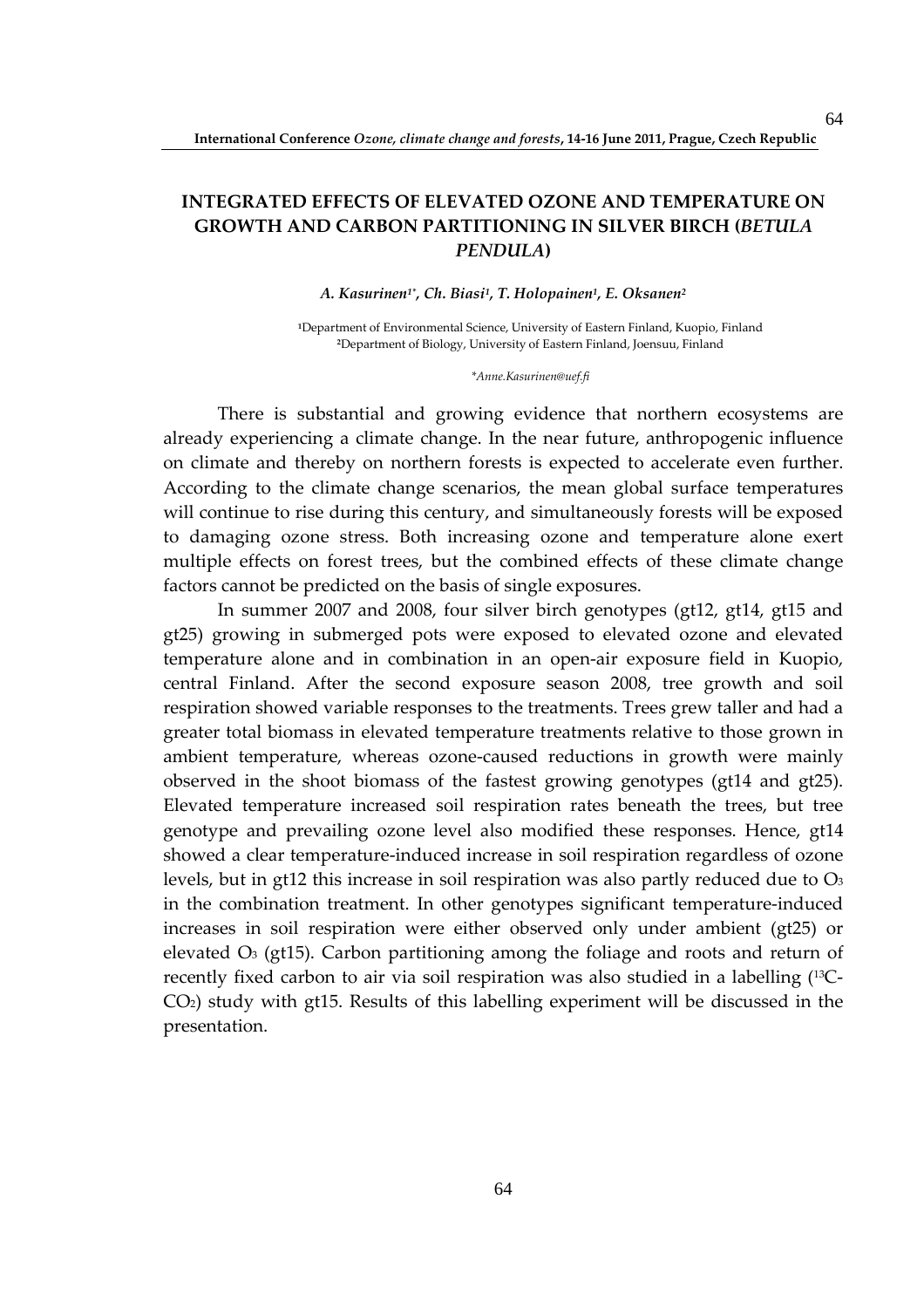# INTEGRATED EFFECTS OF ELEVATED OZONE AND TEMPERATURE ON GROWTH AND CARBON PARTITIONING IN SILVER BIRCH (*BETULA PENDULA*)

***A. Kasurinen[1*], Ch. Biasi[1], T. Holopainen[1], E. Oksanen[2]***

[1]Department of Environmental Science, University of Eastern Finland, Kuopio, Finland
[2]Department of Biology, University of Eastern Finland, Joensuu, Finland

*\*Anne.Kasurinen@uef.fi*

There is substantial and growing evidence that northern ecosystems are already experiencing a climate change. In the near future, anthropogenic influence on climate and thereby on northern forests is expected to accelerate even further. According to the climate change scenarios, the mean global surface temperatures will continue to rise during this century, and simultaneously forests will be exposed to damaging ozone stress. Both increasing ozone and temperature alone exert multiple effects on forest trees, but the combined effects of these climate change factors cannot be predicted on the basis of single exposures.

In summer 2007 and 2008, four silver birch genotypes (gt12, gt14, gt15 and gt25) growing in submerged pots were exposed to elevated ozone and elevated temperature alone and in combination in an open-air exposure field in Kuopio, central Finland. After the second exposure season 2008, tree growth and soil respiration showed variable responses to the treatments. Trees grew taller and had a greater total biomass in elevated temperature treatments relative to those grown in ambient temperature, whereas ozone-caused reductions in growth were mainly observed in the shoot biomass of the fastest growing genotypes (gt14 and gt25). Elevated temperature increased soil respiration rates beneath the trees, but tree genotype and prevailing ozone level also modified these responses. Hence, gt14 showed a clear temperature-induced increase in soil respiration regardless of ozone levels, but in gt12 this increase in soil respiration was also partly reduced due to $O_3$ in the combination treatment. In other genotypes significant temperature-induced increases in soil respiration were either observed only under ambient (gt25) or elevated $O_3$ (gt15). Carbon partitioning among the foliage and roots and return of recently fixed carbon to air via soil respiration was also studied in a labelling ($^{13}C$-$CO_2$) study with gt15. Results of this labelling experiment will be discussed in the presentation.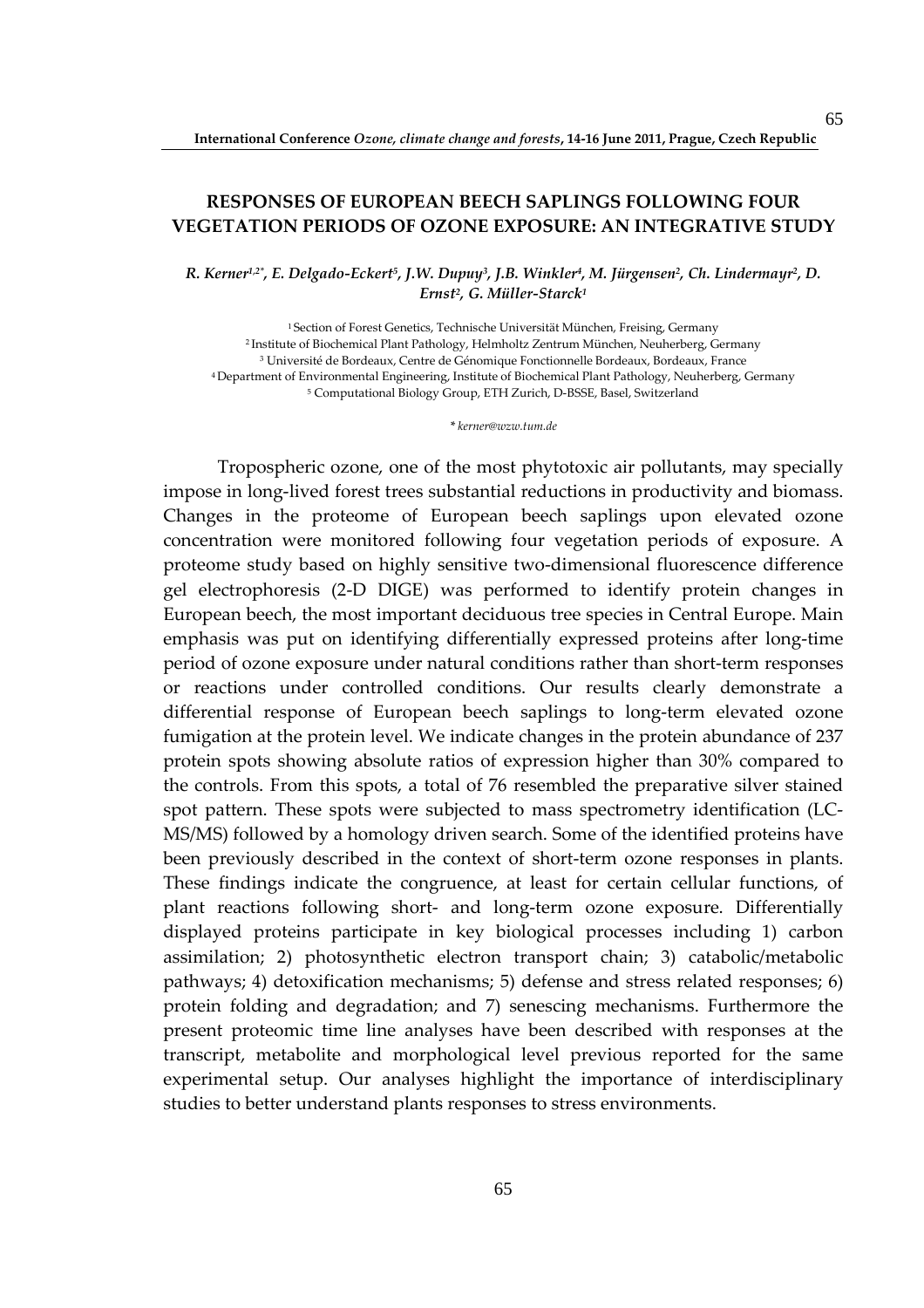## RESPONSES OF EUROPEAN BEECH SAPLINGS FOLLOWING FOUR VEGETATION PERIODS OF OZONE EXPOSURE: AN INTEGRATIVE STUDY

*R. Kerner[1,2*], E. Delgado-Eckert[5], J.W. Dupuy[3], J.B. Winkler[4], M. Jürgensen[2], Ch. Lindermayr[2], D. Ernst[2], G. Müller-Starck[1]*

[1] Section of Forest Genetics, Technische Universität München, Freising, Germany
[2] Institute of Biochemical Plant Pathology, Helmholtz Zentrum München, Neuherberg, Germany
[3] Université de Bordeaux, Centre de Génomique Fonctionnelle Bordeaux, Bordeaux, France
[4] Department of Environmental Engineering, Institute of Biochemical Plant Pathology, Neuherberg, Germany
[5] Computational Biology Group, ETH Zurich, D-BSSE, Basel, Switzerland

*\* kerner@wzw.tum.de*

Tropospheric ozone, one of the most phytotoxic air pollutants, may specially impose in long-lived forest trees substantial reductions in productivity and biomass. Changes in the proteome of European beech saplings upon elevated ozone concentration were monitored following four vegetation periods of exposure. A proteome study based on highly sensitive two-dimensional fluorescence difference gel electrophoresis (2-D DIGE) was performed to identify protein changes in European beech, the most important deciduous tree species in Central Europe. Main emphasis was put on identifying differentially expressed proteins after long-time period of ozone exposure under natural conditions rather than short-term responses or reactions under controlled conditions. Our results clearly demonstrate a differential response of European beech saplings to long-term elevated ozone fumigation at the protein level. We indicate changes in the protein abundance of 237 protein spots showing absolute ratios of expression higher than 30% compared to the controls. From this spots, a total of 76 resembled the preparative silver stained spot pattern. These spots were subjected to mass spectrometry identification (LC-MS/MS) followed by a homology driven search. Some of the identified proteins have been previously described in the context of short-term ozone responses in plants. These findings indicate the congruence, at least for certain cellular functions, of plant reactions following short- and long-term ozone exposure. Differentially displayed proteins participate in key biological processes including 1) carbon assimilation; 2) photosynthetic electron transport chain; 3) catabolic/metabolic pathways; 4) detoxification mechanisms; 5) defense and stress related responses; 6) protein folding and degradation; and 7) senescing mechanisms. Furthermore the present proteomic time line analyses have been described with responses at the transcript, metabolite and morphological level previous reported for the same experimental setup. Our analyses highlight the importance of interdisciplinary studies to better understand plants responses to stress environments.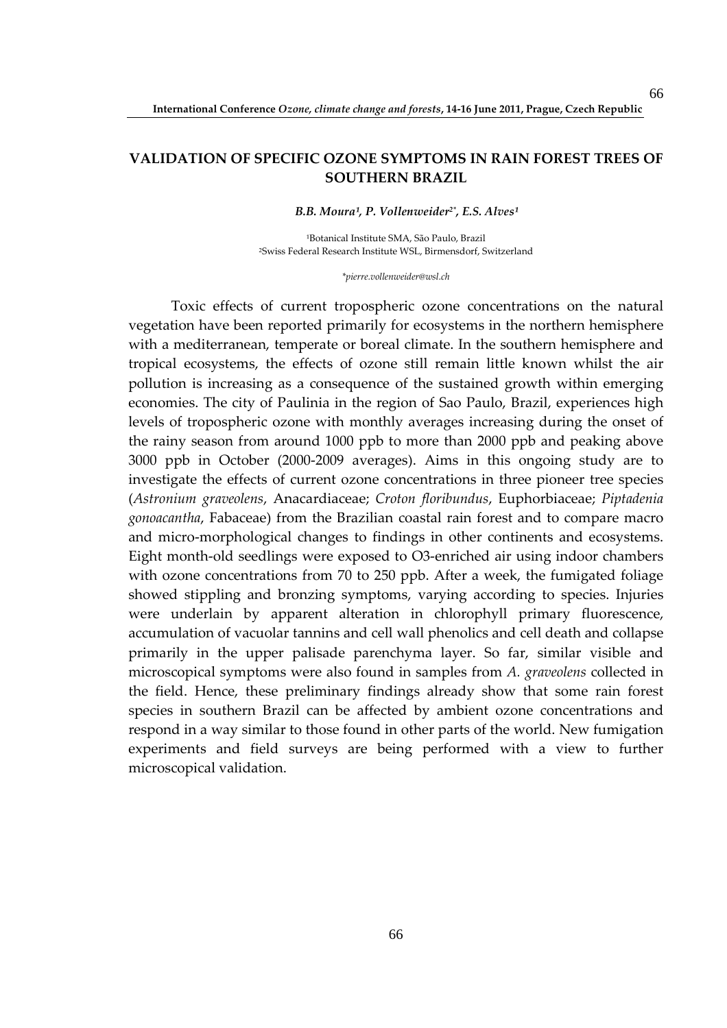## VALIDATION OF SPECIFIC OZONE SYMPTOMS IN RAIN FOREST TREES OF SOUTHERN BRAZIL

***B.B. Moura[1], P. Vollenweider[2*], E.S. Alves[1]***

[1]Botanical Institute SMA, São Paulo, Brazil
[2]Swiss Federal Research Institute WSL, Birmensdorf, Switzerland

*\*pierre.vollenweider@wsl.ch*

Toxic effects of current tropospheric ozone concentrations on the natural vegetation have been reported primarily for ecosystems in the northern hemisphere with a mediterranean, temperate or boreal climate. In the southern hemisphere and tropical ecosystems, the effects of ozone still remain little known whilst the air pollution is increasing as a consequence of the sustained growth within emerging economies. The city of Paulinia in the region of Sao Paulo, Brazil, experiences high levels of tropospheric ozone with monthly averages increasing during the onset of the rainy season from around 1000 ppb to more than 2000 ppb and peaking above 3000 ppb in October (2000-2009 averages). Aims in this ongoing study are to investigate the effects of current ozone concentrations in three pioneer tree species (*Astronium graveolens*, Anacardiaceae; *Croton floribundus*, Euphorbiaceae; *Piptadenia gonoacantha*, Fabaceae) from the Brazilian coastal rain forest and to compare macro and micro-morphological changes to findings in other continents and ecosystems. Eight month-old seedlings were exposed to O3-enriched air using indoor chambers with ozone concentrations from 70 to 250 ppb. After a week, the fumigated foliage showed stippling and bronzing symptoms, varying according to species. Injuries were underlain by apparent alteration in chlorophyll primary fluorescence, accumulation of vacuolar tannins and cell wall phenolics and cell death and collapse primarily in the upper palisade parenchyma layer. So far, similar visible and microscopical symptoms were also found in samples from *A. graveolens* collected in the field. Hence, these preliminary findings already show that some rain forest species in southern Brazil can be affected by ambient ozone concentrations and respond in a way similar to those found in other parts of the world. New fumigation experiments and field surveys are being performed with a view to further microscopical validation.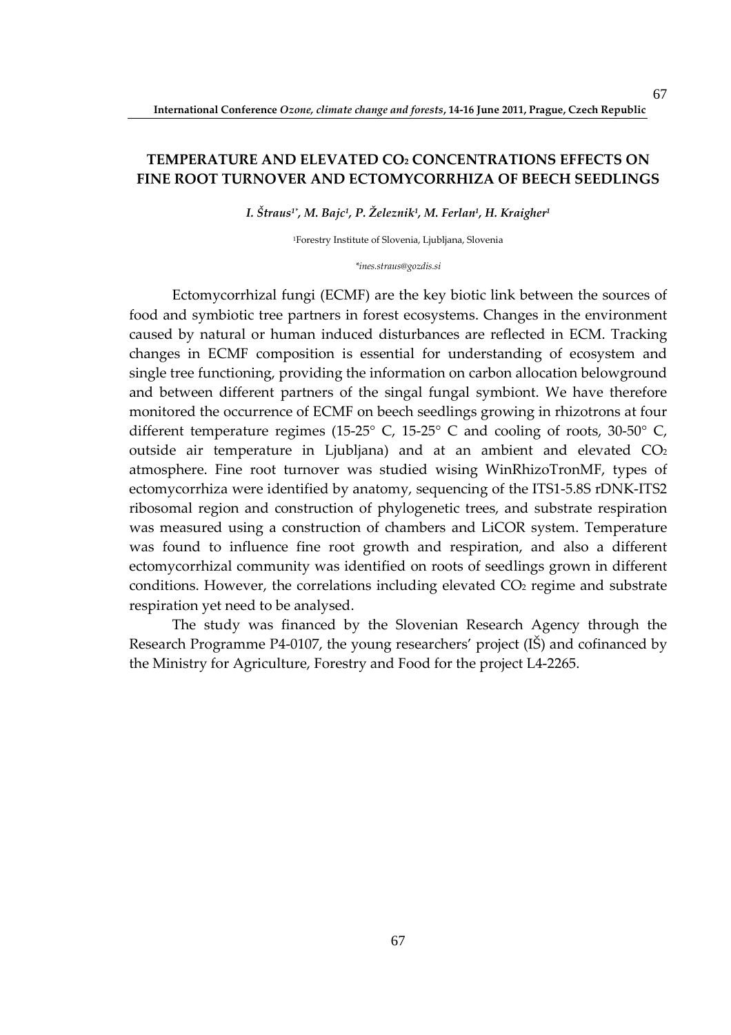# TEMPERATURE AND ELEVATED $CO_2$ CONCENTRATIONS EFFECTS ON FINE ROOT TURNOVER AND ECTOMYCORRHIZA OF BEECH SEEDLINGS

***I. Štraus[1*], M. Bajc[1], P. Železnik[1], M. Ferlan[1], H. Kraigher[1]***

[1]Forestry Institute of Slovenia, Ljubljana, Slovenia

*\*ines.straus@gozdis.si*

Ectomycorrhizal fungi (ECMF) are the key biotic link between the sources of food and symbiotic tree partners in forest ecosystems. Changes in the environment caused by natural or human induced disturbances are reflected in ECM. Tracking changes in ECMF composition is essential for understanding of ecosystem and single tree functioning, providing the information on carbon allocation belowground and between different partners of the singal fungal symbiont. We have therefore monitored the occurrence of ECMF on beech seedlings growing in rhizotrons at four different temperature regimes (15-25° C, 15-25° C and cooling of roots, 30-50° C, outside air temperature in Ljubljana) and at an ambient and elevated $CO_2$ atmosphere. Fine root turnover was studied wising WinRhizoTronMF, types of ectomycorrhiza were identified by anatomy, sequencing of the ITS1-5.8S rDNK-ITS2 ribosomal region and construction of phylogenetic trees, and substrate respiration was measured using a construction of chambers and LiCOR system. Temperature was found to influence fine root growth and respiration, and also a different ectomycorrhizal community was identified on roots of seedlings grown in different conditions. However, the correlations including elevated $CO_2$ regime and substrate respiration yet need to be analysed.

The study was financed by the Slovenian Research Agency through the Research Programme P4-0107, the young researchers' project (IŠ) and cofinanced by the Ministry for Agriculture, Forestry and Food for the project L4-2265.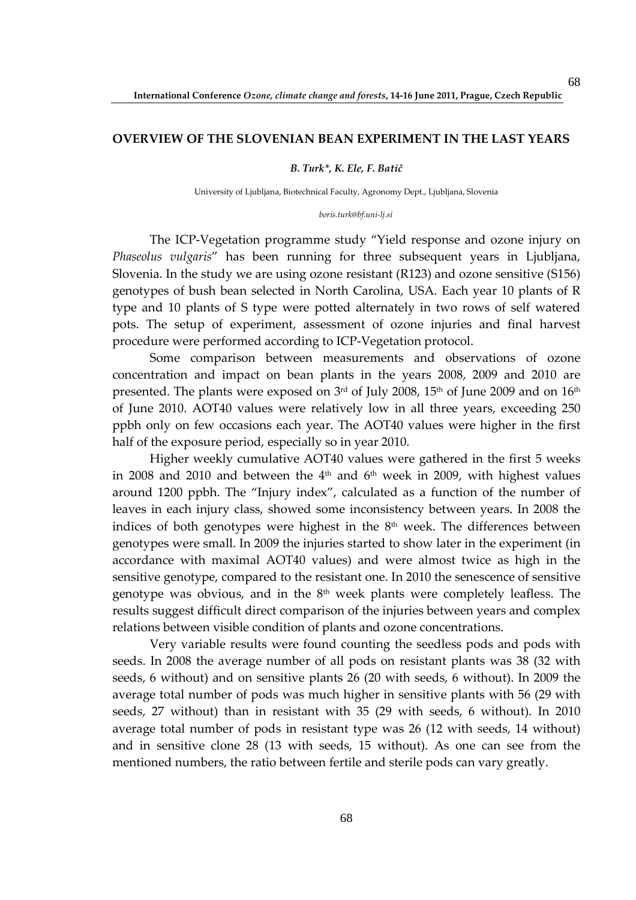## OVERVIEW OF THE SLOVENIAN BEAN EXPERIMENT IN THE LAST YEARS

***B. Turk\*, K. Ele, F. Batič***

University of Ljubljana, Biotechnical Faculty, Agronomy Dept., Ljubljana, Slovenia

*boris.turk@bf.uni-lj.si*

The ICP-Vegetation programme study "Yield response and ozone injury on *Phaseolus vulgaris*" has been running for three subsequent years in Ljubljana, Slovenia. In the study we are using ozone resistant (R123) and ozone sensitive (S156) genotypes of bush bean selected in North Carolina, USA. Each year 10 plants of R type and 10 plants of S type were potted alternately in two rows of self watered pots. The setup of experiment, assessment of ozone injuries and final harvest procedure were performed according to ICP-Vegetation protocol.

Some comparison between measurements and observations of ozone concentration and impact on bean plants in the years 2008, 2009 and 2010 are presented. The plants were exposed on 3rd of July 2008, 15th of June 2009 and on 16th of June 2010. AOT40 values were relatively low in all three years, exceeding 250 ppbh only on few occasions each year. The AOT40 values were higher in the first half of the exposure period, especially so in year 2010.

Higher weekly cumulative AOT40 values were gathered in the first 5 weeks in 2008 and 2010 and between the 4th and 6th week in 2009, with highest values around 1200 ppbh. The "Injury index", calculated as a function of the number of leaves in each injury class, showed some inconsistency between years. In 2008 the indices of both genotypes were highest in the 8th week. The differences between genotypes were small. In 2009 the injuries started to show later in the experiment (in accordance with maximal AOT40 values) and were almost twice as high in the sensitive genotype, compared to the resistant one. In 2010 the senescence of sensitive genotype was obvious, and in the 8th week plants were completely leafless. The results suggest difficult direct comparison of the injuries between years and complex relations between visible condition of plants and ozone concentrations.

Very variable results were found counting the seedless pods and pods with seeds. In 2008 the average number of all pods on resistant plants was 38 (32 with seeds, 6 without) and on sensitive plants 26 (20 with seeds, 6 without). In 2009 the average total number of pods was much higher in sensitive plants with 56 (29 with seeds, 27 without) than in resistant with 35 (29 with seeds, 6 without). In 2010 average total number of pods in resistant type was 26 (12 with seeds, 14 without) and in sensitive clone 28 (13 with seeds, 15 without). As one can see from the mentioned numbers, the ratio between fertile and sterile pods can vary greatly.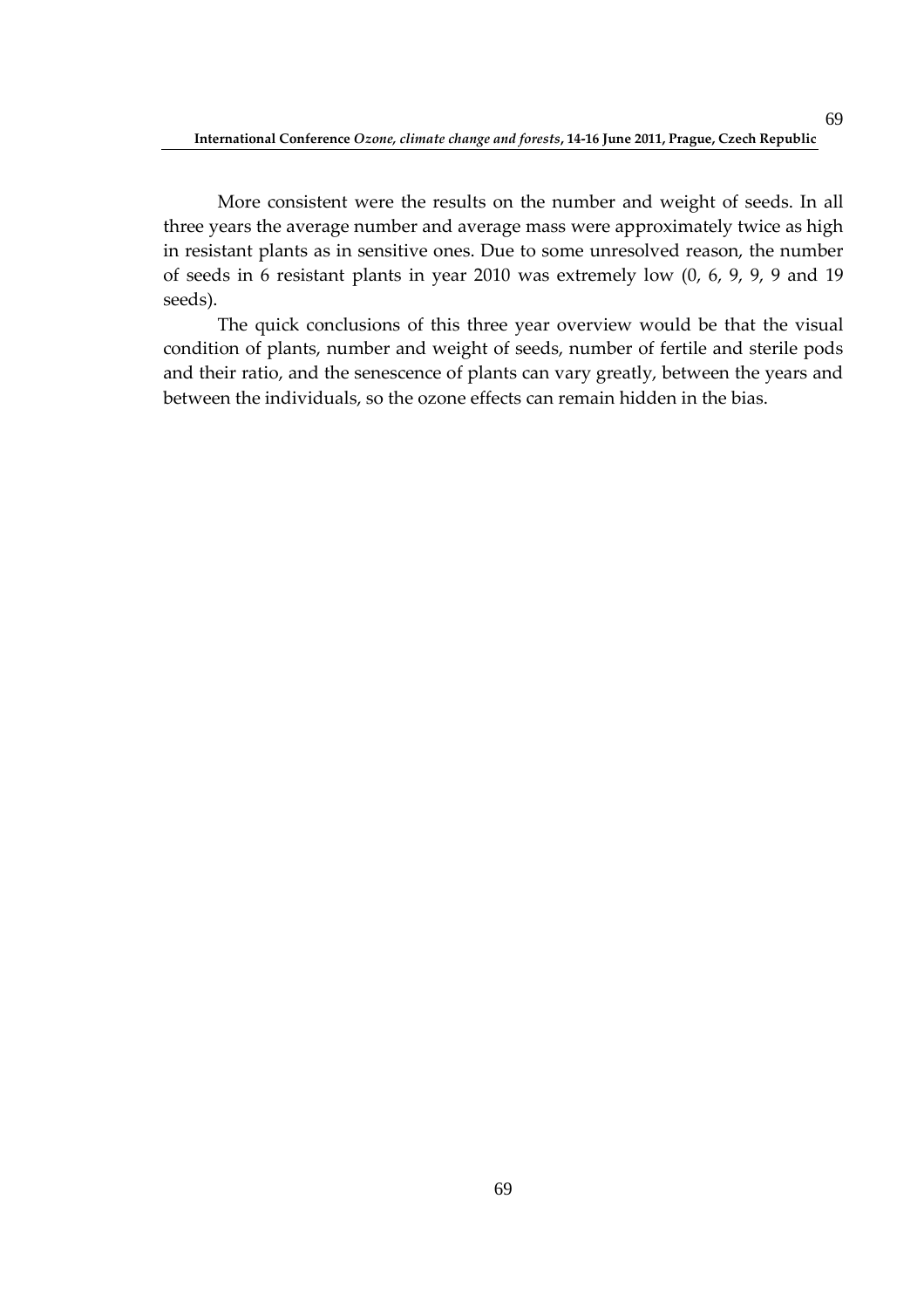More consistent were the results on the number and weight of seeds. In all three years the average number and average mass were approximately twice as high in resistant plants as in sensitive ones. Due to some unresolved reason, the number of seeds in 6 resistant plants in year 2010 was extremely low (0, 6, 9, 9, 9 and 19 seeds).

The quick conclusions of this three year overview would be that the visual condition of plants, number and weight of seeds, number of fertile and sterile pods and their ratio, and the senescence of plants can vary greatly, between the years and between the individuals, so the ozone effects can remain hidden in the bias.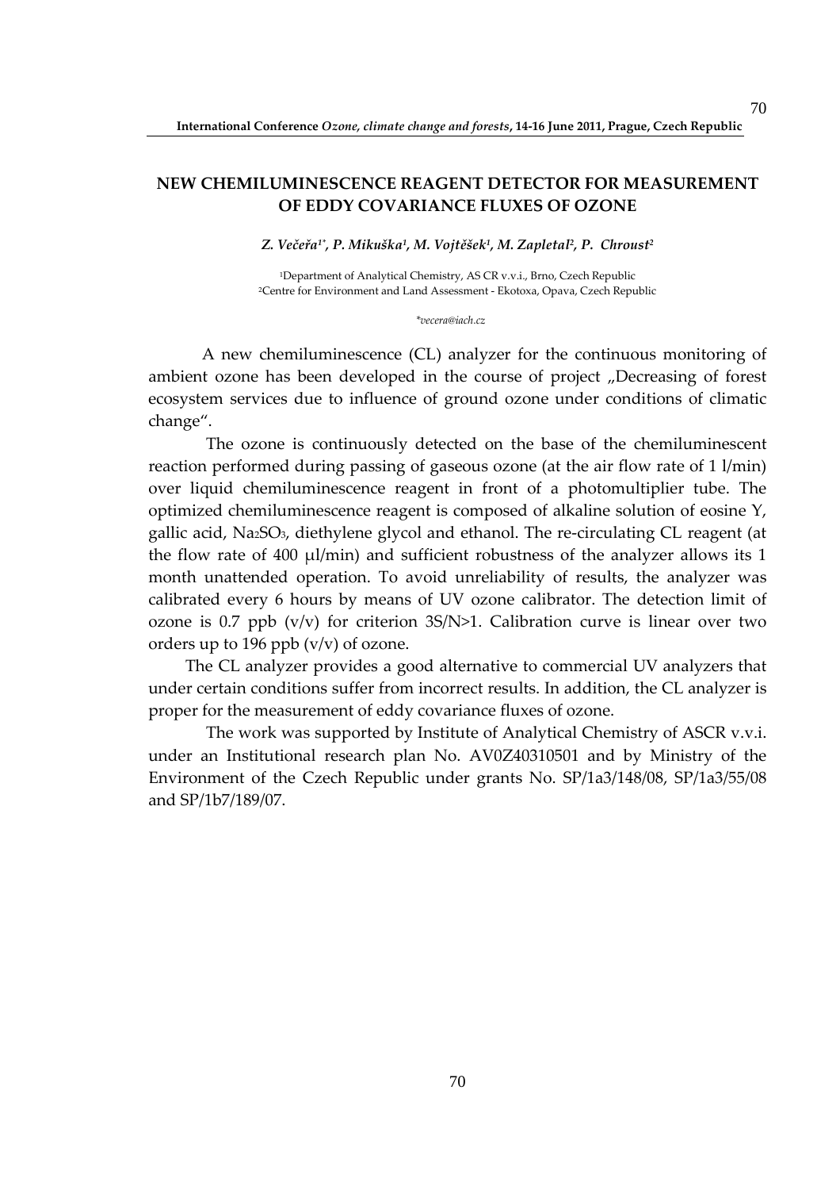## NEW CHEMILUMINESCENCE REAGENT DETECTOR FOR MEASUREMENT OF EDDY COVARIANCE FLUXES OF OZONE

*Z. Večeřa[1*], P. Mikuška[1], M. Vojtěšek[1], M. Zapletal[2], P. Chroust[2]*

[1]Department of Analytical Chemistry, AS CR v.v.i., Brno, Czech Republic
[2]Centre for Environment and Land Assessment - Ekotoxa, Opava, Czech Republic

*\*vecera@iach.cz*

A new chemiluminescence (CL) analyzer for the continuous monitoring of ambient ozone has been developed in the course of project „Decreasing of forest ecosystem services due to influence of ground ozone under conditions of climatic change".

The ozone is continuously detected on the base of the chemiluminescent reaction performed during passing of gaseous ozone (at the air flow rate of 1 l/min) over liquid chemiluminescence reagent in front of a photomultiplier tube. The optimized chemiluminescence reagent is composed of alkaline solution of eosine Y, gallic acid, $Na_2SO_3$, diethylene glycol and ethanol. The re-circulating CL reagent (at the flow rate of 400 μl/min) and sufficient robustness of the analyzer allows its 1 month unattended operation. To avoid unreliability of results, the analyzer was calibrated every 6 hours by means of UV ozone calibrator. The detection limit of ozone is 0.7 ppb (v/v) for criterion 3S/N>1. Calibration curve is linear over two orders up to 196 ppb (v/v) of ozone.

The CL analyzer provides a good alternative to commercial UV analyzers that under certain conditions suffer from incorrect results. In addition, the CL analyzer is proper for the measurement of eddy covariance fluxes of ozone.

The work was supported by Institute of Analytical Chemistry of ASCR v.v.i. under an Institutional research plan No. AV0Z40310501 and by Ministry of the Environment of the Czech Republic under grants No. SP/1a3/148/08, SP/1a3/55/08 and SP/1b7/189/07.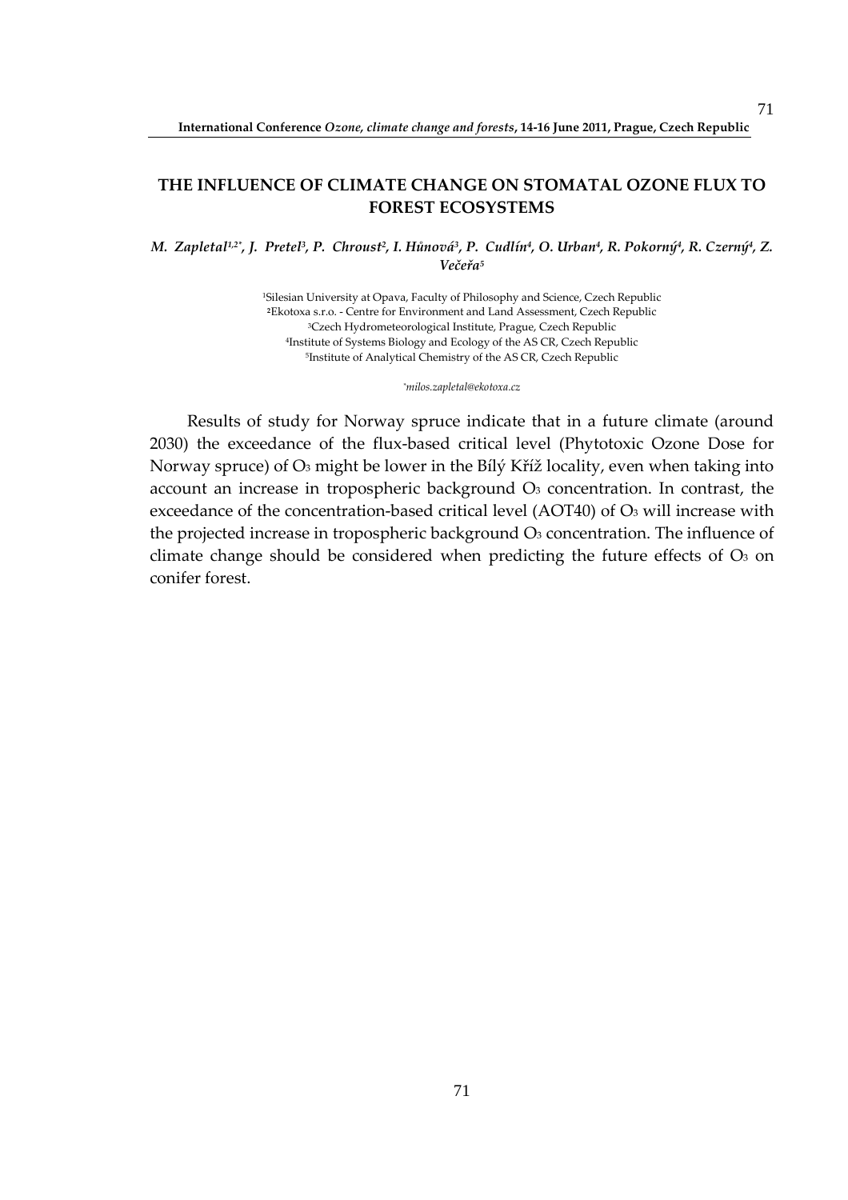## THE INFLUENCE OF CLIMATE CHANGE ON STOMATAL OZONE FLUX TO FOREST ECOSYSTEMS

*M. Zapletal[1,2*], J. Pretel[3], P. Chroust[2], I. Hůnová[3], P. Cudlín[4], O. Urban[4], R. Pokorný[4], R. Czerný[4], Z. Večeřa[5]*

[1]Silesian University at Opava, Faculty of Philosophy and Science, Czech Republic
[2]Ekotoxa s.r.o. - Centre for Environment and Land Assessment, Czech Republic
[3]Czech Hydrometeorological Institute, Prague, Czech Republic
[4]Institute of Systems Biology and Ecology of the AS CR, Czech Republic
[5]Institute of Analytical Chemistry of the AS CR, Czech Republic

*milos.zapletal@ekotoxa.cz

Results of study for Norway spruce indicate that in a future climate (around 2030) the exceedance of the flux-based critical level (Phytotoxic Ozone Dose for Norway spruce) of $O_3$ might be lower in the Bílý Kříž locality, even when taking into account an increase in tropospheric background $O_3$ concentration. In contrast, the exceedance of the concentration-based critical level (AOT40) of $O_3$ will increase with the projected increase in tropospheric background $O_3$ concentration. The influence of climate change should be considered when predicting the future effects of $O_3$ on conifer forest.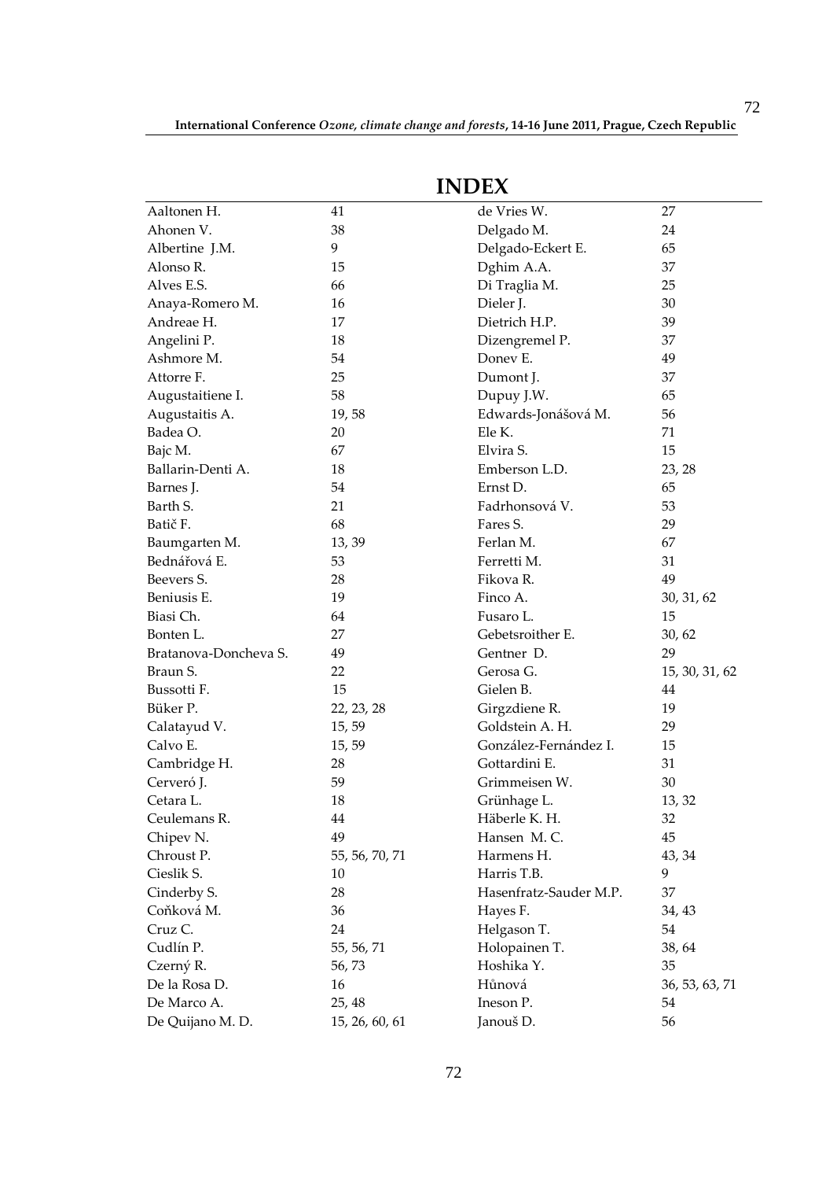# INDEX

| | |
|---|---|
| Aaltonen H. | 41 |
| Ahonen V. | 38 |
| Albertine J.M. | 9 |
| Alonso R. | 15 |
| Alves E.S. | 66 |
| Anaya-Romero M. | 16 |
| Andreae H. | 17 |
| Angelini P. | 18 |
| Ashmore M. | 54 |
| Attorre F. | 25 |
| Augustaitiene I. | 58 |
| Augustaitis A. | 19, 58 |
| Badea O. | 20 |
| Bajc M. | 67 |
| Ballarin-Denti A. | 18 |
| Barnes J. | 54 |
| Barth S. | 21 |
| Batič F. | 68 |
| Baumgarten M. | 13, 39 |
| Bednářová E. | 53 |
| Beevers S. | 28 |
| Beniusis E. | 19 |
| Biasi Ch. | 64 |
| Bonten L. | 27 |
| Bratanova-Doncheva S. | 49 |
| Braun S. | 22 |
| Bussotti F. | 15 |
| Büker P. | 22, 23, 28 |
| Calatayud V. | 15, 59 |
| Calvo E. | 15, 59 |
| Cambridge H. | 28 |
| Cerveró J. | 59 |
| Cetara L. | 18 |
| Ceulemans R. | 44 |
| Chipev N. | 49 |
| Chroust P. | 55, 56, 70, 71 |
| Cieslik S. | 10 |
| Cinderby S. | 28 |
| Coňková M. | 36 |
| Cruz C. | 24 |
| Cudlín P. | 55, 56, 71 |
| Czerný R. | 56, 73 |
| De la Rosa D. | 16 |
| De Marco A. | 25, 48 |
| De Quijano M. D. | 15, 26, 60, 61 |
| de Vries W. | 27 |
| Delgado M. | 24 |
| Delgado-Eckert E. | 65 |
| Dghim A.A. | 37 |
| Di Traglia M. | 25 |
| Dieler J. | 30 |
| Dietrich H.P. | 39 |
| Dizengremel P. | 37 |
| Donev E. | 49 |
| Dumont J. | 37 |
| Dupuy J.W. | 65 |
| Edwards-Jonášová M. | 56 |
| Ele K. | 71 |
| Elvira S. | 15 |
| Emberson L.D. | 23, 28 |
| Ernst D. | 65 |
| Fadrhonsová V. | 53 |
| Fares S. | 29 |
| Ferlan M. | 67 |
| Ferretti M. | 31 |
| Fikova R. | 49 |
| Finco A. | 30, 31, 62 |
| Fusaro L. | 15 |
| Gebetsroither E. | 30, 62 |
| Gentner D. | 29 |
| Gerosa G. | 15, 30, 31, 62 |
| Gielen B. | 44 |
| Girgzdiene R. | 19 |
| Goldstein A. H. | 29 |
| González-Fernández I. | 15 |
| Gottardini E. | 31 |
| Grimmeisen W. | 30 |
| Grünhage L. | 13, 32 |
| Häberle K. H. | 32 |
| Hansen M. C. | 45 |
| Harmens H. | 43, 34 |
| Harris T.B. | 9 |
| Hasenfratz-Sauder M.P. | 37 |
| Hayes F. | 34, 43 |
| Helgason T. | 54 |
| Holopainen T. | 38, 64 |
| Hoshika Y. | 35 |
| Hůnová | 36, 53, 63, 71 |
| Ineson P. | 54 |
| Janouš D. | 56 |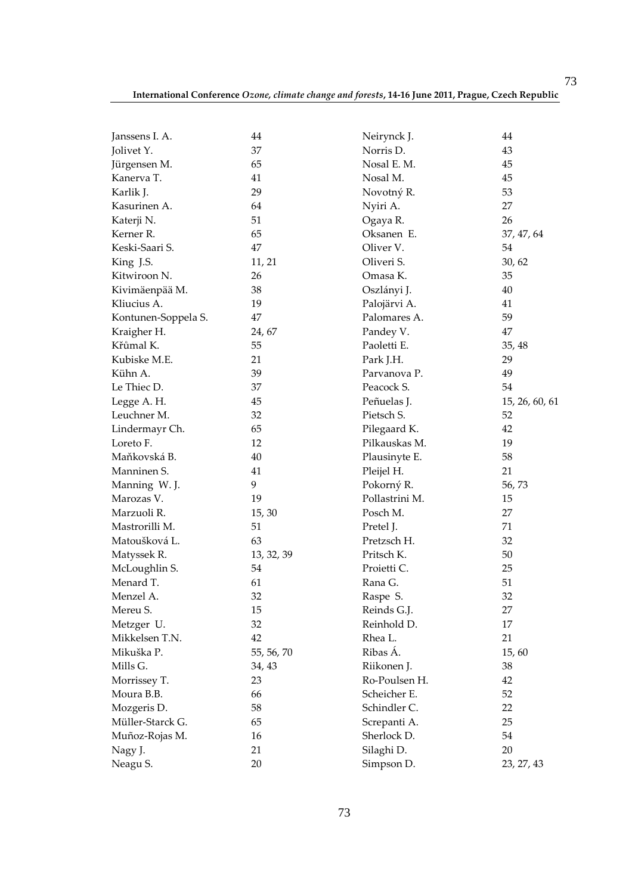| | |
|---|---|
| Janssens I. A. | 44 |
| Jolivet Y. | 37 |
| Jürgensen M. | 65 |
| Kanerva T. | 41 |
| Karlik J. | 29 |
| Kasurinen A. | 64 |
| Katerji N. | 51 |
| Kerner R. | 65 |
| Keski-Saari S. | 47 |
| King J.S. | 11, 21 |
| Kitwiroon N. | 26 |
| Kivimäenpää M. | 38 |
| Kliucius A. | 19 |
| Kontunen-Soppela S. | 47 |
| Kraigher H. | 24, 67 |
| Křůmal K. | 55 |
| Kubiske M.E. | 21 |
| Kühn A. | 39 |
| Le Thiec D. | 37 |
| Legge A. H. | 45 |
| Leuchner M. | 32 |
| Lindermayr Ch. | 65 |
| Loreto F. | 12 |
| Maňkovská B. | 40 |
| Manninen S. | 41 |
| Manning W. J. | 9 |
| Marozas V. | 19 |
| Marzuoli R. | 15, 30 |
| Mastrorilli M. | 51 |
| Matoušková L. | 63 |
| Matyssek R. | 13, 32, 39 |
| McLoughlin S. | 54 |
| Menard T. | 61 |
| Menzel A. | 32 |
| Mereu S. | 15 |
| Metzger U. | 32 |
| Mikkelsen T.N. | 42 |
| Mikuška P. | 55, 56, 70 |
| Mills G. | 34, 43 |
| Morrissey T. | 23 |
| Moura B.B. | 66 |
| Mozgeris D. | 58 |
| Müller-Starck G. | 65 |
| Muñoz-Rojas M. | 16 |
| Nagy J. | 21 |
| Neagu S. | 20 |
| Neirynck J. | 44 |
| Norris D. | 43 |
| Nosal E. M. | 45 |
| Nosal M. | 45 |
| Novotný R. | 53 |
| Nyiri A. | 27 |
| Ogaya R. | 26 |
| Oksanen E. | 37, 47, 64 |
| Oliver V. | 54 |
| Oliveri S. | 30, 62 |
| Omasa K. | 35 |
| Oszlányi J. | 40 |
| Palojärvi A. | 41 |
| Palomares A. | 59 |
| Pandey V. | 47 |
| Paoletti E. | 35, 48 |
| Park J.H. | 29 |
| Parvanova P. | 49 |
| Peacock S. | 54 |
| Peñuelas J. | 15, 26, 60, 61 |
| Pietsch S. | 52 |
| Pilegaard K. | 42 |
| Pilkauskas M. | 19 |
| Plausinyte E. | 58 |
| Pleijel H. | 21 |
| Pokorný R. | 56, 73 |
| Pollastrini M. | 15 |
| Posch M. | 27 |
| Pretel J. | 71 |
| Pretzsch H. | 32 |
| Pritsch K. | 50 |
| Proietti C. | 25 |
| Rana G. | 51 |
| Raspe S. | 32 |
| Reinds G.J. | 27 |
| Reinhold D. | 17 |
| Rhea L. | 21 |
| Ribas Á. | 15, 60 |
| Riikonen J. | 38 |
| Ro-Poulsen H. | 42 |
| Scheicher E. | 52 |
| Schindler C. | 22 |
| Screpanti A. | 25 |
| Sherlock D. | 54 |
| Silaghi D. | 20 |
| Simpson D. | 23, 27, 43 |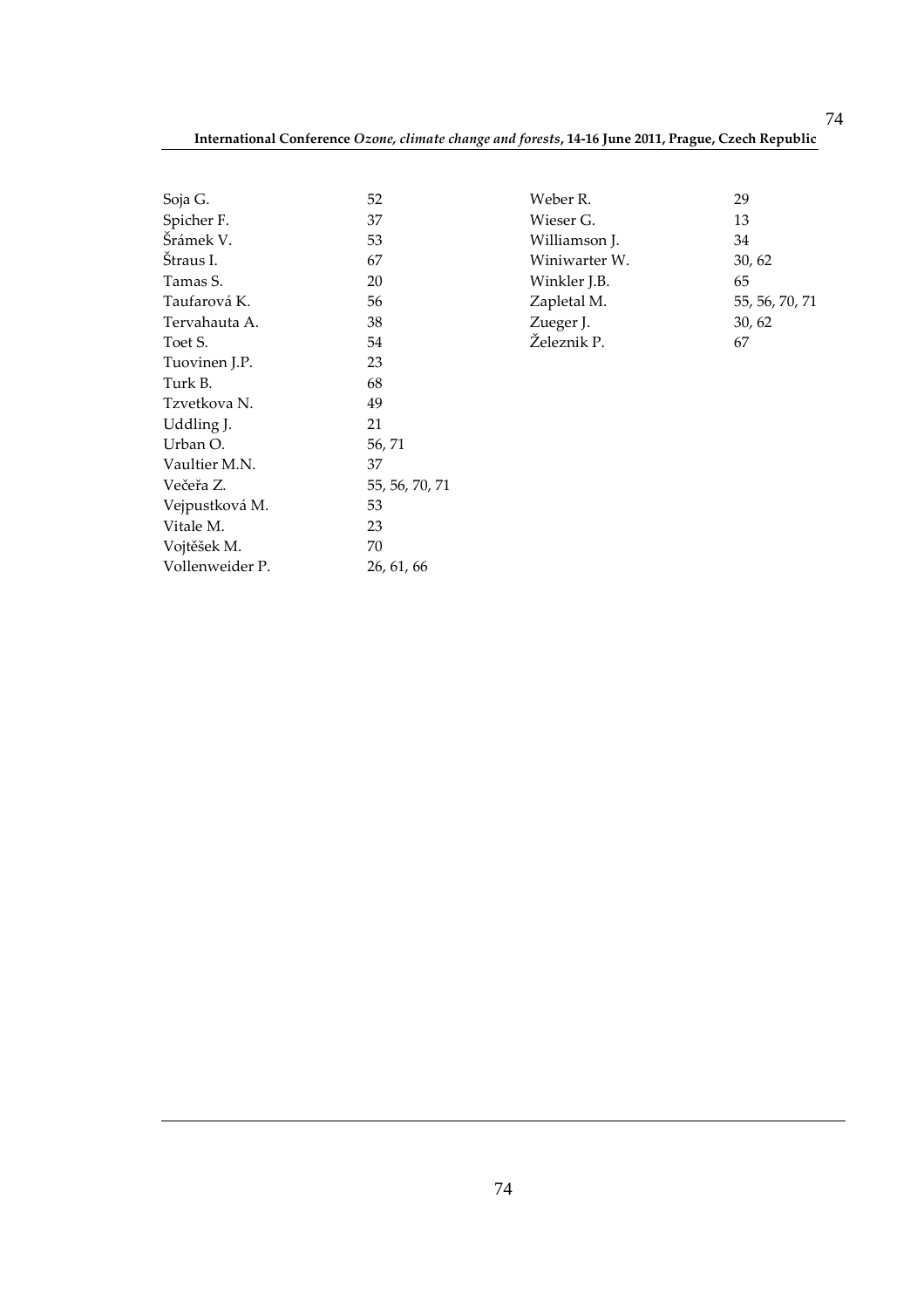Soja G. 52
Spicher F. 37
Šrámek V. 53
Štraus I. 67
Tamas S. 20
Taufarová K. 56
Tervahauta A. 38
Toet S. 54
Tuovinen J.P. 23
Turk B. 68
Tzvetkova N. 49
Uddling J. 21
Urban O. 56, 71
Vaultier M.N. 37
Večeřa Z. 55, 56, 70, 71
Vejpustková M. 53
Vitale M. 23
Vojtěšek M. 70
Vollenweider P. 26, 61, 66
Weber R. 29
Wieser G. 13
Williamson J. 34
Winiwarter W. 30, 62
Winkler J.B. 65
Zapletal M. 55, 56, 70, 71
Zueger J. 30, 62
Železnik P. 67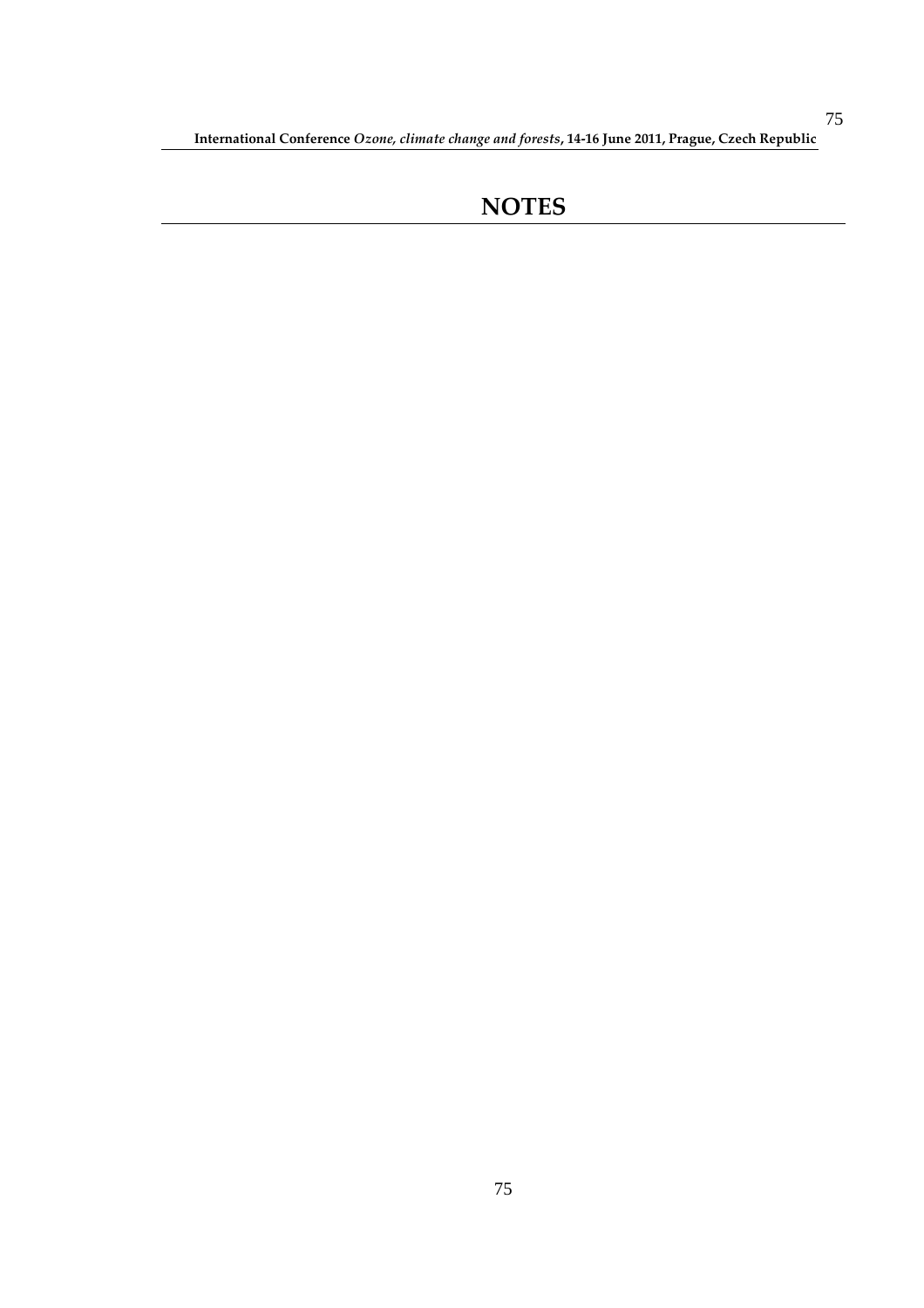# NOTES